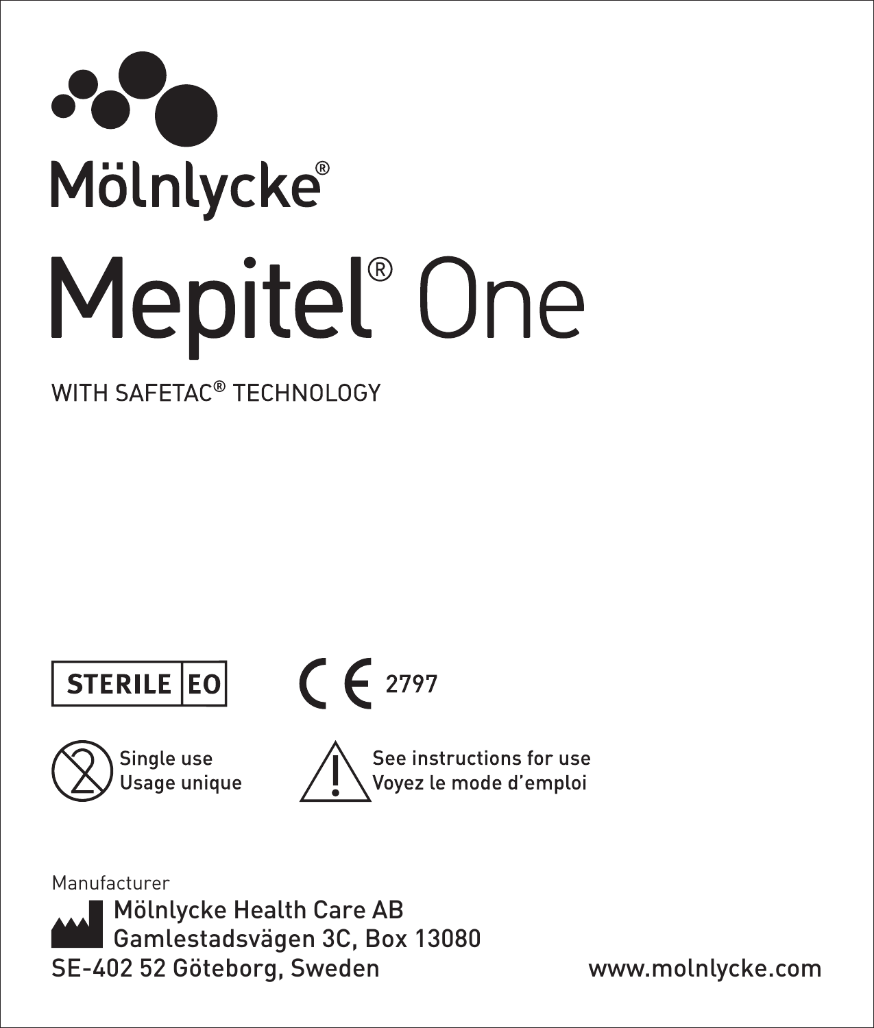Mölnlycke®

# Mepitel® One

WITH SAFETAC® TECHNOLOGY

STERILE | EO

CE 2797

Single use
Usage unique

See instructions for use
Voyez le mode d'emploi

Manufacturer

Mölnlycke Health Care AB
Gamlestadsvägen 3C, Box 13080
SE-402 52 Göteborg, Sweden

www.molnlycke.com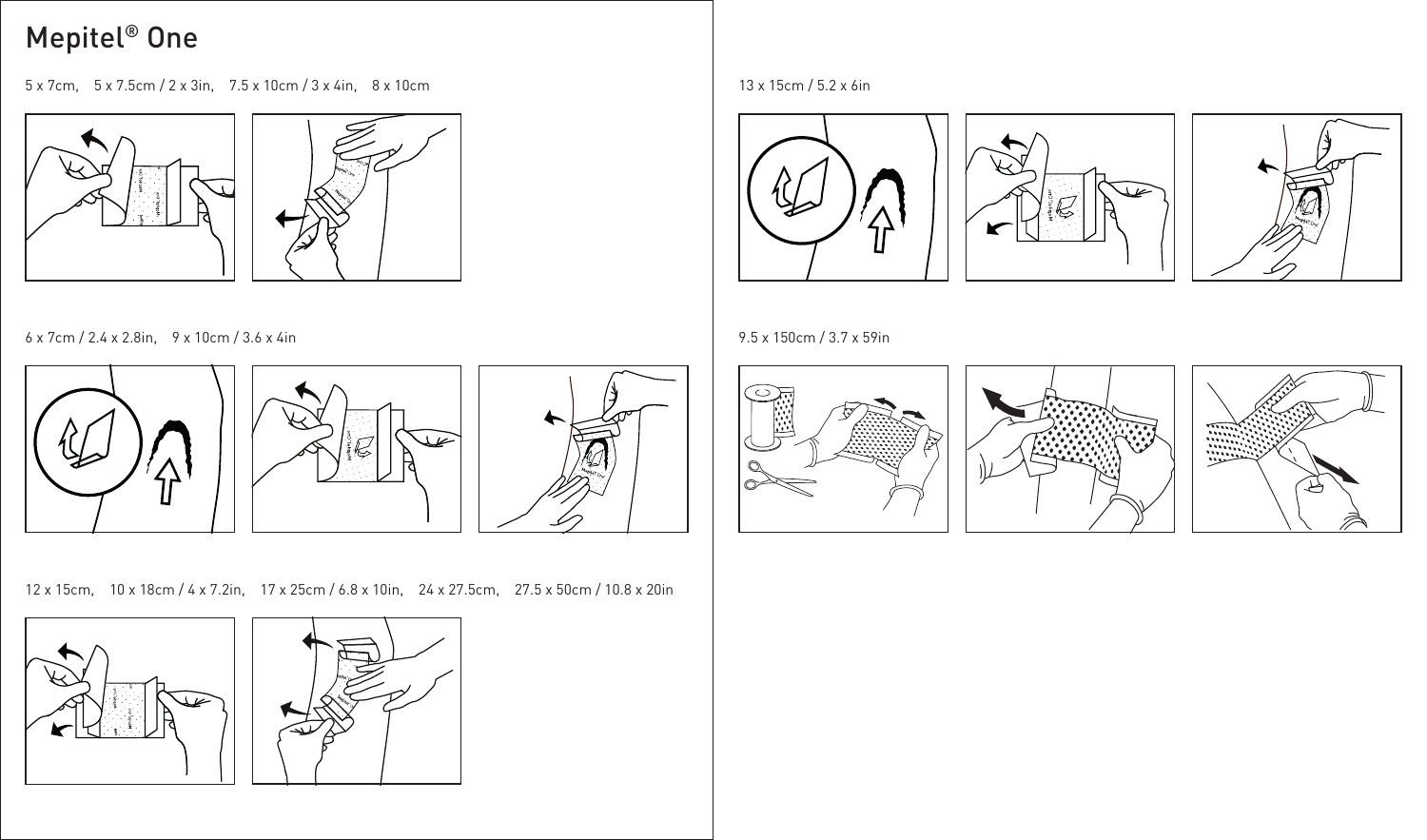# Mepitel® One

5 x 7cm, 5 x 7.5cm / 2 x 3in, 7.5 x 10cm / 3 x 4in, 8 x 10cm

6 x 7cm / 2.4 x 2.8in, 9 x 10cm / 3.6 x 4in

12 x 15cm, 10 x 18cm / 4 x 7.2in, 17 x 25cm / 6.8 x 10in, 24 x 27.5cm, 27.5 x 50cm / 10.8 x 20in

13 x 15cm / 5.2 x 6in

9.5 x 150cm / 3.7 x 59in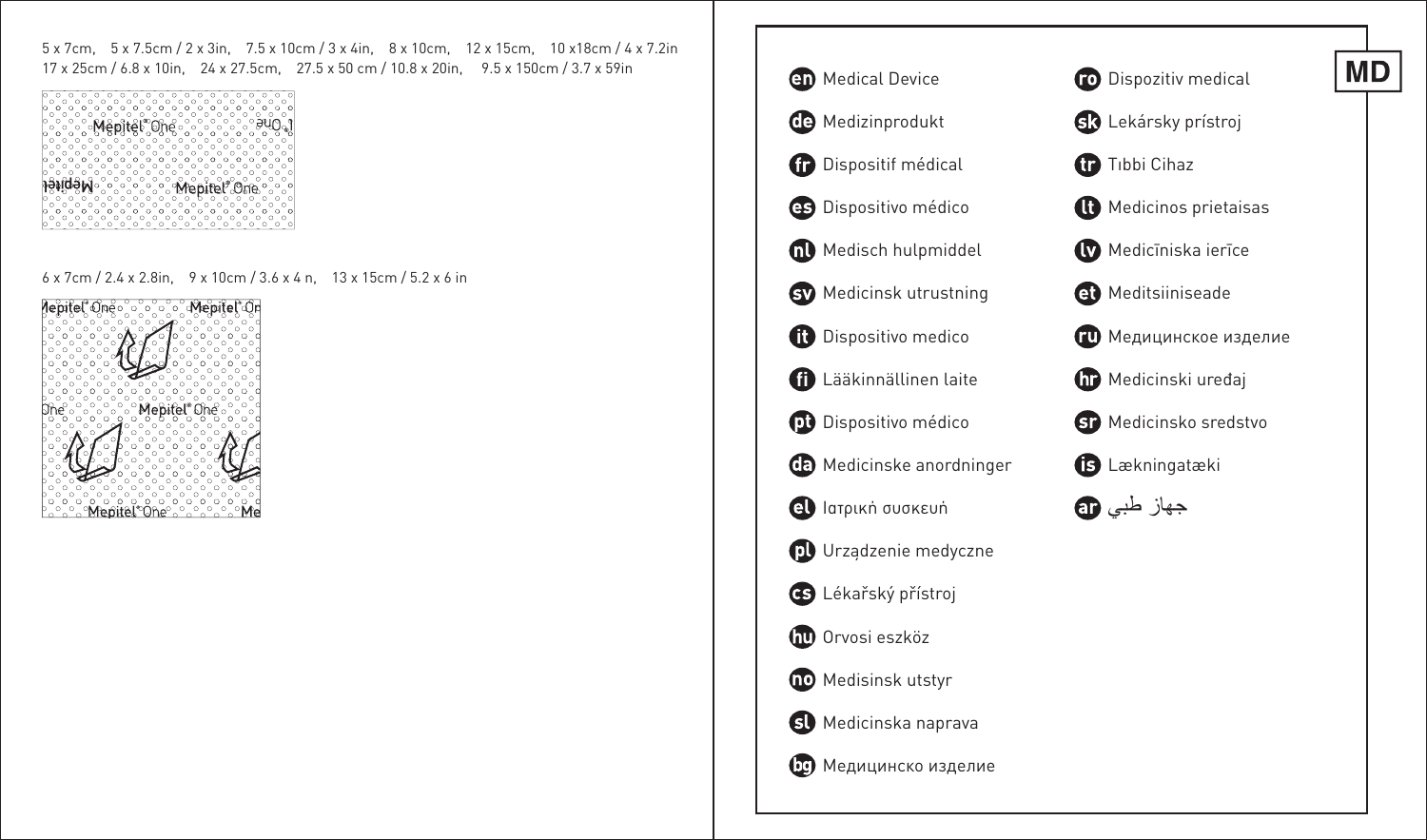5 x 7cm, 5 x 7.5cm / 2 x 3in, 7.5 x 10cm / 3 x 4in, 8 x 10cm, 12 x 15cm, 10 x18cm / 4 x 7.2in
17 x 25cm / 6.8 x 10in, 24 x 27.5cm, 27.5 x 50 cm / 10.8 x 20in, 9.5 x 150cm / 3.7 x 59in

6 x 7cm / 2.4 x 2.8in, 9 x 10cm / 3.6 x 4 n, 13 x 15cm / 5.2 x 6 in

**MD**

- **en** Medical Device
- **de** Medizinprodukt
- **fr** Dispositif médical
- **es** Dispositivo médico
- **nl** Medisch hulpmiddel
- **sv** Medicinsk utrustning
- **it** Dispositivo medico
- **fi** Lääkinnällinen laite
- **pt** Dispositivo médico
- **da** Medicinske anordninger
- **el** Ιατρική συσκευή
- **pl** Urządzenie medyczne
- **cs** Lékařský přístroj
- **hu** Orvosi eszköz
- **no** Medisinsk utstyr
- **sl** Medicinska naprava
- **bg** Медицинско изделие
- **ro** Dispozitiv medical
- **sk** Lekársky prístroj
- **tr** Tıbbi Cihaz
- **lt** Medicinos prietaisas
- **lv** Medicīniska ierīce
- **et** Meditsiiniseade
- **ru** Медицинское изделие
- **hr** Medicinski uređaj
- **sr** Medicinsko sredstvo
- **is** Lækningatæki
- **ar** جهاز طبي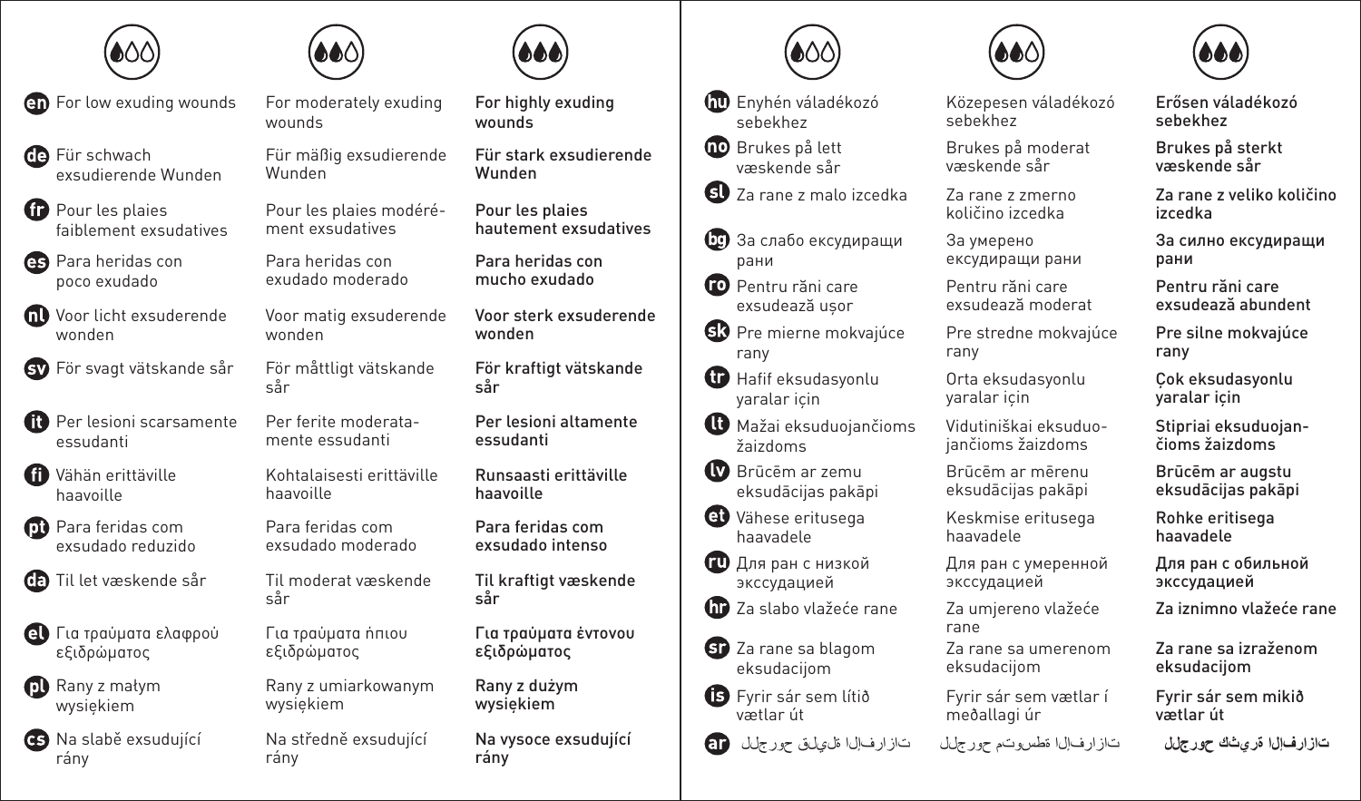| | Low exudate | Moderate exudate | High exudate |
|---|---|---|---|
| en | For low exuding wounds | For moderately exuding wounds | **For highly exuding wounds** |
| de | Für schwach exsudierende Wunden | Für mäßig exsudierende Wunden | **Für stark exsudierende Wunden** |
| fr | Pour les plaies faiblement exsudatives | Pour les plaies modérément exsudatives | **Pour les plaies hautement exsudatives** |
| es | Para heridas con poco exudado | Para heridas con exudado moderado | **Para heridas con mucho exudado** |
| nl | Voor licht exsuderende wonden | Voor matig exsuderende wonden | **Voor sterk exsuderende wonden** |
| sv | För svagt vätskande sår | För måttligt vätskande sår | **För kraftigt vätskande sår** |
| it | Per lesioni scarsamente essudanti | Per ferite moderatamente essudanti | **Per lesioni altamente essudanti** |
| fi | Vähän erittäville haavoille | Kohtalaisesti erittäville haavoille | **Runsaasti erittäville haavoille** |
| pt | Para feridas com exsudado reduzido | Para feridas com exsudado moderado | **Para feridas com exsudado intenso** |
| da | Til let væskende sår | Til moderat væskende sår | **Til kraftigt væskende sår** |
| el | Για τραύματα ελαφρού εξιδρώματος | Για τραύματα ήπιου εξιδρώματος | **Για τραύματα έντονου εξιδρώματος** |
| pl | Rany z małym wysiękiem | Rany z umiarkowanym wysiękiem | **Rany z dużym wysiękiem** |
| cs | Na slabě exsudující rány | Na středně exsudující rány | **Na vysoce exsudující rány** |
| hu | Enyhén váladékozó sebekhez | Közepesen váladékozó sebekhez | **Erősen váladékozó sebekhez** |
| no | Brukes på lett væskende sår | Brukes på moderat væskende sår | **Brukes på sterkt væskende sår** |
| sl | Za rane z malo izcedka | Za rane z zmerno količino izcedka | **Za rane z veliko količino izcedka** |
| bg | За слабо ексудиращи рани | За умерено ексудиращи рани | **За силно ексудиращи рани** |
| ro | Pentru răni care exsudează ușor | Pentru răni care exsudează moderat | **Pentru răni care exsudează abundent** |
| sk | Pre mierne mokvajúce rany | Pre stredne mokvajúce rany | **Pre silne mokvajúce rany** |
| tr | Hafif eksudasyonlu yaralar için | Orta eksudasyonlu yaralar için | **Çok eksudasyonlu yaralar için** |
| lt | Mažai eksuduojančioms žaizdoms | Vidutiniškai eksuduojančioms žaizdoms | **Stipriai eksuduojančioms žaizdoms** |
| lv | Brūcēm ar zemu eksudācijas pakāpi | Brūcēm ar mērenu eksudācijas pakāpi | **Brūcēm ar augstu eksudācijas pakāpi** |
| et | Vähese eritusega haavadele | Keskmise eritusega haavadele | **Rohke eritisega haavadele** |
| ru | Для ран с низкой экссудацией | Для ран с умеренной экссудацией | **Для ран с обильной экссудацией** |
| hr | Za slabo vlažeće rane | Za umjereno vlažeće rane | **Za iznimno vlažeće rane** |
| sr | Za rane sa blagom eksudacijom | Za rane sa umerenom eksudacijom | **Za rane sa izraženom eksudacijom** |
| is | Fyrir sár sem lítið vætlar út | Fyrir sár sem vætlar í meðallagi út | **Fyrir sár sem mikið vætlar út** |
| ar | للجروح قليلة الإفرازات | للجروح متوسطة الإفرازات | **للجروح كثيرة الإفرازات** |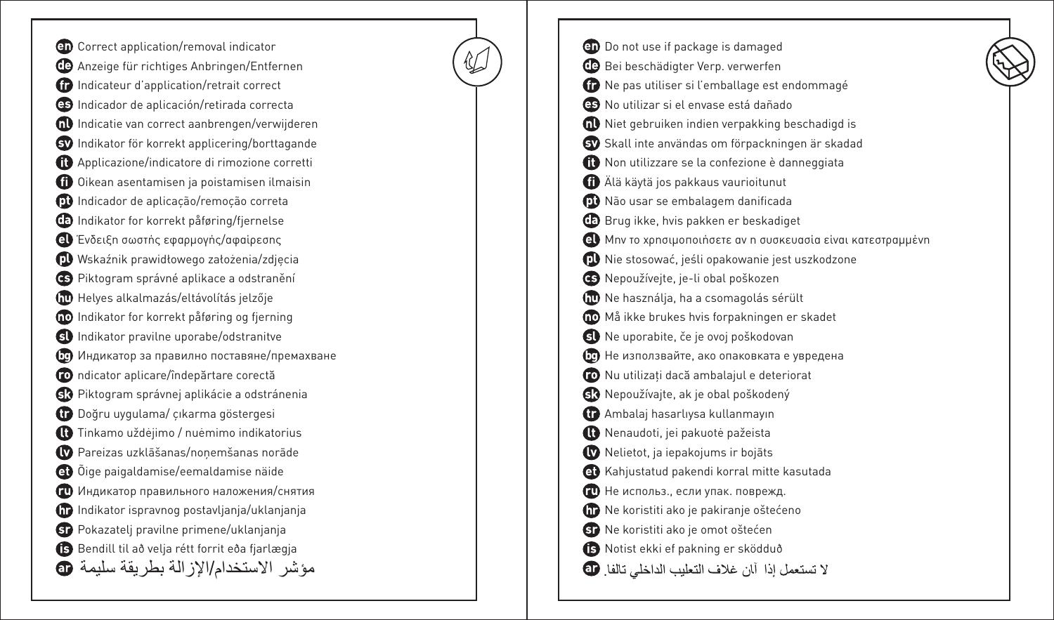**en** Correct application/removal indicator
**de** Anzeige für richtiges Anbringen/Entfernen
**fr** Indicateur d'application/retrait correct
**es** Indicador de aplicación/retirada correcta
**nl** Indicatie van correct aanbrengen/verwijderen
**sv** Indikator för korrekt applicering/borttagande
**it** Applicazione/indicatore di rimozione corretti
**fi** Oikean asentamisen ja poistamisen ilmaisin
**pt** Indicador de aplicação/remoção correta
**da** Indikator for korrekt påføring/fjernelse
**el** Ένδειξη σωστής εφαρμογής/αφαίρεσης
**pl** Wskaźnik prawidłowego założenia/zdjęcia
**cs** Piktogram správné aplikace a odstranění
**hu** Helyes alkalmazás/eltávolítás jelzője
**no** Indikator for korrekt påføring og fjerning
**sl** Indikator pravilne uporabe/odstranitve
**bg** Индикатор за правилно поставяне/премахване
**ro** ndicator aplicare/îndepărtare corectă
**sk** Piktogram správnej aplikácie a odstránenia
**tr** Doğru uygulama/ çıkarma göstergesi
**lt** Tinkamo uždėjimo / nuėmimo indikatorius
**lv** Pareizas uzklāšanas/noņemšanas norāde
**et** Õige paigaldamise/eemaldamise näide
**ru** Индикатор правильного наложения/снятия
**hr** Indikator ispravnog postavljanja/uklanjanja
**sr** Pokazatelj pravilne primene/uklanjanja
**is** Bendill til að velja rétt forrit eða fjarlægja
**ar** مؤشر الاستخدام/الإزالة بطريقة سليمة

**en** Do not use if package is damaged
**de** Bei beschädigter Verp. verwerfen
**fr** Ne pas utiliser si l'emballage est endommagé
**es** No utilizar si el envase está dañado
**nl** Niet gebruiken indien verpakking beschadigd is
**sv** Skall inte användas om förpackningen är skadad
**it** Non utilizzare se la confezione è danneggiata
**fi** Älä käytä jos pakkaus vaurioitunut
**pt** Não usar se embalagem danificada
**da** Brug ikke, hvis pakken er beskadiget
**el** Μην το χρησιμοποιήσετε αν η συσκευασία είναι κατεστραμμένη
**pl** Nie stosować, jeśli opakowanie jest uszkodzone
**cs** Nepoužívejte, je-li obal poškozen
**hu** Ne használja, ha a csomagolás sérült
**no** Må ikke brukes hvis forpakningen er skadet
**sl** Ne uporabite, če je ovoj poškodovan
**bg** Не използвайте, ако опаковката е увредена
**ro** Nu utilizați dacă ambalajul e deteriorat
**sk** Nepoužívajte, ak je obal poškodený
**tr** Ambalaj hasarlıysa kullanmayın
**lt** Nenaudoti, jei pakuotė pažeista
**lv** Nelietot, ja iepakojums ir bojāts
**et** Kahjustatud pakendi korral mitte kasutada
**ru** Не использ., если упак. поврежд.
**hr** Ne koristiti ako je pakiranje oštećeno
**sr** Ne koristiti ako je omot oštećen
**is** Notist ekki ef pakning er sködduð
**ar** لا تستعمل إذا آان غلاف التعليب الداخلي تالفا.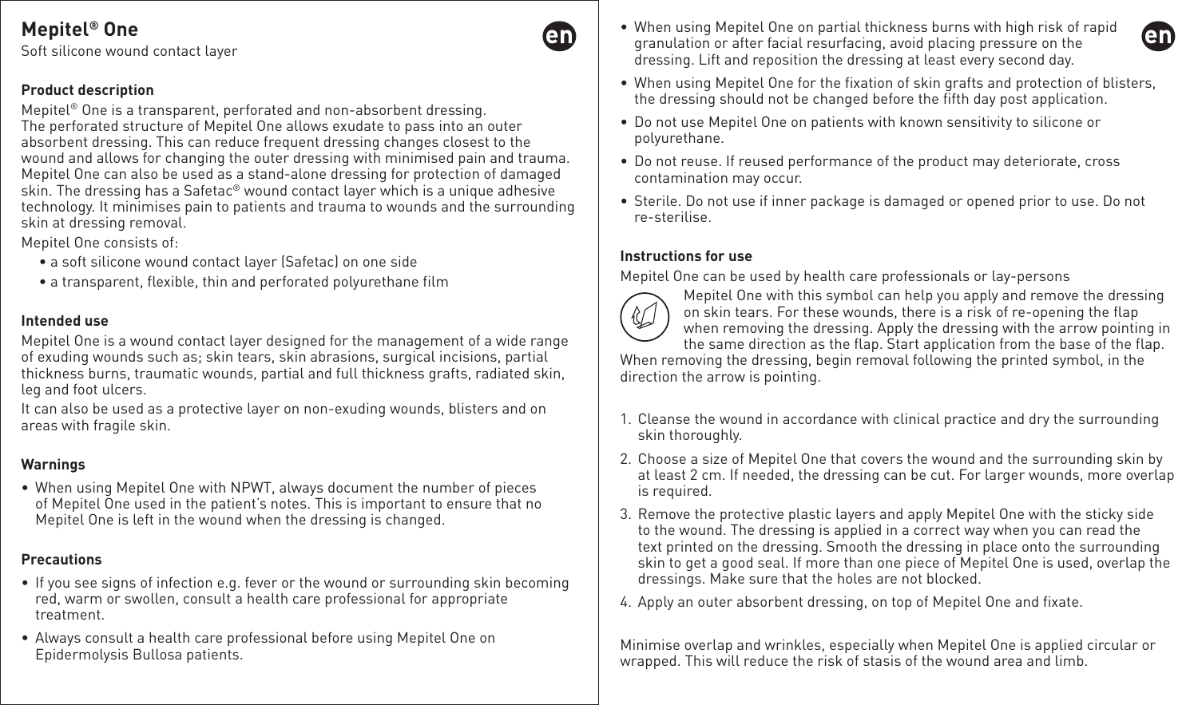# Mepitel® One

Soft silicone wound contact layer

### Product description

Mepitel® One is a transparent, perforated and non-absorbent dressing. The perforated structure of Mepitel One allows exudate to pass into an outer absorbent dressing. This can reduce frequent dressing changes closest to the wound and allows for changing the outer dressing with minimised pain and trauma. Mepitel One can also be used as a stand-alone dressing for protection of damaged skin. The dressing has a Safetac® wound contact layer which is a unique adhesive technology. It minimises pain to patients and trauma to wounds and the surrounding skin at dressing removal.

Mepitel One consists of:

- a soft silicone wound contact layer (Safetac) on one side
- a transparent, flexible, thin and perforated polyurethane film

### Intended use

Mepitel One is a wound contact layer designed for the management of a wide range of exuding wounds such as; skin tears, skin abrasions, surgical incisions, partial thickness burns, traumatic wounds, partial and full thickness grafts, radiated skin, leg and foot ulcers.

It can also be used as a protective layer on non-exuding wounds, blisters and on areas with fragile skin.

### Warnings

- When using Mepitel One with NPWT, always document the number of pieces of Mepitel One used in the patient's notes. This is important to ensure that no Mepitel One is left in the wound when the dressing is changed.

### Precautions

- If you see signs of infection e.g. fever or the wound or surrounding skin becoming red, warm or swollen, consult a health care professional for appropriate treatment.
- Always consult a health care professional before using Mepitel One on Epidermolysis Bullosa patients.
- When using Mepitel One on partial thickness burns with high risk of rapid granulation or after facial resurfacing, avoid placing pressure on the dressing. Lift and reposition the dressing at least every second day.
- When using Mepitel One for the fixation of skin grafts and protection of blisters, the dressing should not be changed before the fifth day post application.
- Do not use Mepitel One on patients with known sensitivity to silicone or polyurethane.
- Do not reuse. If reused performance of the product may deteriorate, cross contamination may occur.
- Sterile. Do not use if inner package is damaged or opened prior to use. Do not re-sterilise.

### Instructions for use

Mepitel One can be used by health care professionals or lay-persons

Mepitel One with this symbol can help you apply and remove the dressing on skin tears. For these wounds, there is a risk of re-opening the flap when removing the dressing. Apply the dressing with the arrow pointing in the same direction as the flap. Start application from the base of the flap. When removing the dressing, begin removal following the printed symbol, in the direction the arrow is pointing.

1. Cleanse the wound in accordance with clinical practice and dry the surrounding skin thoroughly.
2. Choose a size of Mepitel One that covers the wound and the surrounding skin by at least 2 cm. If needed, the dressing can be cut. For larger wounds, more overlap is required.
3. Remove the protective plastic layers and apply Mepitel One with the sticky side to the wound. The dressing is applied in a correct way when you can read the text printed on the dressing. Smooth the dressing in place onto the surrounding skin to get a good seal. If more than one piece of Mepitel One is used, overlap the dressings. Make sure that the holes are not blocked.
4. Apply an outer absorbent dressing, on top of Mepitel One and fixate.

Minimise overlap and wrinkles, especially when Mepitel One is applied circular or wrapped. This will reduce the risk of stasis of the wound area and limb.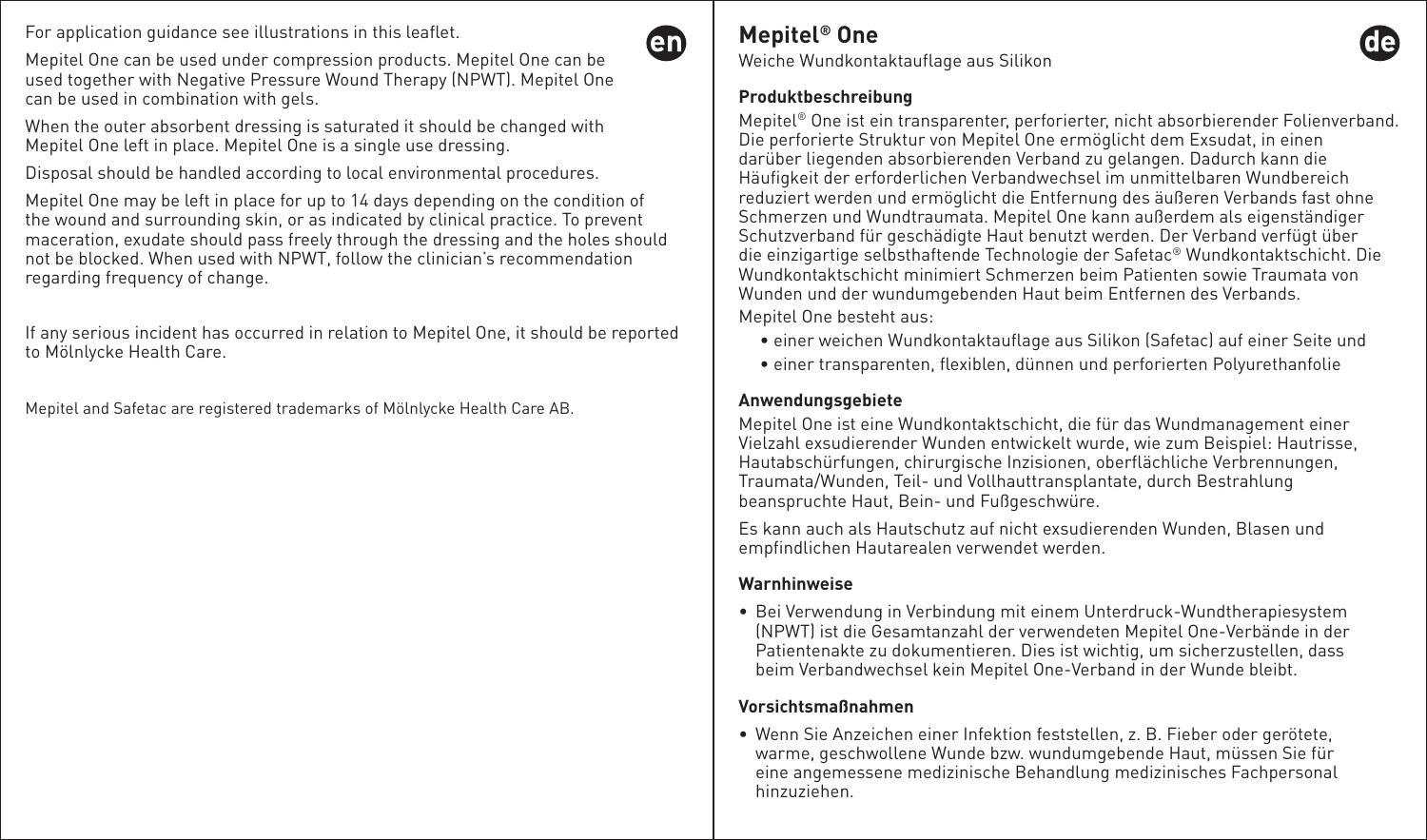For application guidance see illustrations in this leaflet.

Mepitel One can be used under compression products. Mepitel One can be used together with Negative Pressure Wound Therapy (NPWT). Mepitel One can be used in combination with gels.

When the outer absorbent dressing is saturated it should be changed with Mepitel One left in place. Mepitel One is a single use dressing.

Disposal should be handled according to local environmental procedures.

Mepitel One may be left in place for up to 14 days depending on the condition of the wound and surrounding skin, or as indicated by clinical practice. To prevent maceration, exudate should pass freely through the dressing and the holes should not be blocked. When used with NPWT, follow the clinician's recommendation regarding frequency of change.

If any serious incident has occurred in relation to Mepitel One, it should be reported to Mölnlycke Health Care.

Mepitel and Safetac are registered trademarks of Mölnlycke Health Care AB.

# Mepitel® One

Weiche Wundkontaktauflage aus Silikon

### Produktbeschreibung

Mepitel® One ist ein transparenter, perforierter, nicht absorbierender Folienverband. Die perforierte Struktur von Mepitel One ermöglicht dem Exsudat, in einen darüber liegenden absorbierenden Verband zu gelangen. Dadurch kann die Häufigkeit der erforderlichen Verbandwechsel im unmittelbaren Wundbereich reduziert werden und ermöglicht die Entfernung des äußeren Verbands fast ohne Schmerzen und Wundtraumata. Mepitel One kann außerdem als eigenständiger Schutzverband für geschädigte Haut benutzt werden. Der Verband verfügt über die einzigartige selbsthaftende Technologie der Safetac® Wundkontaktschicht. Die Wundkontaktschicht minimiert Schmerzen beim Patienten sowie Traumata von Wunden und der wundumgebenden Haut beim Entfernen des Verbands.

Mepitel One besteht aus:

- einer weichen Wundkontaktauflage aus Silikon (Safetac) auf einer Seite und
- einer transparenten, flexiblen, dünnen und perforierten Polyurethanfolie

### Anwendungsgebiete

Mepitel One ist eine Wundkontaktschicht, die für das Wundmanagement einer Vielzahl exsudierender Wunden entwickelt wurde, wie zum Beispiel: Hautrisse, Hautabschürfungen, chirurgische Inzisionen, oberflächliche Verbrennungen, Traumata/Wunden, Teil- und Vollhauttransplantate, durch Bestrahlung beanspruchte Haut, Bein- und Fußgeschwüre.

Es kann auch als Hautschutz auf nicht exsudierenden Wunden, Blasen und empfindlichen Hautarealen verwendet werden.

### Warnhinweise

- Bei Verwendung in Verbindung mit einem Unterdruck-Wundtherapiesystem (NPWT) ist die Gesamtanzahl der verwendeten Mepitel One-Verbände in der Patientenakte zu dokumentieren. Dies ist wichtig, um sicherzustellen, dass beim Verbandwechsel kein Mepitel One-Verband in der Wunde bleibt.

### Vorsichtsmaßnahmen

- Wenn Sie Anzeichen einer Infektion feststellen, z. B. Fieber oder gerötete, warme, geschwollene Wunde bzw. wundumgebende Haut, müssen Sie für eine angemessene medizinische Behandlung medizinisches Fachpersonal hinzuziehen.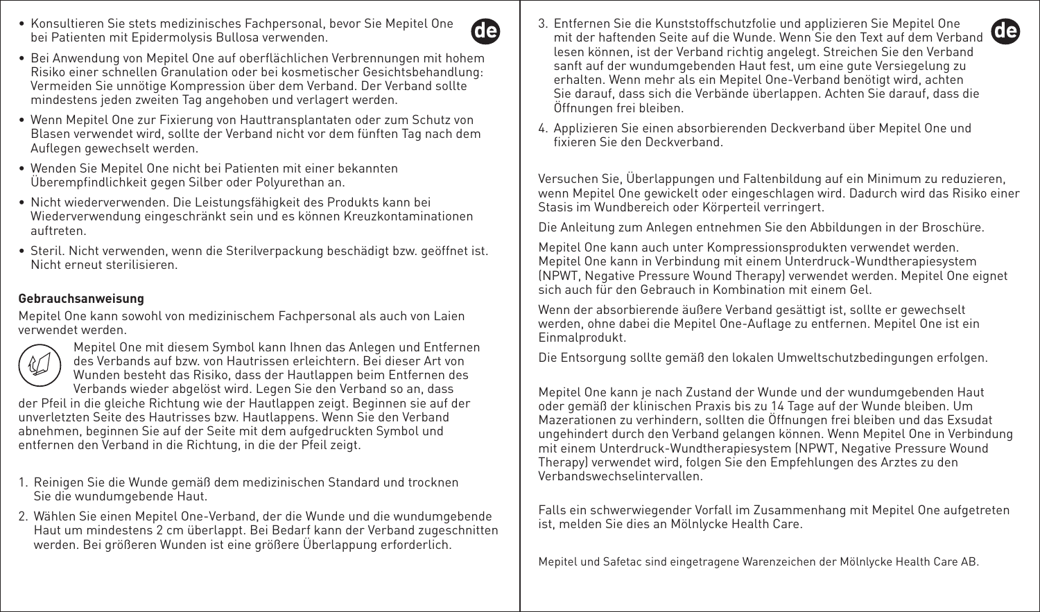- Konsultieren Sie stets medizinisches Fachpersonal, bevor Sie Mepitel One bei Patienten mit Epidermolysis Bullosa verwenden.
- Bei Anwendung von Mepitel One auf oberflächlichen Verbrennungen mit hohem Risiko einer schnellen Granulation oder bei kosmetischer Gesichtsbehandlung: Vermeiden Sie unnötige Kompression über dem Verband. Der Verband sollte mindestens jeden zweiten Tag angehoben und verlagert werden.
- Wenn Mepitel One zur Fixierung von Hauttransplantaten oder zum Schutz von Blasen verwendet wird, sollte der Verband nicht vor dem fünften Tag nach dem Auflegen gewechselt werden.
- Wenden Sie Mepitel One nicht bei Patienten mit einer bekannten Überempfindlichkeit gegen Silber oder Polyurethan an.
- Nicht wiederverwenden. Die Leistungsfähigkeit des Produkts kann bei Wiederverwendung eingeschränkt sein und es können Kreuzkontaminationen auftreten.
- Steril. Nicht verwenden, wenn die Sterilverpackung beschädigt bzw. geöffnet ist. Nicht erneut sterilisieren.

**Gebrauchsanweisung**

Mepitel One kann sowohl von medizinischem Fachpersonal als auch von Laien verwendet werden.

Mepitel One mit diesem Symbol kann Ihnen das Anlegen und Entfernen des Verbands auf bzw. von Hautrissen erleichtern. Bei dieser Art von Wunden besteht das Risiko, dass der Hautlappen beim Entfernen des Verbands wieder abgelöst wird. Legen Sie den Verband so an, dass der Pfeil in die gleiche Richtung wie der Hautlappen zeigt. Beginnen sie auf der unverletzten Seite des Hautrisses bzw. Hautlappens. Wenn Sie den Verband abnehmen, beginnen Sie auf der Seite mit dem aufgedruckten Symbol und entfernen den Verband in die Richtung, in die der Pfeil zeigt.

1. Reinigen Sie die Wunde gemäß dem medizinischen Standard und trocknen Sie die wundumgebende Haut.
2. Wählen Sie einen Mepitel One-Verband, der die Wunde und die wundumgebende Haut um mindestens 2 cm überlappt. Bei Bedarf kann der Verband zugeschnitten werden. Bei größeren Wunden ist eine größere Überlappung erforderlich.
3. Entfernen Sie die Kunststoffschutzfolie und applizieren Sie Mepitel One mit der haftenden Seite auf die Wunde. Wenn Sie den Text auf dem Verband lesen können, ist der Verband richtig angelegt. Streichen Sie den Verband sanft auf der wundumgebenden Haut fest, um eine gute Versiegelung zu erhalten. Wenn mehr als ein Mepitel One-Verband benötigt wird, achten Sie darauf, dass sich die Verbände überlappen. Achten Sie darauf, dass die Öffnungen frei bleiben.
4. Applizieren Sie einen absorbierenden Deckverband über Mepitel One und fixieren Sie den Deckverband.

Versuchen Sie, Überlappungen und Faltenbildung auf ein Minimum zu reduzieren, wenn Mepitel One gewickelt oder eingeschlagen wird. Dadurch wird das Risiko einer Stasis im Wundbereich oder Körperteil verringert.

Die Anleitung zum Anlegen entnehmen Sie den Abbildungen in der Broschüre.

Mepitel One kann auch unter Kompressionsprodukten verwendet werden. Mepitel One kann in Verbindung mit einem Unterdruck-Wundtherapiesystem (NPWT, Negative Pressure Wound Therapy) verwendet werden. Mepitel One eignet sich auch für den Gebrauch in Kombination mit einem Gel.

Wenn der absorbierende äußere Verband gesättigt ist, sollte er gewechselt werden, ohne dabei die Mepitel One-Auflage zu entfernen. Mepitel One ist ein Einmalprodukt.

Die Entsorgung sollte gemäß den lokalen Umweltschutzbedingungen erfolgen.

Mepitel One kann je nach Zustand der Wunde und der wundumgebenden Haut oder gemäß der klinischen Praxis bis zu 14 Tage auf der Wunde bleiben. Um Mazerationen zu verhindern, sollten die Öffnungen frei bleiben und das Exsudat ungehindert durch den Verband gelangen können. Wenn Mepitel One in Verbindung mit einem Unterdruck-Wundtherapiesystem (NPWT, Negative Pressure Wound Therapy) verwendet wird, folgen Sie den Empfehlungen des Arztes zu den Verbandswechselintervallen.

Falls ein schwerwiegender Vorfall im Zusammenhang mit Mepitel One aufgetreten ist, melden Sie dies an Mölnlycke Health Care.

Mepitel und Safetac sind eingetragene Warenzeichen der Mölnlycke Health Care AB.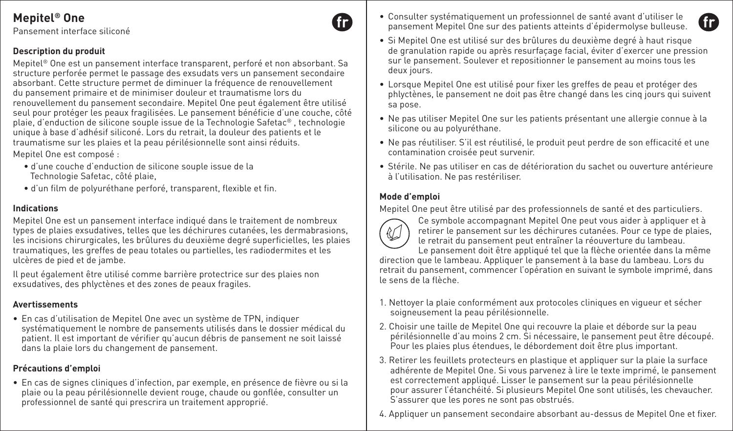# Mepitel® One

Pansement interface siliconé

### Description du produit

Mepitel® One est un pansement interface transparent, perforé et non absorbant. Sa structure perforée permet le passage des exsudats vers un pansement secondaire absorbant. Cette structure permet de diminuer la fréquence de renouvellement du pansement primaire et de minimiser douleur et traumatisme lors du renouvellement du pansement secondaire. Mepitel One peut également être utilisé seul pour protéger les peaux fragilisées. Le pansement bénéficie d'une couche, côté plaie, d'enduction de silicone souple issue de la Technologie Safetac®, technologie unique à base d'adhésif siliconé. Lors du retrait, la douleur des patients et le traumatisme sur les plaies et la peau périlésionnelle sont ainsi réduits.

Mepitel One est composé :

- d'une couche d'enduction de silicone souple issue de la Technologie Safetac, côté plaie,
- d'un film de polyuréthane perforé, transparent, flexible et fin.

### Indications

Mepitel One est un pansement interface indiqué dans le traitement de nombreux types de plaies exsudatives, telles que les déchirures cutanées, les dermabrasions, les incisions chirurgicales, les brûlures du deuxième degré superficielles, les plaies traumatiques, les greffes de peau totales ou partielles, les radiodermites et les ulcères de pied et de jambe.

Il peut également être utilisé comme barrière protectrice sur des plaies non exsudatives, des phlyctènes et des zones de peaux fragiles.

### Avertissements

- En cas d'utilisation de Mepitel One avec un système de TPN, indiquer systématiquement le nombre de pansements utilisés dans le dossier médical du patient. Il est important de vérifier qu'aucun débris de pansement ne soit laissé dans la plaie lors du changement de pansement.

### Précautions d'emploi

- En cas de signes cliniques d'infection, par exemple, en présence de fièvre ou si la plaie ou la peau périlésionnelle devient rouge, chaude ou gonflée, consulter un professionnel de santé qui prescrira un traitement approprié.
- Consulter systématiquement un professionnel de santé avant d'utiliser le pansement Mepitel One sur des patients atteints d'épidermolyse bulleuse.
- Si Mepitel One est utilisé sur des brûlures du deuxième degré à haut risque de granulation rapide ou après resurfaçage facial, éviter d'exercer une pression sur le pansement. Soulever et repositionner le pansement au moins tous les deux jours.
- Lorsque Mepitel One est utilisé pour fixer les greffes de peau et protéger des phlyctènes, le pansement ne doit pas être changé dans les cinq jours qui suivent sa pose.
- Ne pas utiliser Mepitel One sur les patients présentant une allergie connue à la silicone ou au polyuréthane.
- Ne pas réutiliser. S'il est réutilisé, le produit peut perdre de son efficacité et une contamination croisée peut survenir.
- Stérile. Ne pas utiliser en cas de détérioration du sachet ou ouverture antérieure à l'utilisation. Ne pas restériliser.

### Mode d'emploi

Mepitel One peut être utilisé par des professionnels de santé et des particuliers.

Ce symbole accompagnant Mepitel One peut vous aider à appliquer et à retirer le pansement sur les déchirures cutanées. Pour ce type de plaies, le retrait du pansement peut entraîner la réouverture du lambeau. Le pansement doit être appliqué tel que la flèche orientée dans la même direction que le lambeau. Appliquer le pansement à la base du lambeau. Lors du retrait du pansement, commencer l'opération en suivant le symbole imprimé, dans le sens de la flèche.

1. Nettoyer la plaie conformément aux protocoles cliniques en vigueur et sécher soigneusement la peau périlésionnelle.
2. Choisir une taille de Mepitel One qui recouvre la plaie et déborde sur la peau périlésionnelle d'au moins 2 cm. Si nécessaire, le pansement peut être découpé. Pour les plaies plus étendues, le débordement doit être plus important.
3. Retirer les feuillets protecteurs en plastique et appliquer sur la plaie la surface adhérente de Mepitel One. Si vous parvenez à lire le texte imprimé, le pansement est correctement appliqué. Lisser le pansement sur la peau périlésionnelle pour assurer l'étanchéité. Si plusieurs Mepitel One sont utilisés, les chevaucher. S'assurer que les pores ne sont pas obstrués.
4. Appliquer un pansement secondaire absorbant au-dessus de Mepitel One et fixer.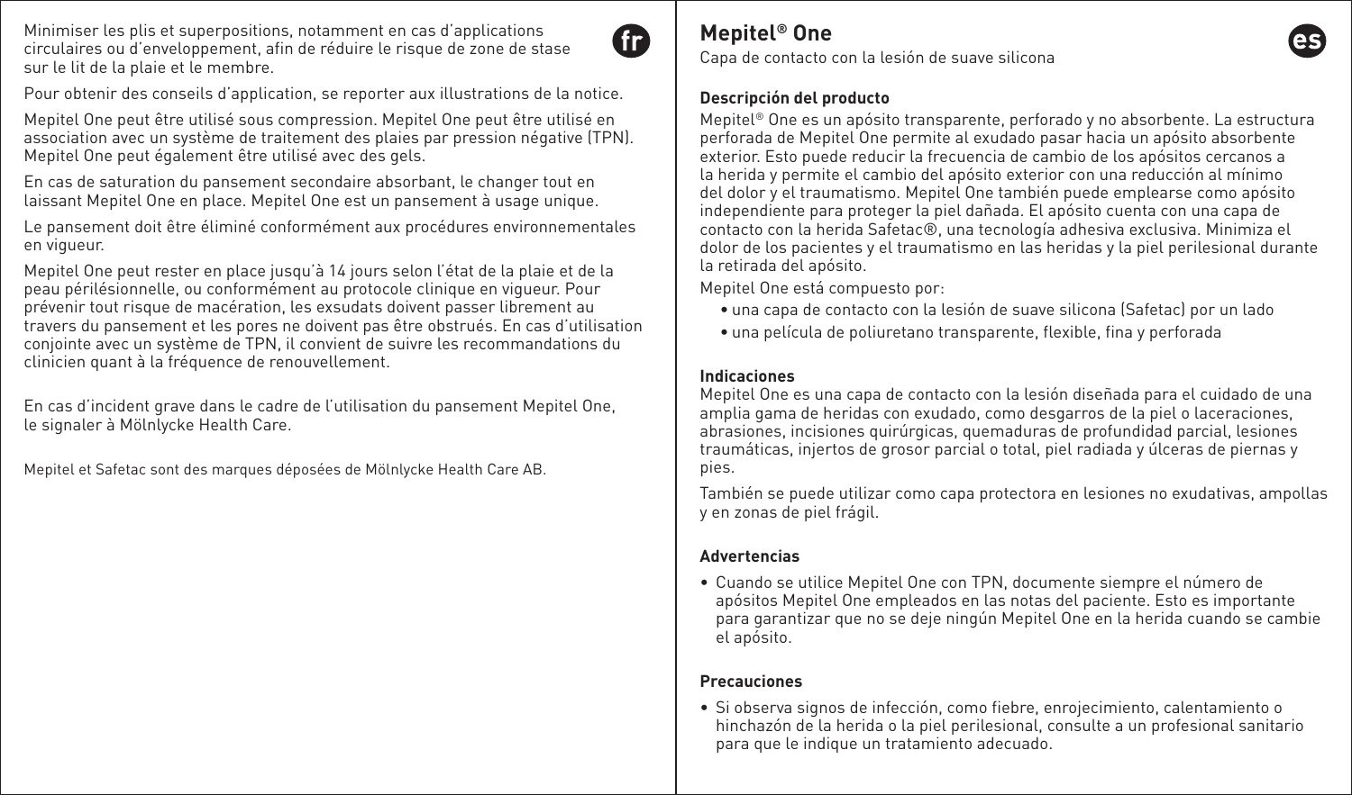Minimiser les plis et superpositions, notamment en cas d'applications circulaires ou d'enveloppement, afin de réduire le risque de zone de stase sur le lit de la plaie et le membre.

Pour obtenir des conseils d'application, se reporter aux illustrations de la notice.

Mepitel One peut être utilisé sous compression. Mepitel One peut être utilisé en association avec un système de traitement des plaies par pression négative (TPN). Mepitel One peut également être utilisé avec des gels.

En cas de saturation du pansement secondaire absorbant, le changer tout en laissant Mepitel One en place. Mepitel One est un pansement à usage unique.

Le pansement doit être éliminé conformément aux procédures environnementales en vigueur.

Mepitel One peut rester en place jusqu'à 14 jours selon l'état de la plaie et de la peau périlésionnelle, ou conformément au protocole clinique en vigueur. Pour prévenir tout risque de macération, les exsudats doivent passer librement au travers du pansement et les pores ne doivent pas être obstrués. En cas d'utilisation conjointe avec un système de TPN, il convient de suivre les recommandations du clinicien quant à la fréquence de renouvellement.

En cas d'incident grave dans le cadre de l'utilisation du pansement Mepitel One, le signaler à Mölnlycke Health Care.

Mepitel et Safetac sont des marques déposées de Mölnlycke Health Care AB.

# Mepitel® One

Capa de contacto con la lesión de suave silicona

### Descripción del producto

Mepitel® One es un apósito transparente, perforado y no absorbente. La estructura perforada de Mepitel One permite al exudado pasar hacia un apósito absorbente exterior. Esto puede reducir la frecuencia de cambio de los apósitos cercanos a la herida y permite el cambio del apósito exterior con una reducción al mínimo del dolor y el traumatismo. Mepitel One también puede emplearse como apósito independiente para proteger la piel dañada. El apósito cuenta con una capa de contacto con la herida Safetac®, una tecnología adhesiva exclusiva. Minimiza el dolor de los pacientes y el traumatismo en las heridas y la piel perilesional durante la retirada del apósito.

Mepitel One está compuesto por:

- una capa de contacto con la lesión de suave silicona (Safetac) por un lado
- una película de poliuretano transparente, flexible, fina y perforada

### Indicaciones

Mepitel One es una capa de contacto con la lesión diseñada para el cuidado de una amplia gama de heridas con exudado, como desgarros de la piel o laceraciones, abrasiones, incisiones quirúrgicas, quemaduras de profundidad parcial, lesiones traumáticas, injertos de grosor parcial o total, piel radiada y úlceras de piernas y pies.

También se puede utilizar como capa protectora en lesiones no exudativas, ampollas y en zonas de piel frágil.

### Advertencias

- Cuando se utilice Mepitel One con TPN, documente siempre el número de apósitos Mepitel One empleados en las notas del paciente. Esto es importante para garantizar que no se deje ningún Mepitel One en la herida cuando se cambie el apósito.

### Precauciones

- Si observa signos de infección, como fiebre, enrojecimiento, calentamiento o hinchazón de la herida o la piel perilesional, consulte a un profesional sanitario para que le indique un tratamiento adecuado.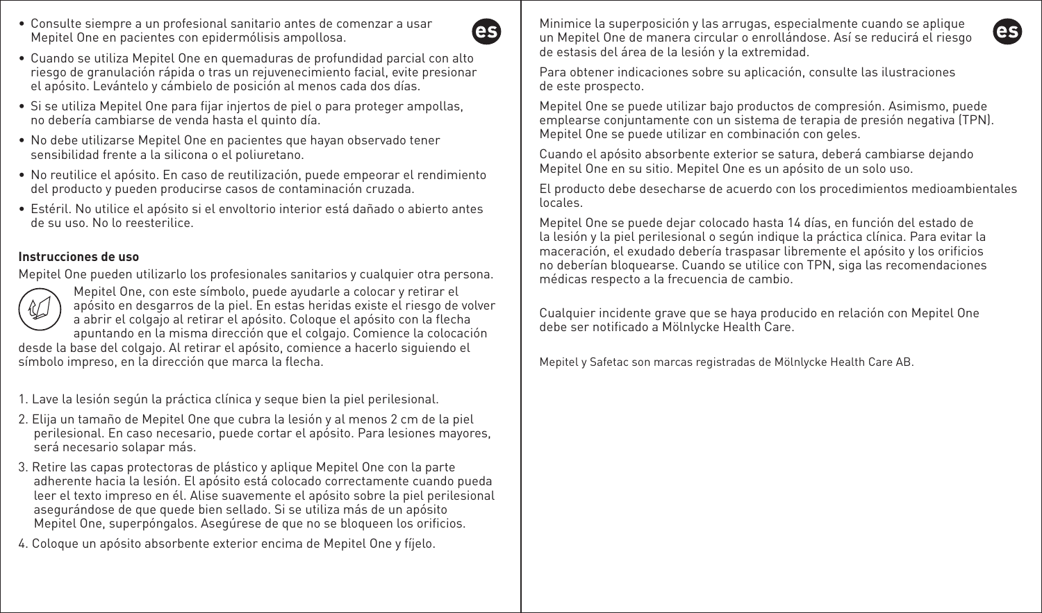- Consulte siempre a un profesional sanitario antes de comenzar a usar Mepitel One en pacientes con epidermólisis ampollosa.
- Cuando se utiliza Mepitel One en quemaduras de profundidad parcial con alto riesgo de granulación rápida o tras un rejuvenecimiento facial, evite presionar el apósito. Levántelo y cámbielo de posición al menos cada dos días.
- Si se utiliza Mepitel One para fijar injertos de piel o para proteger ampollas, no debería cambiarse de venda hasta el quinto día.
- No debe utilizarse Mepitel One en pacientes que hayan observado tener sensibilidad frente a la silicona o el poliuretano.
- No reutilice el apósito. En caso de reutilización, puede empeorar el rendimiento del producto y pueden producirse casos de contaminación cruzada.
- Estéril. No utilice el apósito si el envoltorio interior está dañado o abierto antes de su uso. No lo reesterilice.

**Instrucciones de uso**

Mepitel One pueden utilizarlo los profesionales sanitarios y cualquier otra persona.

Mepitel One, con este símbolo, puede ayudarle a colocar y retirar el apósito en desgarros de la piel. En estas heridas existe el riesgo de volver a abrir el colgajo al retirar el apósito. Coloque el apósito con la flecha apuntando en la misma dirección que el colgajo. Comience la colocación desde la base del colgajo. Al retirar el apósito, comience a hacerlo siguiendo el símbolo impreso, en la dirección que marca la flecha.

1. Lave la lesión según la práctica clínica y seque bien la piel perilesional.
2. Elija un tamaño de Mepitel One que cubra la lesión y al menos 2 cm de la piel perilesional. En caso necesario, puede cortar el apósito. Para lesiones mayores, será necesario solapar más.
3. Retire las capas protectoras de plástico y aplique Mepitel One con la parte adherente hacia la lesión. El apósito está colocado correctamente cuando pueda leer el texto impreso en él. Alise suavemente el apósito sobre la piel perilesional asegurándose de que quede bien sellado. Si se utiliza más de un apósito Mepitel One, superpóngalos. Asegúrese de que no se bloqueen los orificios.
4. Coloque un apósito absorbente exterior encima de Mepitel One y fíjelo.

Minimice la superposición y las arrugas, especialmente cuando se aplique un Mepitel One de manera circular o enrollándose. Así se reducirá el riesgo de estasis del área de la lesión y la extremidad.

Para obtener indicaciones sobre su aplicación, consulte las ilustraciones de este prospecto.

Mepitel One se puede utilizar bajo productos de compresión. Asimismo, puede emplearse conjuntamente con un sistema de terapia de presión negativa (TPN). Mepitel One se puede utilizar en combinación con geles.

Cuando el apósito absorbente exterior se satura, deberá cambiarse dejando Mepitel One en su sitio. Mepitel One es un apósito de un solo uso.

El producto debe desecharse de acuerdo con los procedimientos medioambientales locales.

Mepitel One se puede dejar colocado hasta 14 días, en función del estado de la lesión y la piel perilesional o según indique la práctica clínica. Para evitar la maceración, el exudado debería traspasar libremente el apósito y los orificios no deberían bloquearse. Cuando se utilice con TPN, siga las recomendaciones médicas respecto a la frecuencia de cambio.

Cualquier incidente grave que se haya producido en relación con Mepitel One debe ser notificado a Mölnlycke Health Care.

Mepitel y Safetac son marcas registradas de Mölnlycke Health Care AB.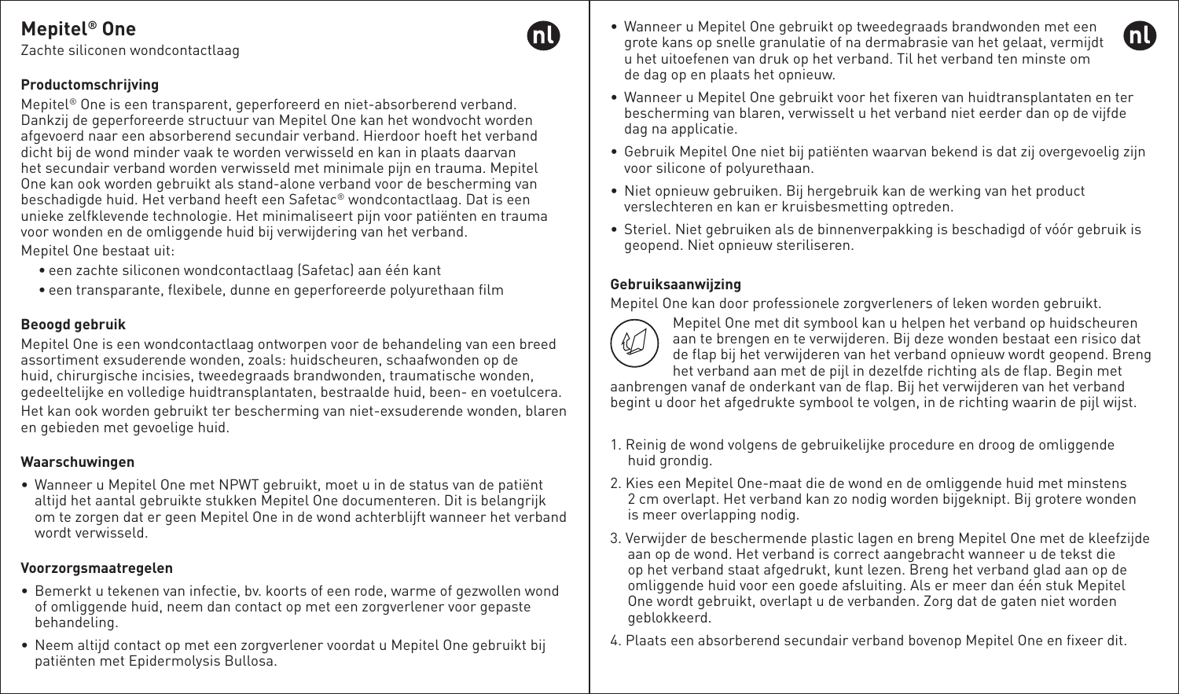# Mepitel® One

Zachte siliconen wondcontactlaag

### Productomschrijving

Mepitel® One is een transparent, geperforeerd en niet-absorberend verband. Dankzij de geperforeerde structuur van Mepitel One kan het wondvocht worden afgevoerd naar een absorberend secundair verband. Hierdoor hoeft het verband dicht bij de wond minder vaak te worden verwisseld en kan in plaats daarvan het secundair verband worden verwisseld met minimale pijn en trauma. Mepitel One kan ook worden gebruikt als stand-alone verband voor de bescherming van beschadigde huid. Het verband heeft een Safetac® wondcontactlaag. Dat is een unieke zelfklevende technologie. Het minimaliseert pijn voor patiënten en trauma voor wonden en de omliggende huid bij verwijdering van het verband.

Mepitel One bestaat uit:

- een zachte siliconen wondcontactlaag (Safetac) aan één kant
- een transparante, flexibele, dunne en geperforeerde polyurethaan film

### Beoogd gebruik

Mepitel One is een wondcontactlaag ontworpen voor de behandeling van een breed assortiment exsuderende wonden, zoals: huidscheuren, schaafwonden op de huid, chirurgische incisies, tweedegraads brandwonden, traumatische wonden, gedeeltelijke en volledige huidtransplantaten, bestraalde huid, been- en voetulcera.

Het kan ook worden gebruikt ter bescherming van niet-exsuderende wonden, blaren en gebieden met gevoelige huid.

### Waarschuwingen

- Wanneer u Mepitel One met NPWT gebruikt, moet u in de status van de patiënt altijd het aantal gebruikte stukken Mepitel One documenteren. Dit is belangrijk om te zorgen dat er geen Mepitel One in de wond achterblijft wanneer het verband wordt verwisseld.

### Voorzorgsmaatregelen

- Bemerkt u tekenen van infectie, bv. koorts of een rode, warme of gezwollen wond of omliggende huid, neem dan contact op met een zorgverlener voor gepaste behandeling.
- Neem altijd contact op met een zorgverlener voordat u Mepitel One gebruikt bij patiënten met Epidermolysis Bullosa.
- Wanneer u Mepitel One gebruikt op tweedegraads brandwonden met een grote kans op snelle granulatie of na dermabrasie van het gelaat, vermijdt u het uitoefenen van druk op het verband. Til het verband ten minste om de dag op en plaats het opnieuw.
- Wanneer u Mepitel One gebruikt voor het fixeren van huidtransplantaten en ter bescherming van blaren, verwisselt u het verband niet eerder dan op de vijfde dag na applicatie.
- Gebruik Mepitel One niet bij patiënten waarvan bekend is dat zij overgevoelig zijn voor silicone of polyurethaan.
- Niet opnieuw gebruiken. Bij hergebruik kan de werking van het product verslechteren en kan er kruisbesmetting optreden.
- Steriel. Niet gebruiken als de binnenverpakking is beschadigd of vóór gebruik is geopend. Niet opnieuw steriliseren.

### Gebruiksaanwijzing

Mepitel One kan door professionele zorgverleners of leken worden gebruikt.

Mepitel One met dit symbool kan u helpen het verband op huidscheuren aan te brengen en te verwijderen. Bij deze wonden bestaat een risico dat de flap bij het verwijderen van het verband opnieuw wordt geopend. Breng het verband aan met de pijl in dezelfde richting als de flap. Begin met aanbrengen vanaf de onderkant van de flap. Bij het verwijderen van het verband begint u door het afgedrukte symbool te volgen, in de richting waarin de pijl wijst.

1. Reinig de wond volgens de gebruikelijke procedure en droog de omliggende huid grondig.
2. Kies een Mepitel One-maat die de wond en de omliggende huid met minstens 2 cm overlapt. Het verband kan zo nodig worden bijgeknipt. Bij grotere wonden is meer overlapping nodig.
3. Verwijder de beschermende plastic lagen en breng Mepitel One met de kleefzijde aan op de wond. Het verband is correct aangebracht wanneer u de tekst die op het verband staat afgedrukt, kunt lezen. Breng het verband glad aan op de omliggende huid voor een goede afsluiting. Als er meer dan één stuk Mepitel One wordt gebruikt, overlapt u de verbanden. Zorg dat de gaten niet worden geblokkeerd.
4. Plaats een absorberend secundair verband bovenop Mepitel One en fixeer dit.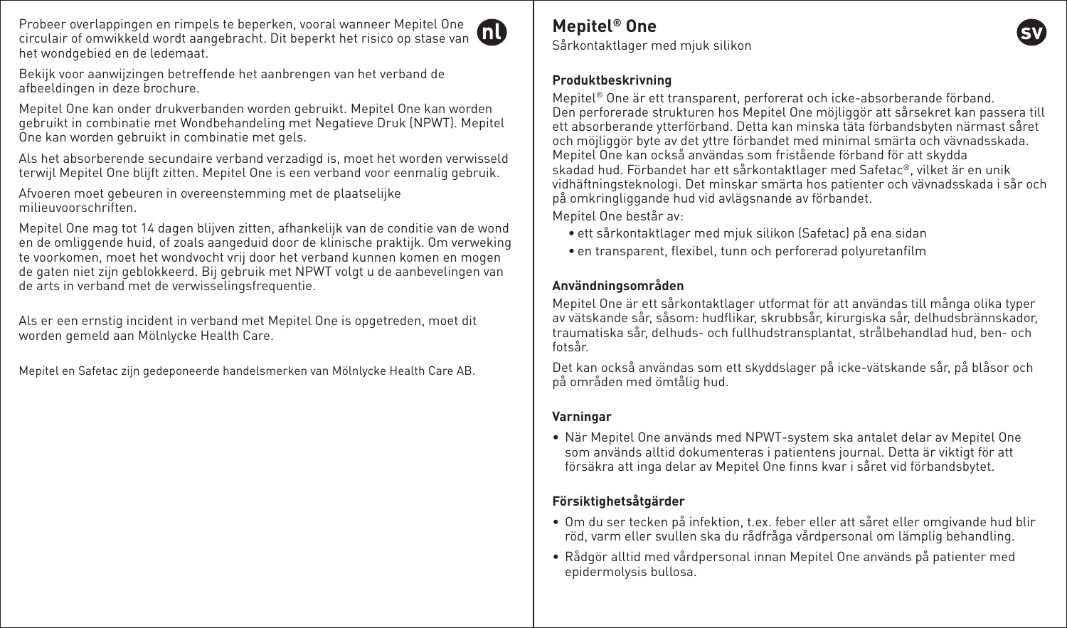Probeer overlappingen en rimpels te beperken, vooral wanneer Mepitel One circulair of omwikkeld wordt aangebracht. Dit beperkt het risico op stase van het wondgebied en de ledemaat.

Bekijk voor aanwijzingen betreffende het aanbrengen van het verband de afbeeldingen in deze brochure.

Mepitel One kan onder drukverbanden worden gebruikt. Mepitel One kan worden gebruikt in combinatie met Wondbehandeling met Negatieve Druk (NPWT). Mepitel One kan worden gebruikt in combinatie met gels.

Als het absorberende secundaire verband verzadigd is, moet het worden verwisseld terwijl Mepitel One blijft zitten. Mepitel One is een verband voor eenmalig gebruik.

Afvoeren moet gebeuren in overeenstemming met de plaatselijke milieuvoorschriften.

Mepitel One mag tot 14 dagen blijven zitten, afhankelijk van de conditie van de wond en de omliggende huid, of zoals aangeduid door de klinische praktijk. Om verweking te voorkomen, moet het wondvocht vrij door het verband kunnen komen en mogen de gaten niet zijn geblokkeerd. Bij gebruik met NPWT volgt u de aanbevelingen van de arts in verband met de verwisselingsfrequentie.

Als er een ernstig incident in verband met Mepitel One is opgetreden, moet dit worden gemeld aan Mölnlycke Health Care.

Mepitel en Safetac zijn gedeponeerde handelsmerken van Mölnlycke Health Care AB.

# Mepitel® One

Sårkontaktlager med mjuk silikon

### Produktbeskrivning

Mepitel® One är ett transparent, perforerat och icke-absorberande förband. Den perforerade strukturen hos Mepitel One möjliggör att sårsekret kan passera till ett absorberande ytterförband. Detta kan minska täta förbandsbyten närmast såret och möjliggör byte av det yttre förbandet med minimal smärta och vävnadsskada. Mepitel One kan också användas som fristående förband för att skydda skadad hud. Förbandet har ett sårkontaktlager med Safetac®, vilket är en unik vidhäftningsteknologi. Det minskar smärta hos patienter och vävnadsskada i sår och på omkringliggande hud vid avlägsnande av förbandet.

Mepitel One består av:

- ett sårkontaktlager med mjuk silikon (Safetac) på ena sidan
- en transparent, flexibel, tunn och perforerad polyuretanfilm

### Användningsområden

Mepitel One är ett sårkontaktlager utformat för att användas till många olika typer av vätskande sår, såsom: hudflikar, skrubbsår, kirurgiska sår, delhudsbrännskador, traumatiska sår, delhuds- och fullhudstransplantat, strålbehandlad hud, ben- och fotsår.

Det kan också användas som ett skyddslager på icke-vätskande sår, på blåsor och på områden med ömtålig hud.

### Varningar

- När Mepitel One används med NPWT-system ska antalet delar av Mepitel One som används alltid dokumenteras i patientens journal. Detta är viktigt för att försäkra att inga delar av Mepitel One finns kvar i såret vid förbandsbytet.

### Försiktighetsåtgärder

- Om du ser tecken på infektion, t.ex. feber eller att såret eller omgivande hud blir röd, varm eller svullen ska du rådfråga vårdpersonal om lämplig behandling.
- Rådgör alltid med vårdpersonal innan Mepitel One används på patienter med epidermolysis bullosa.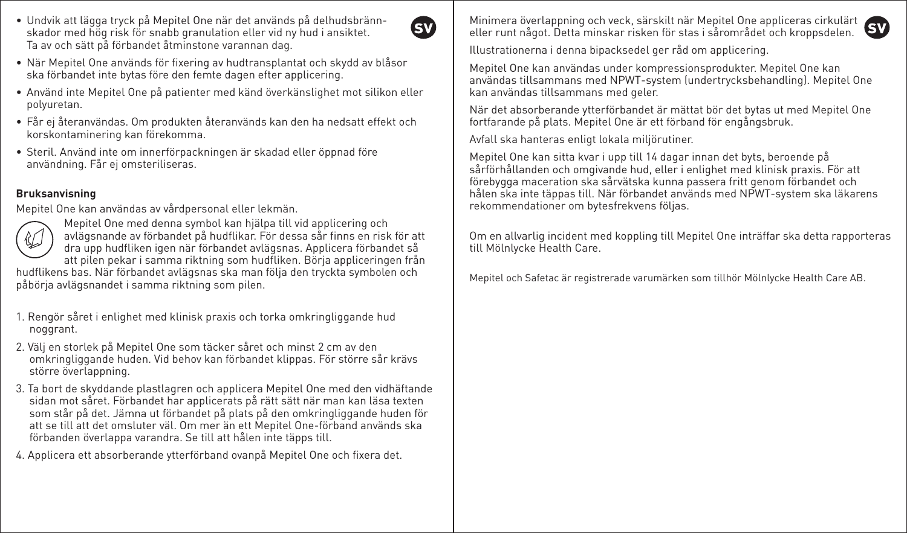- Undvik att lägga tryck på Mepitel One när det används på delhudsbrännskador med hög risk för snabb granulation eller vid ny hud i ansiktet. Ta av och sätt på förbandet åtminstone varannan dag.
- När Mepitel One används för fixering av hudtransplantat och skydd av blåsor ska förbandet inte bytas före den femte dagen efter applicering.
- Använd inte Mepitel One på patienter med känd överkänslighet mot silikon eller polyuretan.
- Får ej återanvändas. Om produkten återanvänds kan den ha nedsatt effekt och korskontaminering kan förekomma.
- Steril. Använd inte om innerförpackningen är skadad eller öppnad före användning. Får ej omsteriliseras.

**Bruksanvisning**

Mepitel One kan användas av vårdpersonal eller lekmän.

Mepitel One med denna symbol kan hjälpa till vid applicering och avlägsnande av förbandet på hudflikar. För dessa sår finns en risk för att dra upp hudfliken igen när förbandet avlägsnas. Applicera förbandet så att pilen pekar i samma riktning som hudfliken. Börja appliceringen från hudflikens bas. När förbandet avlägsnas ska man följa den tryckta symbolen och påbörja avlägsnandet i samma riktning som pilen.

1. Rengör såret i enlighet med klinisk praxis och torka omkringliggande hud noggrant.
2. Välj en storlek på Mepitel One som täcker såret och minst 2 cm av den omkringliggande huden. Vid behov kan förbandet klippas. För större sår krävs större överlappning.
3. Ta bort de skyddande plastlagren och applicera Mepitel One med den vidhäftande sidan mot såret. Förbandet har applicerats på rätt sätt när man kan läsa texten som står på det. Jämna ut förbandet på plats på den omkringliggande huden för att se till att det omsluter väl. Om mer än ett Mepitel One-förband används ska förbanden överlappa varandra. Se till att hålen inte täpps till.
4. Applicera ett absorberande ytterförband ovanpå Mepitel One och fixera det.

Minimera överlappning och veck, särskilt när Mepitel One appliceras cirkulärt eller runt något. Detta minskar risken för stas i sårområdet och kroppsdelen.

Illustrationerna i denna bipacksedel ger råd om applicering.

Mepitel One kan användas under kompressionsprodukter. Mepitel One kan användas tillsammans med NPWT-system (undertrycksbehandling). Mepitel One kan användas tillsammans med geler.

När det absorberande ytterförbandet är mättat bör det bytas ut med Mepitel One fortfarande på plats. Mepitel One är ett förband för engångsbruk.

Avfall ska hanteras enligt lokala miljörutiner.

Mepitel One kan sitta kvar i upp till 14 dagar innan det byts, beroende på sårförhållanden och omgivande hud, eller i enlighet med klinisk praxis. För att förebygga maceration ska sårvätska kunna passera fritt genom förbandet och hålen ska inte täppas till. När förbandet används med NPWT-system ska läkarens rekommendationer om bytesfrekvens följas.

Om en allvarlig incident med koppling till Mepitel One inträffar ska detta rapporteras till Mölnlycke Health Care.

Mepitel och Safetac är registrerade varumärken som tillhör Mölnlycke Health Care AB.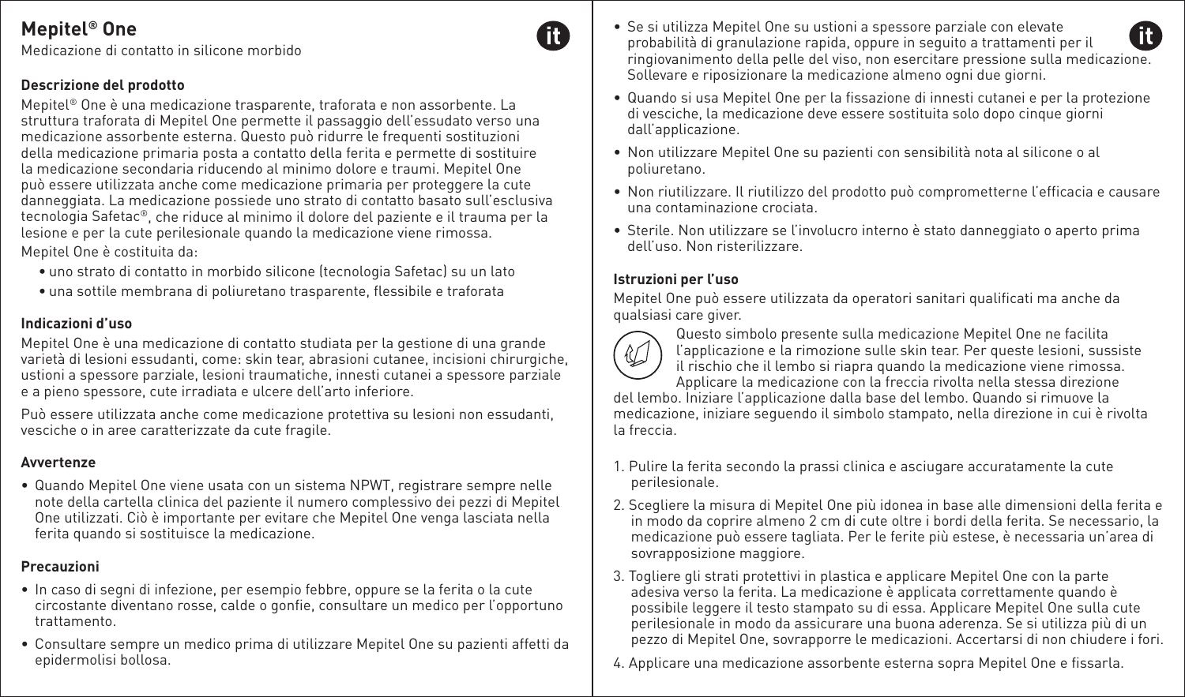# Mepitel® One

Medicazione di contatto in silicone morbido

## Descrizione del prodotto

Mepitel® One è una medicazione trasparente, traforata e non assorbente. La struttura traforata di Mepitel One permette il passaggio dell'essudato verso una medicazione assorbente esterna. Questo può ridurre le frequenti sostituzioni della medicazione primaria posta a contatto della ferita e permette di sostituire la medicazione secondaria riducendo al minimo dolore e traumi. Mepitel One può essere utilizzata anche come medicazione primaria per proteggere la cute danneggiata. La medicazione possiede uno strato di contatto basato sull'esclusiva tecnologia Safetac®, che riduce al minimo il dolore del paziente e il trauma per la lesione e per la cute perilesionale quando la medicazione viene rimossa.

Mepitel One è costituita da:

- uno strato di contatto in morbido silicone (tecnologia Safetac) su un lato
- una sottile membrana di poliuretano trasparente, flessibile e traforata

## Indicazioni d'uso

Mepitel One è una medicazione di contatto studiata per la gestione di una grande varietà di lesioni essudanti, come: skin tear, abrasioni cutanee, incisioni chirurgiche, ustioni a spessore parziale, lesioni traumatiche, innesti cutanei a spessore parziale e a pieno spessore, cute irradiata e ulcere dell'arto inferiore.

Può essere utilizzata anche come medicazione protettiva su lesioni non essudanti, vesciche o in aree caratterizzate da cute fragile.

## Avvertenze

- Quando Mepitel One viene usata con un sistema NPWT, registrare sempre nelle note della cartella clinica del paziente il numero complessivo dei pezzi di Mepitel One utilizzati. Ciò è importante per evitare che Mepitel One venga lasciata nella ferita quando si sostituisce la medicazione.

## Precauzioni

- In caso di segni di infezione, per esempio febbre, oppure se la ferita o la cute circostante diventano rosse, calde o gonfie, consultare un medico per l'opportuno trattamento.
- Consultare sempre un medico prima di utilizzare Mepitel One su pazienti affetti da epidermolisi bollosa.
- Se si utilizza Mepitel One su ustioni a spessore parziale con elevate probabilità di granulazione rapida, oppure in seguito a trattamenti per il ringiovanimento della pelle del viso, non esercitare pressione sulla medicazione. Sollevare e riposizionare la medicazione almeno ogni due giorni.
- Quando si usa Mepitel One per la fissazione di innesti cutanei e per la protezione di vesciche, la medicazione deve essere sostituita solo dopo cinque giorni dall'applicazione.
- Non utilizzare Mepitel One su pazienti con sensibilità nota al silicone o al poliuretano.
- Non riutilizzare. Il riutilizzo del prodotto può comprometterne l'efficacia e causare una contaminazione crociata.
- Sterile. Non utilizzare se l'involucro interno è stato danneggiato o aperto prima dell'uso. Non risterilizzare.

## Istruzioni per l'uso

Mepitel One può essere utilizzata da operatori sanitari qualificati ma anche da qualsiasi care giver.

Questo simbolo presente sulla medicazione Mepitel One ne facilita l'applicazione e la rimozione sulle skin tear. Per queste lesioni, sussiste il rischio che il lembo si riapra quando la medicazione viene rimossa. Applicare la medicazione con la freccia rivolta nella stessa direzione del lembo. Iniziare l'applicazione dalla base del lembo. Quando si rimuove la medicazione, iniziare seguendo il simbolo stampato, nella direzione in cui è rivolta la freccia.

1. Pulire la ferita secondo la prassi clinica e asciugare accuratamente la cute perilesionale.
2. Scegliere la misura di Mepitel One più idonea in base alle dimensioni della ferita e in modo da coprire almeno 2 cm di cute oltre i bordi della ferita. Se necessario, la medicazione può essere tagliata. Per le ferite più estese, è necessaria un'area di sovrapposizione maggiore.
3. Togliere gli strati protettivi in plastica e applicare Mepitel One con la parte adesiva verso la ferita. La medicazione è applicata correttamente quando è possibile leggere il testo stampato su di essa. Applicare Mepitel One sulla cute perilesionale in modo da assicurare una buona aderenza. Se si utilizza più di un pezzo di Mepitel One, sovrapporre le medicazioni. Accertarsi di non chiudere i fori.
4. Applicare una medicazione assorbente esterna sopra Mepitel One e fissarla.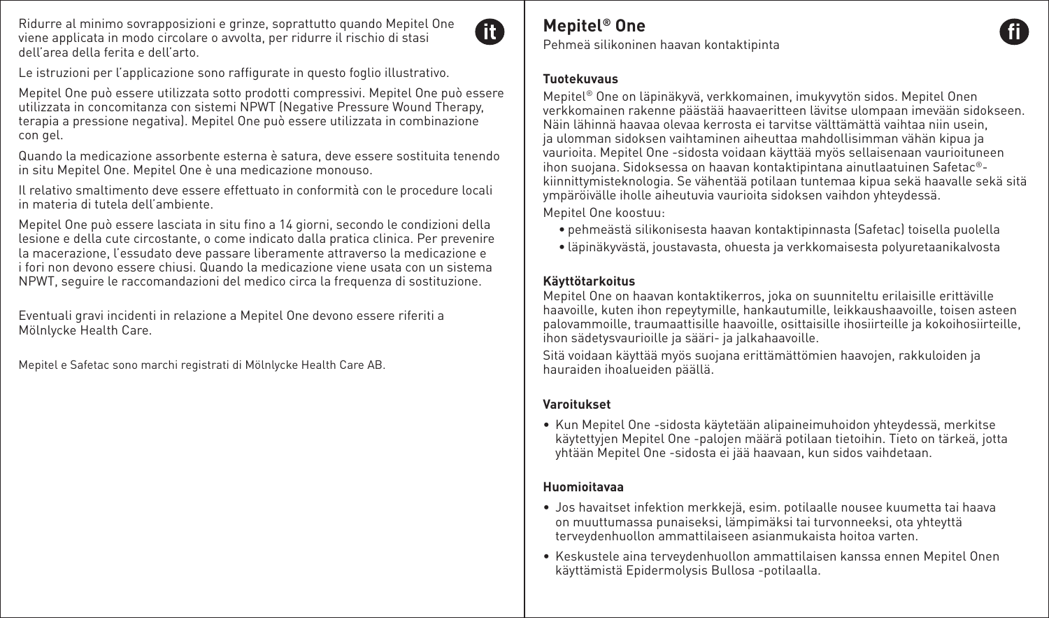Ridurre al minimo sovrapposizioni e grinze, soprattutto quando Mepitel One viene applicata in modo circolare o avvolta, per ridurre il rischio di stasi dell'area della ferita e dell'arto.

Le istruzioni per l'applicazione sono raffigurate in questo foglio illustrativo.

Mepitel One può essere utilizzata sotto prodotti compressivi. Mepitel One può essere utilizzata in concomitanza con sistemi NPWT (Negative Pressure Wound Therapy, terapia a pressione negativa). Mepitel One può essere utilizzata in combinazione con gel.

Quando la medicazione assorbente esterna è satura, deve essere sostituita tenendo in situ Mepitel One. Mepitel One è una medicazione monouso.

Il relativo smaltimento deve essere effettuato in conformità con le procedure locali in materia di tutela dell'ambiente.

Mepitel One può essere lasciata in situ fino a 14 giorni, secondo le condizioni della lesione e della cute circostante, o come indicato dalla pratica clinica. Per prevenire la macerazione, l'essudato deve passare liberamente attraverso la medicazione e i fori non devono essere chiusi. Quando la medicazione viene usata con un sistema NPWT, seguire le raccomandazioni del medico circa la frequenza di sostituzione.

Eventuali gravi incidenti in relazione a Mepitel One devono essere riferiti a Mölnlycke Health Care.

Mepitel e Safetac sono marchi registrati di Mölnlycke Health Care AB.

# Mepitel® One

Pehmeä silikoninen haavan kontaktipinta

### Tuotekuvaus

Mepitel® One on läpinäkyvä, verkkomainen, imukyvytön sidos. Mepitel Onen verkkomainen rakenne päästää haavaeritteen lävitse ulompaan imevään sidokseen. Näin lähinnä haavaa olevaa kerrosta ei tarvitse välttämättä vaihtaa niin usein, ja ulomman sidoksen vaihtaminen aiheuttaa mahdollisimman vähän kipua ja vaurioita. Mepitel One -sidosta voidaan käyttää myös sellaisenaan vaurioituneen ihon suojana. Sidoksessa on haavan kontaktipintana ainutlaatuinen Safetac®-kiinnittymisteknologia. Se vähentää potilaan tuntemaa kipua sekä haavalle sekä sitä ympäröivälle iholle aiheutuvia vaurioita sidoksen vaihdon yhteydessä.

Mepitel One koostuu:

- pehmeästä silikonisesta haavan kontaktipinnasta (Safetac) toisella puolella
- läpinäkyvästä, joustavasta, ohuesta ja verkkomaisesta polyuretaanikalvosta

### Käyttötarkoitus

Mepitel One on haavan kontaktikerros, joka on suunniteltu erilaisille erittäville haavoille, kuten ihon repeytymille, hankautumille, leikkaushaavoille, toisen asteen palovammoille, traumaattisille haavoille, osittaisille ihosiirteille ja kokoihosiirteille, ihon sädetysvaurioille ja sääri- ja jalkahaavoille.

Sitä voidaan käyttää myös suojana erittämättömien haavojen, rakkuloiden ja hauraiden ihoalueiden päällä.

### Varoitukset

- Kun Mepitel One -sidosta käytetään alipaineimuhoidon yhteydessä, merkitse käytettyjen Mepitel One -palojen määrä potilaan tietoihin. Tieto on tärkeä, jotta yhtään Mepitel One -sidosta ei jää haavaan, kun sidos vaihdetaan.

### Huomioitavaa

- Jos havaitset infektion merkkejä, esim. potilaalle nousee kuumetta tai haava on muuttumassa punaiseksi, lämpimäksi tai turvonneeksi, ota yhteyttä terveydenhuollon ammattilaiseen asianmukaista hoitoa varten.
- Keskustele aina terveydenhuollon ammattilaisen kanssa ennen Mepitel Onen käyttämistä Epidermolysis Bullosa -potilaalla.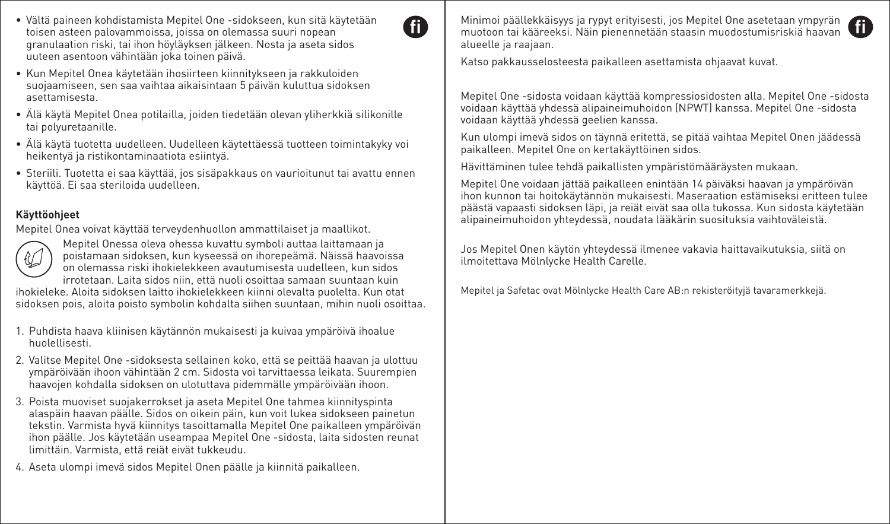- Vältä paineen kohdistamista Mepitel One -sidokseen, kun sitä käytetään toisen asteen palovammoissa, joissa on olemassa suuri nopean granulaation riski, tai ihon höyläyksen jälkeen. Nosta ja aseta sidos uuteen asentoon vähintään joka toinen päivä.
- Kun Mepitel Onea käytetään ihosiirteen kiinnitykseen ja rakkuloiden suojaamiseen, sen saa vaihtaa aikaisintaan 5 päivän kuluttua sidoksen asettamisesta.
- Älä käytä Mepitel Onea potilailla, joiden tiedetään olevan yliherkkiä silikonille tai polyuretaanille.
- Älä käytä tuotetta uudelleen. Uudelleen käytettäessä tuotteen toimintakyky voi heikentyä ja ristikontaminaatiota esiintyä.
- Steriili. Tuotetta ei saa käyttää, jos sisäpakkaus on vaurioitunut tai avattu ennen käyttöä. Ei saa steriloida uudelleen.

**Käyttöohjeet**

Mepitel Onea voivat käyttää terveydenhuollon ammattilaiset ja maallikot.

Mepitel Onessa oleva ohessa kuvattu symboli auttaa laittamaan ja poistamaan sidoksen, kun kyseessä on ihorepeämä. Näissä haavoissa on olemassa riski ihokielekkeen avautumisesta uudelleen, kun sidos irrotetaan. Laita sidos niin, että nuoli osoittaa samaan suuntaan kuin ihokieleke. Aloita sidoksen laitto ihokielekkeen kiinni olevalta puolelta. Kun otat sidoksen pois, aloita poisto symbolin kohdalta siihen suuntaan, mihin nuoli osoittaa.

1. Puhdista haava kliinisen käytännön mukaisesti ja kuivaa ympäröivä ihoalue huolellisesti.
2. Valitse Mepitel One -sidoksesta sellainen koko, että se peittää haavan ja ulottuu ympäröivään ihoon vähintään 2 cm. Sidosta voi tarvittaessa leikata. Suurempien haavojen kohdalla sidoksen on ulotuttava pidemmälle ympäröivään ihoon.
3. Poista muoviset suojakerrokset ja aseta Mepitel One tahmea kiinnityspinta alaspäin haavan päälle. Sidos on oikein päin, kun voit lukea sidokseen painetun tekstin. Varmista hyvä kiinnitys tasoittamalla Mepitel One paikalleen ympäröivän ihon päälle. Jos käytetään useampaa Mepitel One -sidosta, laita sidosten reunat limittäin. Varmista, että reiät eivät tukkeudu.
4. Aseta ulompi imevä sidos Mepitel Onen päälle ja kiinnitä paikalleen.

Minimoi päällekkäisyys ja rypyt erityisesti, jos Mepitel One asetetaan ympyrän muotoon tai kääreeksi. Näin pienennetään staasin muodostumisriskiä haavan alueelle ja raajaan.

Katso pakkausselosteesta paikalleen asettamista ohjaavat kuvat.

Mepitel One -sidosta voidaan käyttää kompressiosidosten alla. Mepitel One -sidosta voidaan käyttää yhdessä alipaineimuhoidon (NPWT) kanssa. Mepitel One -sidosta voidaan käyttää yhdessä geelien kanssa.

Kun ulompi imevä sidos on täynnä eritettä, se pitää vaihtaa Mepitel Onen jäädessä paikalleen. Mepitel One on kertakäyttöinen sidos.

Hävittäminen tulee tehdä paikallisten ympäristömääräysten mukaan.

Mepitel One voidaan jättää paikalleen enintään 14 päiväksi haavan ja ympäröivän ihon kunnon tai hoitokäytännön mukaisesti. Maseraation estämiseksi eritteen tulee päästä vapaasti sidoksen läpi, ja reiät eivät saa olla tukossa. Kun sidosta käytetään alipaineimuhoidon yhteydessä, noudata lääkärin suosituksia vaihtoväleistä.

Jos Mepitel Onen käytön yhteydessä ilmenee vakavia haittavaikutuksia, siitä on ilmoitettava Mölnlycke Health Carelle.

Mepitel ja Safetac ovat Mölnlycke Health Care AB:n rekisteröityjä tavaramerkkejä.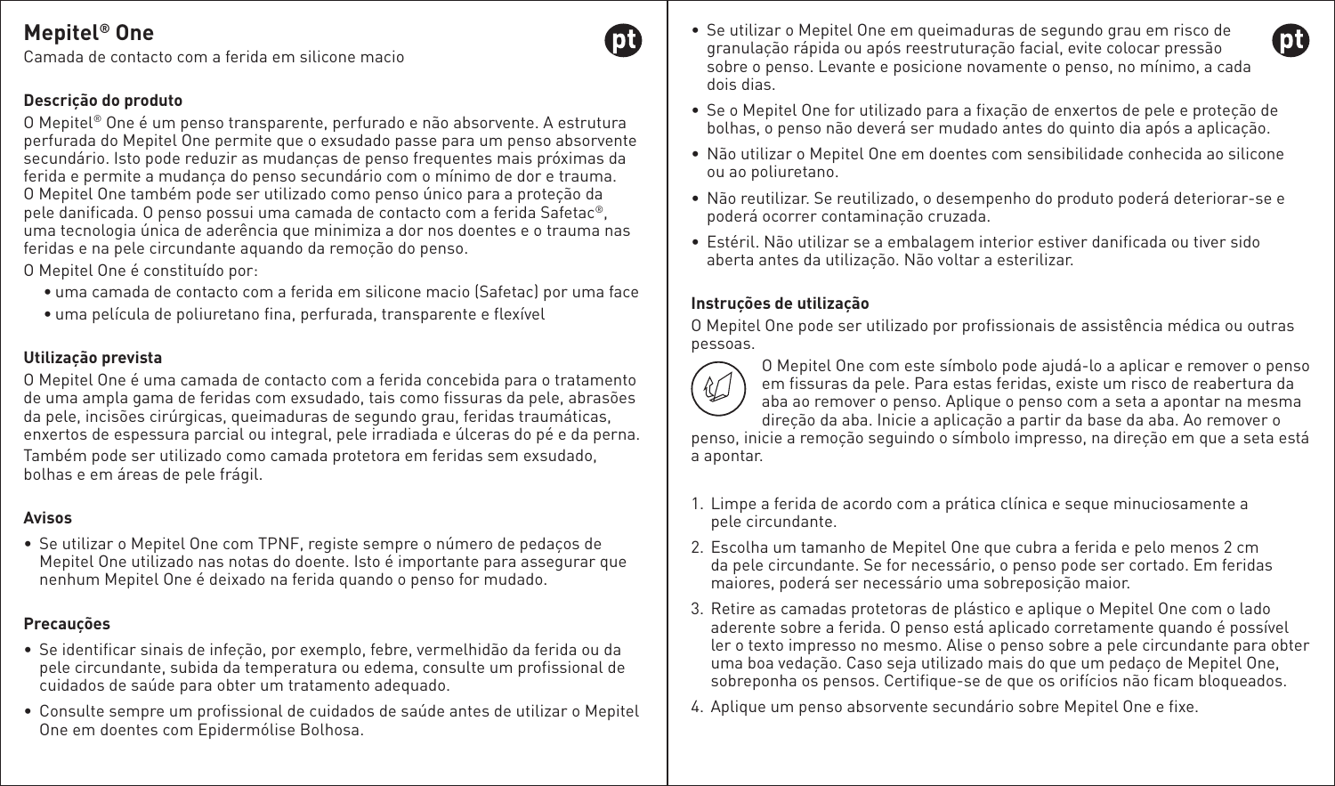# Mepitel® One

Camada de contacto com a ferida em silicone macio

**Descrição do produto**

O Mepitel® One é um penso transparente, perfurado e não absorvente. A estrutura perfurada do Mepitel One permite que o exsudado passe para um penso absorvente secundário. Isto pode reduzir as mudanças de penso frequentes mais próximas da ferida e permite a mudança do penso secundário com o mínimo de dor e trauma. O Mepitel One também pode ser utilizado como penso único para a proteção da pele danificada. O penso possui uma camada de contacto com a ferida Safetac®, uma tecnologia única de aderência que minimiza a dor nos doentes e o trauma nas feridas e na pele circundante aquando da remoção do penso.

O Mepitel One é constituído por:

- uma camada de contacto com a ferida em silicone macio (Safetac) por uma face
- uma película de poliuretano fina, perfurada, transparente e flexível

**Utilização prevista**

O Mepitel One é uma camada de contacto com a ferida concebida para o tratamento de uma ampla gama de feridas com exsudado, tais como fissuras da pele, abrasões da pele, incisões cirúrgicas, queimaduras de segundo grau, feridas traumáticas, enxertos de espessura parcial ou integral, pele irradiada e úlceras do pé e da perna. Também pode ser utilizado como camada protetora em feridas sem exsudado, bolhas e em áreas de pele frágil.

**Avisos**

- Se utilizar o Mepitel One com TPNF, registe sempre o número de pedaços de Mepitel One utilizado nas notas do doente. Isto é importante para assegurar que nenhum Mepitel One é deixado na ferida quando o penso for mudado.

**Precauções**

- Se identificar sinais de infeção, por exemplo, febre, vermelhidão da ferida ou da pele circundante, subida da temperatura ou edema, consulte um profissional de cuidados de saúde para obter um tratamento adequado.
- Consulte sempre um profissional de cuidados de saúde antes de utilizar o Mepitel One em doentes com Epidermólise Bolhosa.
- Se utilizar o Mepitel One em queimaduras de segundo grau em risco de granulação rápida ou após reestruturação facial, evite colocar pressão sobre o penso. Levante e posicione novamente o penso, no mínimo, a cada dois dias.
- Se o Mepitel One for utilizado para a fixação de enxertos de pele e proteção de bolhas, o penso não deverá ser mudado antes do quinto dia após a aplicação.
- Não utilizar o Mepitel One em doentes com sensibilidade conhecida ao silicone ou ao poliuretano.
- Não reutilizar. Se reutilizado, o desempenho do produto poderá deteriorar-se e poderá ocorrer contaminação cruzada.
- Estéril. Não utilizar se a embalagem interior estiver danificada ou tiver sido aberta antes da utilização. Não voltar a esterilizar.

**Instruções de utilização**

O Mepitel One pode ser utilizado por profissionais de assistência médica ou outras pessoas.

O Mepitel One com este símbolo pode ajudá-lo a aplicar e remover o penso em fissuras da pele. Para estas feridas, existe um risco de reabertura da aba ao remover o penso. Aplique o penso com a seta a apontar na mesma direção da aba. Inicie a aplicação a partir da base da aba. Ao remover o penso, inicie a remoção seguindo o símbolo impresso, na direção em que a seta está a apontar.

1. Limpe a ferida de acordo com a prática clínica e seque minuciosamente a pele circundante.
2. Escolha um tamanho de Mepitel One que cubra a ferida e pelo menos 2 cm da pele circundante. Se for necessário, o penso pode ser cortado. Em feridas maiores, poderá ser necessário uma sobreposição maior.
3. Retire as camadas protetoras de plástico e aplique o Mepitel One com o lado aderente sobre a ferida. O penso está aplicado corretamente quando é possível ler o texto impresso no mesmo. Alise o penso sobre a pele circundante para obter uma boa vedação. Caso seja utilizado mais do que um pedaço de Mepitel One, sobreponha os pensos. Certifique-se de que os orifícios não ficam bloqueados.
4. Aplique um penso absorvente secundário sobre Mepitel One e fixe.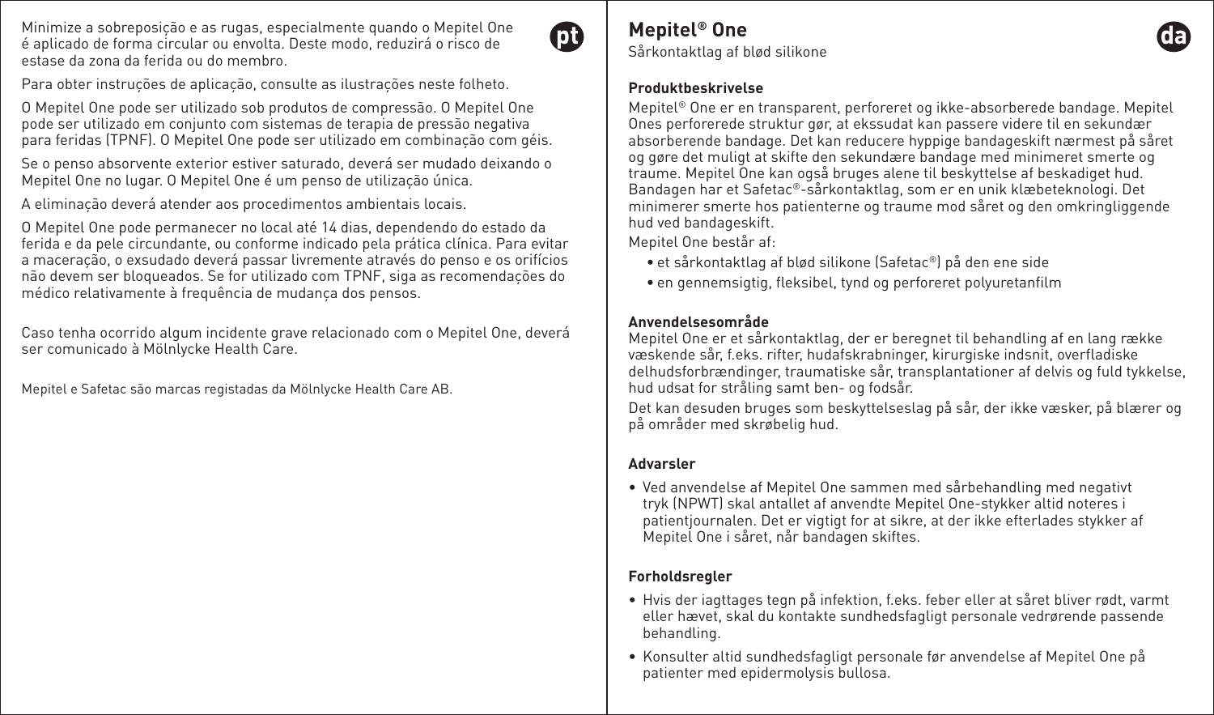Minimize a sobreposição e as rugas, especialmente quando o Mepitel One é aplicado de forma circular ou envolta. Deste modo, reduzirá o risco de estase da zona da ferida ou do membro.

Para obter instruções de aplicação, consulte as ilustrações neste folheto.

O Mepitel One pode ser utilizado sob produtos de compressão. O Mepitel One pode ser utilizado em conjunto com sistemas de terapia de pressão negativa para feridas (TPNF). O Mepitel One pode ser utilizado em combinação com géis.

Se o penso absorvente exterior estiver saturado, deverá ser mudado deixando o Mepitel One no lugar. O Mepitel One é um penso de utilização única.

A eliminação deverá atender aos procedimentos ambientais locais.

O Mepitel One pode permanecer no local até 14 dias, dependendo do estado da ferida e da pele circundante, ou conforme indicado pela prática clínica. Para evitar a maceração, o exsudado deverá passar livremente através do penso e os orifícios não devem ser bloqueados. Se for utilizado com TPNF, siga as recomendações do médico relativamente à frequência de mudança dos pensos.

Caso tenha ocorrido algum incidente grave relacionado com o Mepitel One, deverá ser comunicado à Mölnlycke Health Care.

Mepitel e Safetac são marcas registadas da Mölnlycke Health Care AB.

# Mepitel® One

Sårkontaktlag af blød silikone

### Produktbeskrivelse

Mepitel® One er en transparent, perforeret og ikke-absorberede bandage. Mepitel Ones perforerede struktur gør, at ekssudat kan passere videre til en sekundær absorberende bandage. Det kan reducere hyppige bandageskift nærmest på såret og gøre det muligt at skifte den sekundære bandage med minimeret smerte og traume. Mepitel One kan også bruges alene til beskyttelse af beskadiget hud. Bandagen har et Safetac®-sårkontaktlag, som er en unik klæbeteknologi. Det minimerer smerte hos patienterne og traume mod såret og den omkringliggende hud ved bandageskift.

Mepitel One består af:

- et sårkontaktlag af blød silikone (Safetac®) på den ene side
- en gennemsigtig, fleksibel, tynd og perforeret polyuretanfilm

### Anvendelsesområde

Mepitel One er et sårkontaktlag, der er beregnet til behandling af en lang række væskende sår, f.eks. rifter, hudafskrabninger, kirurgiske indsnit, overfladiske delhudsforbrændinger, traumatiske sår, transplantationer af delvis og fuld tykkelse, hud udsat for stråling samt ben- og fodsår.

Det kan desuden bruges som beskyttelseslag på sår, der ikke væsker, på blærer og på områder med skrøbelig hud.

### Advarsler

- Ved anvendelse af Mepitel One sammen med sårbehandling med negativt tryk (NPWT) skal antallet af anvendte Mepitel One-stykker altid noteres i patientjournalen. Det er vigtigt for at sikre, at der ikke efterlades stykker af Mepitel One i såret, når bandagen skiftes.

### Forholdsregler

- Hvis der iagttages tegn på infektion, f.eks. feber eller at såret bliver rødt, varmt eller hævet, skal du kontakte sundhedsfagligt personale vedrørende passende behandling.
- Konsulter altid sundhedsfagligt personale før anvendelse af Mepitel One på patienter med epidermolysis bullosa.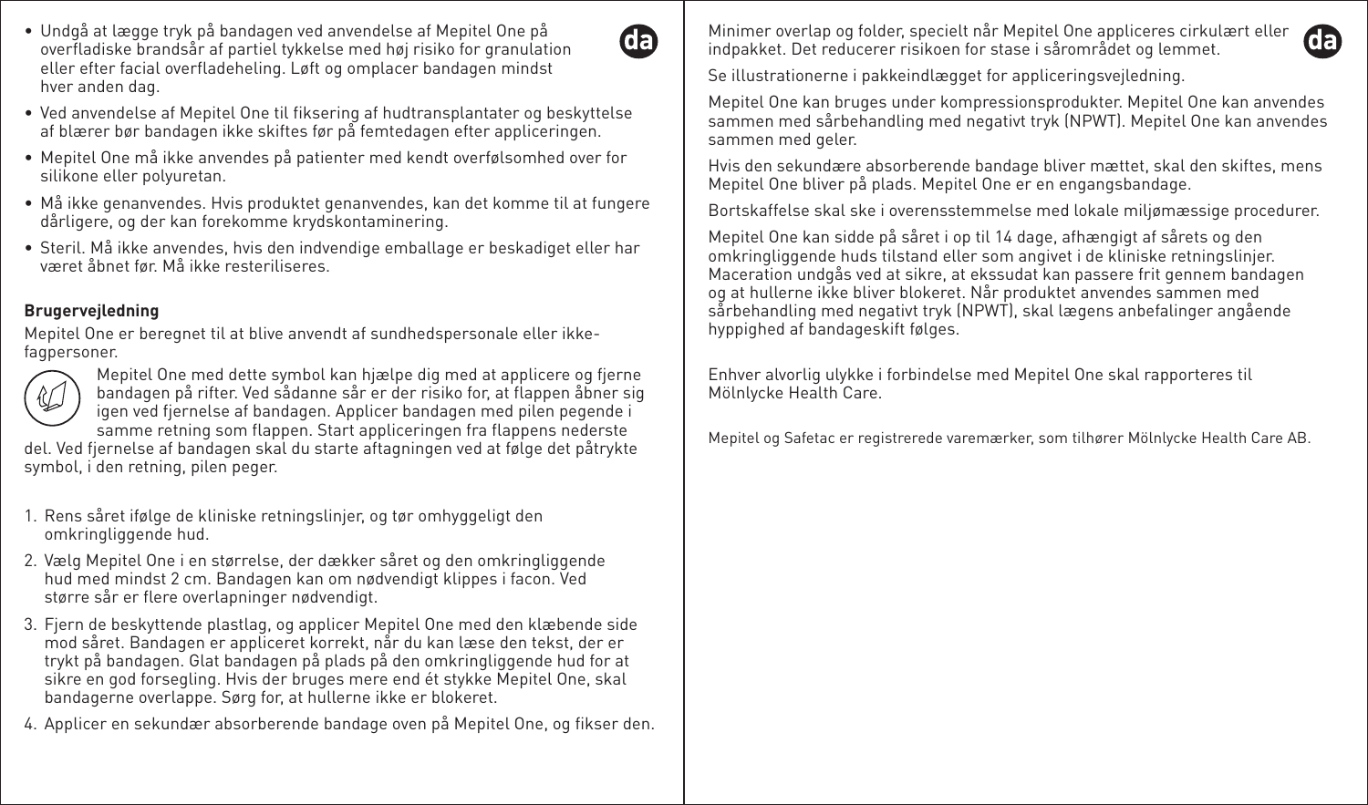- Undgå at lægge tryk på bandagen ved anvendelse af Mepitel One på overfladiske brandsår af partiel tykkelse med høj risiko for granulation eller efter facial overfladeheling. Løft og omplacer bandagen mindst hver anden dag.
- Ved anvendelse af Mepitel One til fiksering af hudtransplantater og beskyttelse af blærer bør bandagen ikke skiftes før på femtedagen efter appliceringen.
- Mepitel One må ikke anvendes på patienter med kendt overfølsomhed over for silikone eller polyuretan.
- Må ikke genanvendes. Hvis produktet genanvendes, kan det komme til at fungere dårligere, og der kan forekomme krydskontaminering.
- Steril. Må ikke anvendes, hvis den indvendige emballage er beskadiget eller har været åbnet før. Må ikke resteriliseres.

**Brugervejledning**

Mepitel One er beregnet til at blive anvendt af sundhedspersonale eller ikke-fagpersoner.

Mepitel One med dette symbol kan hjælpe dig med at applicere og fjerne bandagen på rifter. Ved sådanne sår er der risiko for, at flappen åbner sig igen ved fjernelse af bandagen. Applicer bandagen med pilen pegende i samme retning som flappen. Start appliceringen fra flappens nederste del. Ved fjernelse af bandagen skal du starte aftagningen ved at følge det påtrykte symbol, i den retning, pilen peger.

1. Rens såret ifølge de kliniske retningslinjer, og tør omhyggeligt den omkringliggende hud.
2. Vælg Mepitel One i en størrelse, der dækker såret og den omkringliggende hud med mindst 2 cm. Bandagen kan om nødvendigt klippes i facon. Ved større sår er flere overlapninger nødvendigt.
3. Fjern de beskyttende plastlag, og applicer Mepitel One med den klæbende side mod såret. Bandagen er appliceret korrekt, når du kan læse den tekst, der er trykt på bandagen. Glat bandagen på plads på den omkringliggende hud for at sikre en god forsegling. Hvis der bruges mere end ét stykke Mepitel One, skal bandagerne overlappe. Sørg for, at hullerne ikke er blokeret.
4. Applicer en sekundær absorberende bandage oven på Mepitel One, og fikser den.

Minimer overlap og folder, specielt når Mepitel One appliceres cirkulært eller indpakket. Det reducerer risikoen for stase i sårområdet og lemmet.

Se illustrationerne i pakkeindlægget for appliceringsvejledning.

Mepitel One kan bruges under kompressionsprodukter. Mepitel One kan anvendes sammen med sårbehandling med negativt tryk (NPWT). Mepitel One kan anvendes sammen med geler.

Hvis den sekundære absorberende bandage bliver mættet, skal den skiftes, mens Mepitel One bliver på plads. Mepitel One er en engangsbandage.

Bortskaffelse skal ske i overensstemmelse med lokale miljømæssige procedurer.

Mepitel One kan sidde på såret i op til 14 dage, afhængigt af sårets og den omkringliggende huds tilstand eller som angivet i de kliniske retningslinjer. Maceration undgås ved at sikre, at ekssudat kan passere frit gennem bandagen og at hullerne ikke bliver blokeret. Når produktet anvendes sammen med sårbehandling med negativt tryk (NPWT), skal lægens anbefalinger angående hyppighed af bandageskift følges.

Enhver alvorlig ulykke i forbindelse med Mepitel One skal rapporteres til Mölnlycke Health Care.

Mepitel og Safetac er registrerede varemærker, som tilhører Mölnlycke Health Care AB.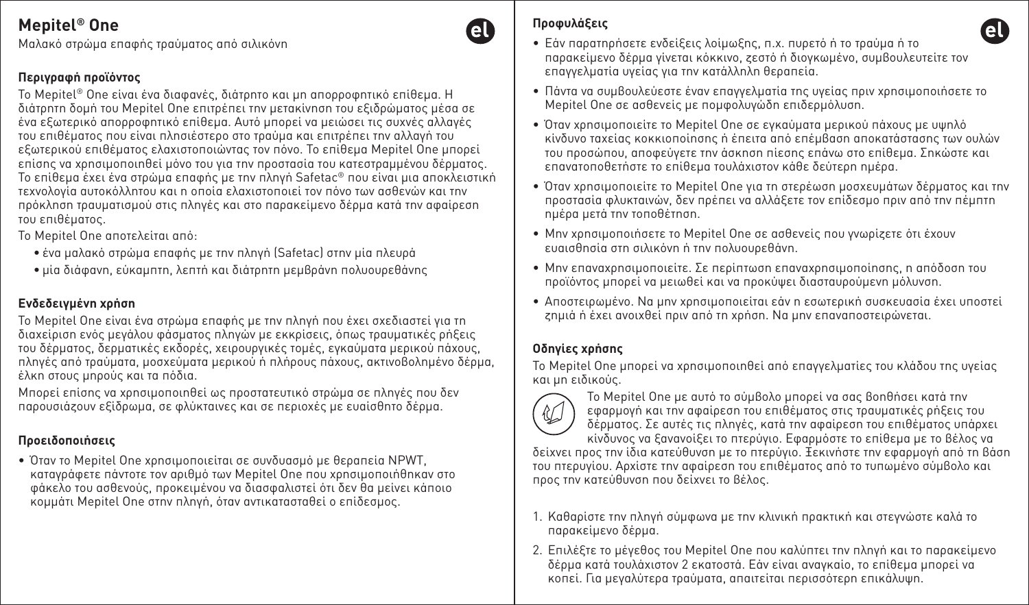# Mepitel® One

Μαλακό στρώμα επαφής τραύματος από σιλικόνη

### Περιγραφή προϊόντος

Το Mepitel® One είναι ένα διαφανές, διάτρητο και μη απορροφητικό επίθεμα. Η διάτρητη δομή του Mepitel One επιτρέπει την μετακίνηση του εξιδρώματος μέσα σε ένα εξωτερικό απορροφητικό επίθεμα. Αυτό μπορεί να μειώσει τις συχνές αλλαγές του επιθέματος που είναι πλησιέστερο στο τραύμα και επιτρέπει την αλλαγή του εξωτερικού επιθέματος ελαχιστοποιώντας τον πόνο. Το επίθεμα Mepitel One μπορεί επίσης να χρησιμοποιηθεί μόνο του για την προστασία του κατεστραμμένου δέρματος. Το επίθεμα έχει ένα στρώμα επαφής με την πληγή Safetac® που είναι μια αποκλειστική τεχνολογία αυτοκόλλητου και η οποία ελαχιστοποιεί τον πόνο των ασθενών και την πρόκληση τραυματισμού στις πληγές και στο παρακείμενο δέρμα κατά την αφαίρεση του επιθέματος.

Το Mepitel One αποτελείται από:

- ένα μαλακό στρώμα επαφής με την πληγή (Safetac) στην μία πλευρά
- μία διάφανη, εύκαμπτη, λεπτή και διάτρητη μεμβράνη πολυουρεθάνης

### Ενδεδειγμένη χρήση

Το Mepitel One είναι ένα στρώμα επαφής με την πληγή που έχει σχεδιαστεί για τη διαχείριση ενός μεγάλου φάσματος πληγών με εκκρίσεις, όπως τραυματικές ρήξεις του δέρματος, δερματικές εκδορές, χειρουργικές τομές, εγκαύματα μερικού πάχους, πληγές από τραύματα, μοσχεύματα μερικού ή πλήρους πάχους, ακτινοβολημένο δέρμα, έλκη στους μηρούς και τα πόδια.

Μπορεί επίσης να χρησιμοποιηθεί ως προστατευτικό στρώμα σε πληγές που δεν παρουσιάζουν εξίδρωμα, σε φλύκταινες και σε περιοχές με ευαίσθητο δέρμα.

### Προειδοποιήσεις

- Όταν το Mepitel One χρησιμοποιείται σε συνδυασμό με θεραπεία NPWT, καταγράφετε πάντοτε τον αριθμό των Mepitel One που χρησιμοποιήθηκαν στο φάκελο του ασθενούς, προκειμένου να διασφαλιστεί ότι δεν θα μείνει κάποιο κομμάτι Mepitel One στην πληγή, όταν αντικατασταθεί ο επίδεσμος.

### Προφυλάξεις

- Εάν παρατηρήσετε ενδείξεις λοίμωξης, π.χ. πυρετό ή το τραύμα ή το παρακείμενο δέρμα γίνεται κόκκινο, ζεστό ή διογκωμένο, συμβουλευτείτε τον επαγγελματία υγείας για την κατάλληλη θεραπεία.
- Πάντα να συμβουλεύεστε έναν επαγγελματία της υγείας πριν χρησιμοποιήσετε το Mepitel One σε ασθενείς με πομφολυγώδη επιδερμόλυση.
- Όταν χρησιμοποιείτε το Mepitel One σε εγκαύματα μερικού πάχους με υψηλό κίνδυνο ταχείας κοκκιοποίησης ή έπειτα από επέμβαση αποκατάστασης των ουλών του προσώπου, αποφεύγετε την άσκηση πίεσης επάνω στο επίθεμα. Σηκώστε και επανατοποθετήστε το επίθεμα τουλάχιστον κάθε δεύτερη ημέρα.
- Όταν χρησιμοποιείτε το Mepitel One για τη στερέωση μοσχευμάτων δέρματος και την προστασία φλυκταινών, δεν πρέπει να αλλάξετε τον επίδεσμο πριν από την πέμπτη ημέρα μετά την τοποθέτηση.
- Μην χρησιμοποιήσετε το Mepitel One σε ασθενείς που γνωρίζετε ότι έχουν ευαισθησία στη σιλικόνη ή την πολυουρεθάνη.
- Μην επαναχρησιμοποιείτε. Σε περίπτωση επαναχρησιμοποίησης, η απόδοση του προϊόντος μπορεί να μειωθεί και να προκύψει διασταυρούμενη μόλυνση.
- Αποστειρωμένο. Να μην χρησιμοποιείται εάν η εσωτερική συσκευασία έχει υποστεί ζημιά ή έχει ανοιχθεί πριν από τη χρήση. Να μην επαναποστειρώνεται.

### Οδηγίες χρήσης

Το Mepitel One μπορεί να χρησιμοποιηθεί από επαγγελματίες του κλάδου της υγείας και μη ειδικούς.

Το Mepitel One με αυτό το σύμβολο μπορεί να σας βοηθήσει κατά την εφαρμογή και την αφαίρεση του επιθέματος στις τραυματικές ρήξεις του δέρματος. Σε αυτές τις πληγές, κατά την αφαίρεση του επιθέματος υπάρχει κίνδυνος να ξανανοίξει το πτερύγιο. Εφαρμόστε το επίθεμα με το βέλος να δείχνει προς την ίδια κατεύθυνση με το πτερύγιο. Ξεκινήστε την εφαρμογή από τη βάση του πτερυγίου. Αρχίστε την αφαίρεση του επιθέματος από το τυπωμένο σύμβολο και προς την κατεύθυνση που δείχνει το βέλος.

1. Καθαρίστε την πληγή σύμφωνα με την κλινική πρακτική και στεγνώστε καλά το παρακείμενο δέρμα.
2. Επιλέξτε το μέγεθος του Mepitel One που καλύπτει την πληγή και το παρακείμενο δέρμα κατά τουλάχιστον 2 εκατοστά. Εάν είναι αναγκαίο, το επίθεμα μπορεί να κοπεί. Για μεγαλύτερα τραύματα, απαιτείται περισσότερη επικάλυψη.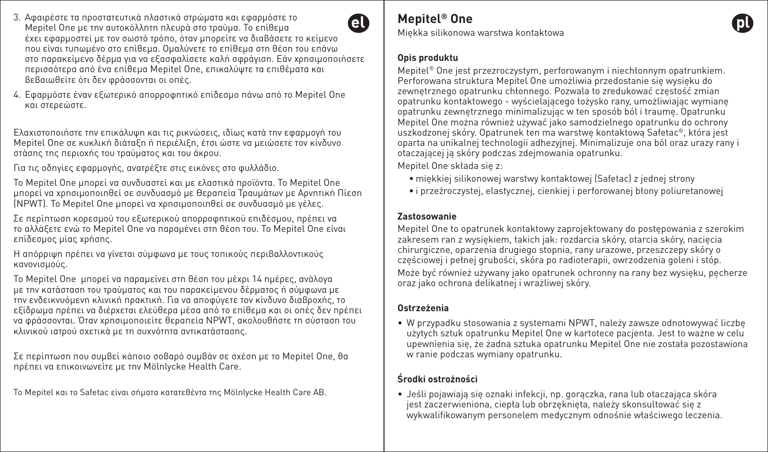3. Αφαιρέστε τα προστατευτικά πλαστικά στρώματα και εφαρμόστε το Mepitel One με την αυτοκόλλητη πλευρά στο τραύμα. Το επίθεμα έχει εφαρμοστεί με τον σωστό τρόπο, όταν μπορείτε να διαβάσετε το κείμενο που είναι τυπωμένο στο επίθεμα. Ομαλύνετε το επίθεμα στη θέση του επάνω στο παρακείμενο δέρμα για να εξασφαλίσετε καλή σφράγιση. Εάν χρησιμοποιήσετε περισσότερα από ένα επίθεμα Mepitel One, επικαλύψτε τα επιθέματα και βεβαιωθείτε ότι δεν φράσσονται οι οπές.
4. Εφαρμόστε έναν εξωτερικό απορροφητικό επίδεσμο πάνω από το Mepitel One και στερεώστε.

Ελαχιστοποιήστε την επικάλυψη και τις ρικνώσεις, ιδίως κατά την εφαρμογή του Mepitel One σε κυκλική διάταξη ή περιέλιξη, έτσι ώστε να μειώσετε τον κίνδυνο στάσης της περιοχής του τραύματος και του άκρου.

Για τις οδηγίες εφαρμογής, ανατρέξτε στις εικόνες στο φυλλάδιο.

Το Mepitel One μπορεί να συνδυαστεί και με ελαστικά προϊόντα. Το Mepitel One μπορεί να χρησιμοποιηθεί σε συνδυασμό με Θεραπεία Τραυμάτων με Αρνητική Πίεση (NPWT). Το Mepitel One μπορεί να χρησιμοποιηθεί σε συνδυασμό με γέλες.

Σε περίπτωση κορεσμού του εξωτερικού απορροφητικού επιδέσμου, πρέπει να το αλλάξετε ενώ το Mepitel One να παραμένει στη θέση του. Το Mepitel One είναι επίδεσμος μίας χρήσης.

Η απόρριψη πρέπει να γίνεται σύμφωνα με τους τοπικούς περιβαλλοντικούς κανονισμούς.

Το Mepitel One μπορεί να παραμείνει στη θέση του μέχρι 14 ημέρες, ανάλογα με την κατάσταση του τραύματος και του παρακείμενου δέρματος ή σύμφωνα με την ενδεικνυόμενη κλινική πρακτική. Για να αποφύγετε τον κίνδυνο διαβροχής, το εξίδρωμα πρέπει να διέρχεται ελεύθερα μέσα από το επίθεμα και οι οπές δεν πρέπει να φράσσονται. Όταν χρησιμοποιείτε θεραπεία NPWT, ακολουθήστε τη σύσταση του κλινικού ιατρού σχετικά με τη συχνότητα αντικατάστασης.

Σε περίπτωση που συμβεί κάποιο σοβαρό συμβάν σε σχέση με το Mepitel One, θα πρέπει να επικοινωνείτε με την Mölnlycke Health Care.

Το Mepitel και το Safetac είναι σήματα κατατεθέντα της Mölnlycke Health Care AB.

# Mepitel® One

Miękka silikonowa warstwa kontaktowa

### Opis produktu

Mepitel® One jest przezroczystym, perforowanym i niechłonnym opatrunkiem. Perforowana struktura Mepitel One umożliwia przedostanie się wysięku do zewnętrznego opatrunku chłonnego. Pozwala to zredukować częstość zmian opatrunku kontaktowego - wyścielającego łożysko rany, umożliwiając wymianę opatrunku zewnętrznego minimalizując w ten sposób ból i traumę. Opatrunku Mepitel One można również używać jako samodzielnego opatrunku do ochrony uszkodzonej skóry. Opatrunek ten ma warstwę kontaktową Safetac®, która jest oparta na unikalnej technologii adhezyjnej. Minimalizuje ona ból oraz urazy rany i otaczającej ją skóry podczas zdejmowania opatrunku.

Mepitel One składa się z:

- miękkiej silikonowej warstwy kontaktowej (Safetac) z jednej strony
- i przeźroczystej, elastycznej, cienkiej i perforowanej błony poliuretanowej

### Zastosowanie

Mepitel One to opatrunek kontaktowy zaprojektowany do postępowania z szerokim zakresem ran z wysiękiem, takich jak: rozdarcia skóry, otarcia skóry, nacięcia chirurgiczne, oparzenia drugiego stopnia, rany urazowe, przeszczepy skóry o częściowej i pełnej grubości, skóra po radioterapii, owrzodzenia goleni i stóp.

Może być również używany jako opatrunek ochronny na rany bez wysięku, pęcherze oraz jako ochrona delikatnej i wrażliwej skóry.

### Ostrzeżenia

- W przypadku stosowania z systemami NPWT, należy zawsze odnotowywać liczbę użytych sztuk opatrunku Mepitel One w kartotece pacjenta. Jest to ważne w celu upewnienia się, że żadna sztuka opatrunku Mepitel One nie została pozostawiona w ranie podczas wymiany opatrunku.

### Środki ostrożności

- Jeśli pojawiają się oznaki infekcji, np. gorączka, rana lub otaczająca skóra jest zaczerwieniona, ciepła lub obrzęknięta, należy skonsultować się z wykwalifikowanym personelem medycznym odnośnie właściwego leczenia.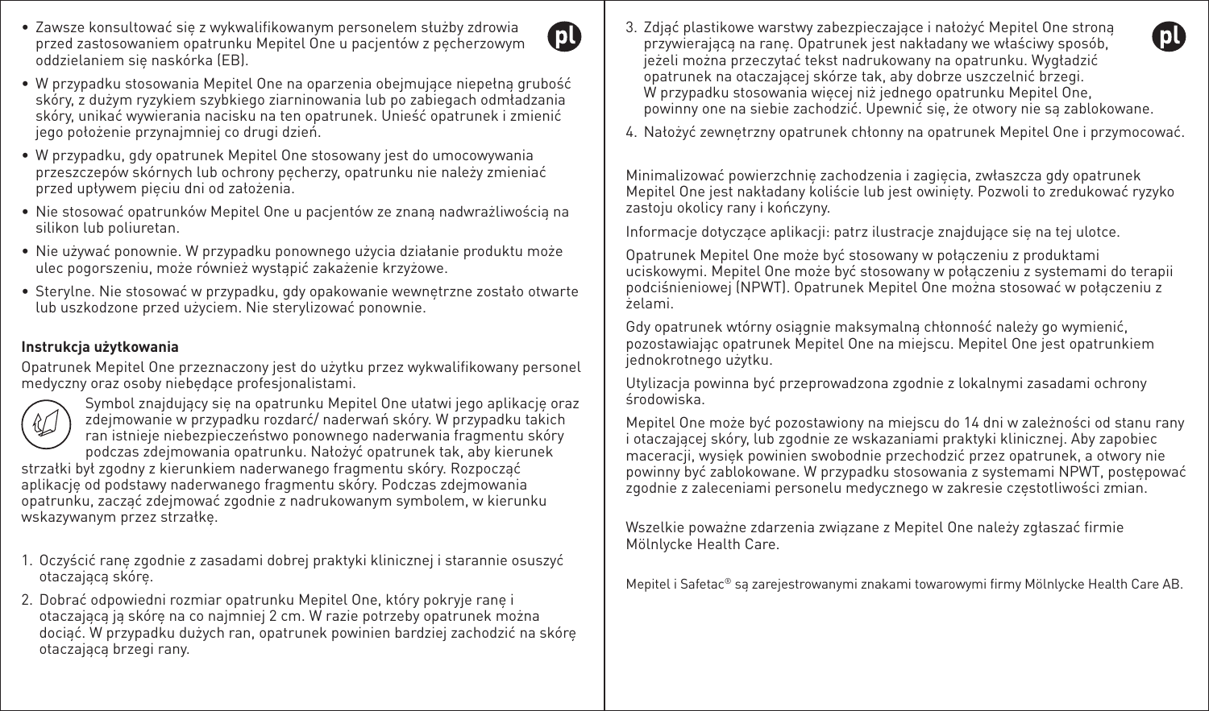- Zawsze konsultować się z wykwalifikowanym personelem służby zdrowia przed zastosowaniem opatrunku Mepitel One u pacjentów z pęcherzowym oddzielaniem się naskórka (EB).
- W przypadku stosowania Mepitel One na oparzenia obejmujące niepełną grubość skóry, z dużym ryzykiem szybkiego ziarninowania lub po zabiegach odmładzania skóry, unikać wywierania nacisku na ten opatrunek. Unieść opatrunek i zmienić jego położenie przynajmniej co drugi dzień.
- W przypadku, gdy opatrunek Mepitel One stosowany jest do umocowywania przeszczepów skórnych lub ochrony pęcherzy, opatrunku nie należy zmieniać przed upływem pięciu dni od założenia.
- Nie stosować opatrunków Mepitel One u pacjentów ze znaną nadwrażliwością na silikon lub poliuretan.
- Nie używać ponownie. W przypadku ponownego użycia działanie produktu może ulec pogorszeniu, może również wystąpić zakażenie krzyżowe.
- Sterylne. Nie stosować w przypadku, gdy opakowanie wewnętrzne zostało otwarte lub uszkodzone przed użyciem. Nie sterylizować ponownie.

**Instrukcja użytkowania**

Opatrunek Mepitel One przeznaczony jest do użytku przez wykwalifikowany personel medyczny oraz osoby niebędące profesjonalistami.

Symbol znajdujący się na opatrunku Mepitel One ułatwi jego aplikację oraz zdejmowanie w przypadku rozdarć/ naderwań skóry. W przypadku takich ran istnieje niebezpieczeństwo ponownego naderwania fragmentu skóry podczas zdejmowania opatrunku. Nałożyć opatrunek tak, aby kierunek strzałki był zgodny z kierunkiem naderwanego fragmentu skóry. Rozpocząć aplikację od podstawy naderwanego fragmentu skóry. Podczas zdejmowania opatrunku, zacząć zdejmować zgodnie z nadrukowanym symbolem, w kierunku wskazywanym przez strzałkę.

1. Oczyścić ranę zgodnie z zasadami dobrej praktyki klinicznej i starannie osuszyć otaczającą skórę.
2. Dobrać odpowiedni rozmiar opatrunku Mepitel One, który pokryje ranę i otaczającą ją skórę na co najmniej 2 cm. W razie potrzeby opatrunek można dociąć. W przypadku dużych ran, opatrunek powinien bardziej zachodzić na skórę otaczającą brzegi rany.
3. Zdjąć plastikowe warstwy zabezpieczające i nałożyć Mepitel One stroną przywierającą na ranę. Opatrunek jest nakładany we właściwy sposób, jeżeli można przeczytać tekst nadrukowany na opatrunku. Wygładzić opatrunek na otaczającej skórze tak, aby dobrze uszczelnić brzegi. W przypadku stosowania więcej niż jednego opatrunku Mepitel One, powinny one na siebie zachodzić. Upewnić się, że otwory nie są zablokowane.
4. Nałożyć zewnętrzny opatrunek chłonny na opatrunek Mepitel One i przymocować.

Minimalizować powierzchnię zachodzenia i zagięcia, zwłaszcza gdy opatrunek Mepitel One jest nakładany koliście lub jest owinięty. Pozwoli to zredukować ryzyko zastoju okolicy rany i kończyny.

Informacje dotyczące aplikacji: patrz ilustracje znajdujące się na tej ulotce.

Opatrunek Mepitel One może być stosowany w połączeniu z produktami uciskowymi. Mepitel One może być stosowany w połączeniu z systemami do terapii podciśnieniowej (NPWT). Opatrunek Mepitel One można stosować w połączeniu z żelami.

Gdy opatrunek wtórny osiągnie maksymalną chłonność należy go wymienić, pozostawiając opatrunek Mepitel One na miejscu. Mepitel One jest opatrunkiem jednokrotnego użytku.

Utylizacja powinna być przeprowadzona zgodnie z lokalnymi zasadami ochrony środowiska.

Mepitel One może być pozostawiony na miejscu do 14 dni w zależności od stanu rany i otaczającej skóry, lub zgodnie ze wskazaniami praktyki klinicznej. Aby zapobiec maceracji, wysięk powinien swobodnie przechodzić przez opatrunek, a otwory nie powinny być zablokowane. W przypadku stosowania z systemami NPWT, postępować zgodnie z zaleceniami personelu medycznego w zakresie częstotliwości zmian.

Wszelkie poważne zdarzenia związane z Mepitel One należy zgłaszać firmie Mölnlycke Health Care.

Mepitel i Safetac® są zarejestrowanymi znakami towarowymi firmy Mölnlycke Health Care AB.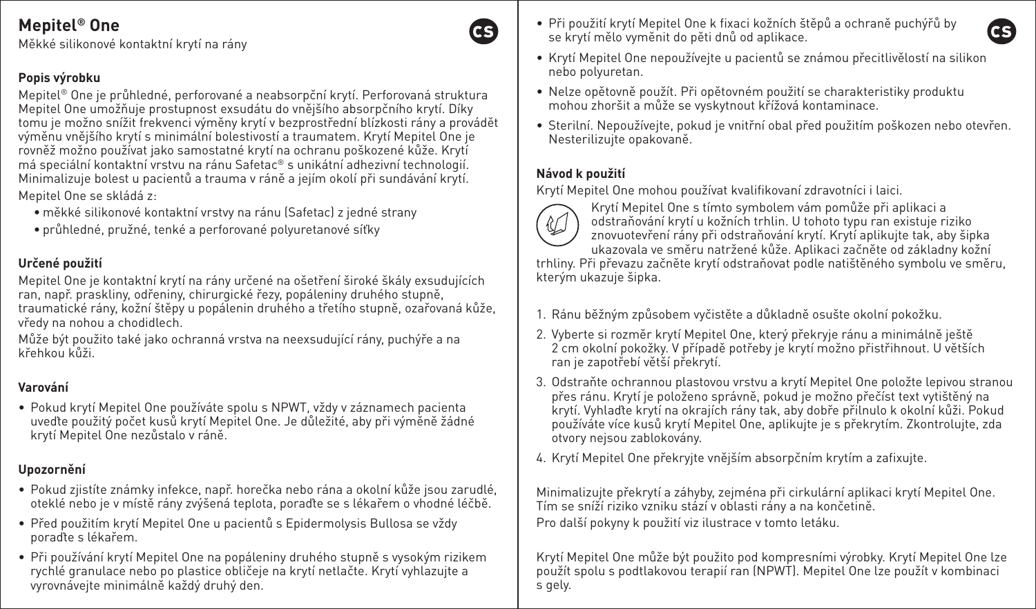# Mepitel® One

Měkké silikonové kontaktní krytí na rány

### Popis výrobku

Mepitel® One je průhledné, perforované a neabsorpční krytí. Perforovaná struktura Mepitel One umožňuje prostupnost exsudátu do vnějšího absorpčního krytí. Díky tomu je možno snížit frekvenci výměny krytí v bezprostřední blízkosti rány a provádět výměnu vnějšího krytí s minimální bolestivostí a traumatem. Krytí Mepitel One je rovněž možno používat jako samostatné krytí na ochranu poškozené kůže. Krytí má speciální kontaktní vrstvu na ránu Safetac® s unikátní adhezivní technologií. Minimalizuje bolest u pacientů a trauma v ráně a jejím okolí při sundávání krytí.

Mepitel One se skládá z:

- měkké silikonové kontaktní vrstvy na ránu (Safetac) z jedné strany
- průhledné, pružné, tenké a perforované polyuretanové síťky

### Určené použití

Mepitel One je kontaktní krytí na rány určené na ošetření široké škály exsudujících ran, např. praskliny, odřeniny, chirurgické řezy, popáleniny druhého stupně, traumatické rány, kožní štěpy u popálenin druhého a třetího stupně, ozařovaná kůže, vředy na nohou a chodidlech.

Může být použito také jako ochranná vrstva na neexsudující rány, puchýře a na křehkou kůži.

### Varování

- Pokud krytí Mepitel One používáte spolu s NPWT, vždy v záznamech pacienta uveďte použitý počet kusů krytí Mepitel One. Je důležité, aby při výměně žádné krytí Mepitel One nezůstalo v ráně.

### Upozornění

- Pokud zjistíte známky infekce, např. horečka nebo rána a okolní kůže jsou zarudlé, oteklé nebo je v místě rány zvýšená teplota, poraďte se s lékařem o vhodné léčbě.
- Před použitím krytí Mepitel One u pacientů s Epidermolysis Bullosa se vždy poraďte s lékařem.
- Při používání krytí Mepitel One na popáleniny druhého stupně s vysokým rizikem rychlé granulace nebo po plastice obličeje na krytí netlačte. Krytí vyhlazujte a vyrovnávejte minimálně každý druhý den.
- Při použití krytí Mepitel One k fixaci kožních štěpů a ochraně puchýřů by se krytí mělo vyměnit do pěti dnů od aplikace.
- Krytí Mepitel One nepoužívejte u pacientů se známou přecitlivělostí na silikon nebo polyuretan.
- Nelze opětovně použít. Při opětovném použití se charakteristiky produktu mohou zhoršit a může se vyskytnout křížová kontaminace.
- Sterilní. Nepoužívejte, pokud je vnitřní obal před použitím poškozen nebo otevřen. Nesterilizujte opakovaně.

### Návod k použití

Krytí Mepitel One mohou používat kvalifikovaní zdravotníci i laici.

Krytí Mepitel One s tímto symbolem vám pomůže při aplikaci a odstraňování krytí u kožních trhlin. U tohoto typu ran existuje riziko znovuotevření rány při odstraňování krytí. Krytí aplikujte tak, aby šipka ukazovala ve směru natržené kůže. Aplikaci začněte od základny kožní trhliny. Při převazu začněte krytí odstraňovat podle natištěného symbolu ve směru, kterým ukazuje šipka.

1. Ránu běžným způsobem vyčistěte a důkladně osušte okolní pokožku.
2. Vyberte si rozměr krytí Mepitel One, který překryje ránu a minimálně ještě 2 cm okolní pokožky. V případě potřeby je krytí možno přistřihnout. U větších ran je zapotřebí větší překrytí.
3. Odstraňte ochrannou plastovou vrstvu a krytí Mepitel One položte lepivou stranou přes ránu. Krytí je položeno správně, pokud je možno přečíst text vytištěný na krytí. Vyhlaďte krytí na okrajích rány tak, aby dobře přilnulo k okolní kůži. Pokud používáte více kusů krytí Mepitel One, aplikujte je s překrytím. Zkontrolujte, zda otvory nejsou zablokovány.
4. Krytí Mepitel One překryjte vnějším absorpčním krytím a zafixujte.

Minimalizujte překrytí a záhyby, zejména při cirkulární aplikaci krytí Mepitel One. Tím se sníží riziko vzniku stází v oblasti rány a na končetině.

Pro další pokyny k použití viz ilustrace v tomto letáku.

Krytí Mepitel One může být použito pod kompresními výrobky. Krytí Mepitel One lze použít spolu s podtlakovou terapií ran (NPWT). Mepitel One lze použít v kombinaci s gely.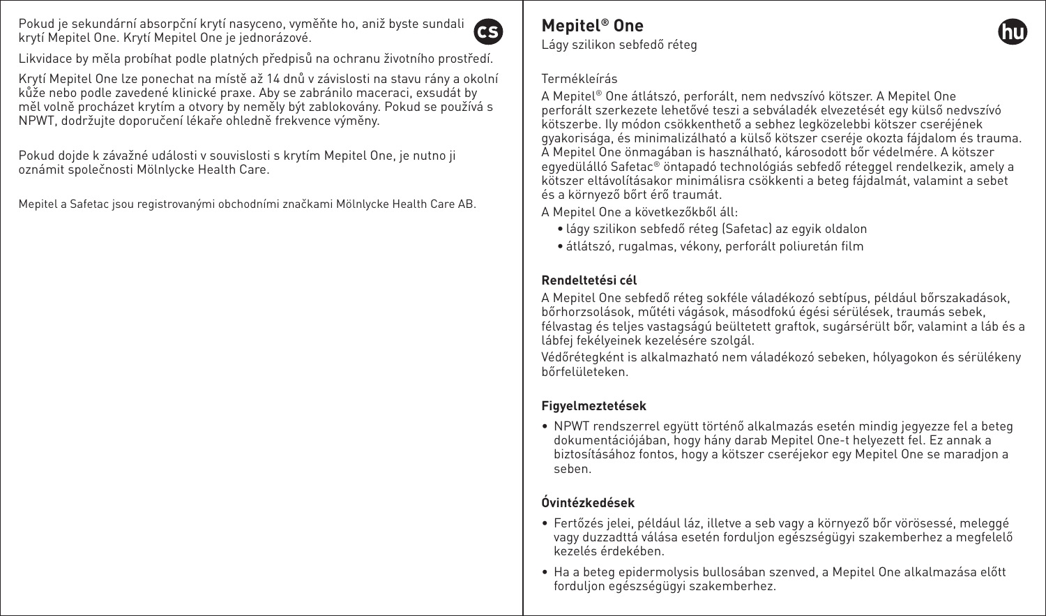Pokud je sekundární absorpční krytí nasyceno, vyměňte ho, aniž byste sundali krytí Mepitel One. Krytí Mepitel One je jednorázové.

Likvidace by měla probíhat podle platných předpisů na ochranu životního prostředí.

Krytí Mepitel One lze ponechat na místě až 14 dnů v závislosti na stavu rány a okolní kůže nebo podle zavedené klinické praxe. Aby se zabránilo maceraci, exsudát by měl volně procházet krytím a otvory by neměly být zablokovány. Pokud se používá s NPWT, dodržujte doporučení lékaře ohledně frekvence výměny.

Pokud dojde k závažné události v souvislosti s krytím Mepitel One, je nutno ji oznámit společnosti Mölnlycke Health Care.

Mepitel a Safetac jsou registrovanými obchodními značkami Mölnlycke Health Care AB.

# Mepitel® One

Lágy szilikon sebfedő réteg

Termékleírás

A Mepitel® One átlátszó, perforált, nem nedvszívó kötszer. A Mepitel One perforált szerkezete lehetővé teszi a sebváladék elvezetését egy külső nedvszívó kötszerbe. Ily módon csökkenthető a sebhez legközelebbi kötszer cseréjének gyakorisága, és minimalizálható a külső kötszer cseréje okozta fájdalom és trauma. A Mepitel One önmagában is használható, károsodott bőr védelmére. A kötszer egyedülálló Safetac® öntapadó technológiás sebfedő réteggel rendelkezik, amely a kötszer eltávolításakor minimálisra csökkenti a beteg fájdalmát, valamint a sebet és a környező bőrt érő traumát.

A Mepitel One a következőkből áll:

- lágy szilikon sebfedő réteg (Safetac) az egyik oldalon
- átlátszó, rugalmas, vékony, perforált poliuretán film

**Rendeltetési cél**

A Mepitel One sebfedő réteg sokféle váladékozó sebtípus, például bőrszakadások, bőrhorzsolások, műtéti vágások, másodfokú égési sérülések, traumás sebek, félvastag és teljes vastagságú beültetett graftok, sugársérült bőr, valamint a láb és a lábfej fekélyeinek kezelésére szolgál.

Védőrétegként is alkalmazható nem váladékozó sebeken, hólyagokon és sérülékeny bőrfelületeken.

**Figyelmeztetések**

- NPWT rendszerrel együtt történő alkalmazás esetén mindig jegyezze fel a beteg dokumentációjában, hogy hány darab Mepitel One-t helyezett fel. Ez annak a biztosításához fontos, hogy a kötszer cseréjekor egy Mepitel One se maradjon a seben.

**Óvintézkedések**

- Fertőzés jelei, például láz, illetve a seb vagy a környező bőr vörösessé, meleggé vagy duzzadttá válása esetén forduljon egészségügyi szakemberhez a megfelelő kezelés érdekében.
- Ha a beteg epidermolysis bullosában szenved, a Mepitel One alkalmazása előtt forduljon egészségügyi szakemberhez.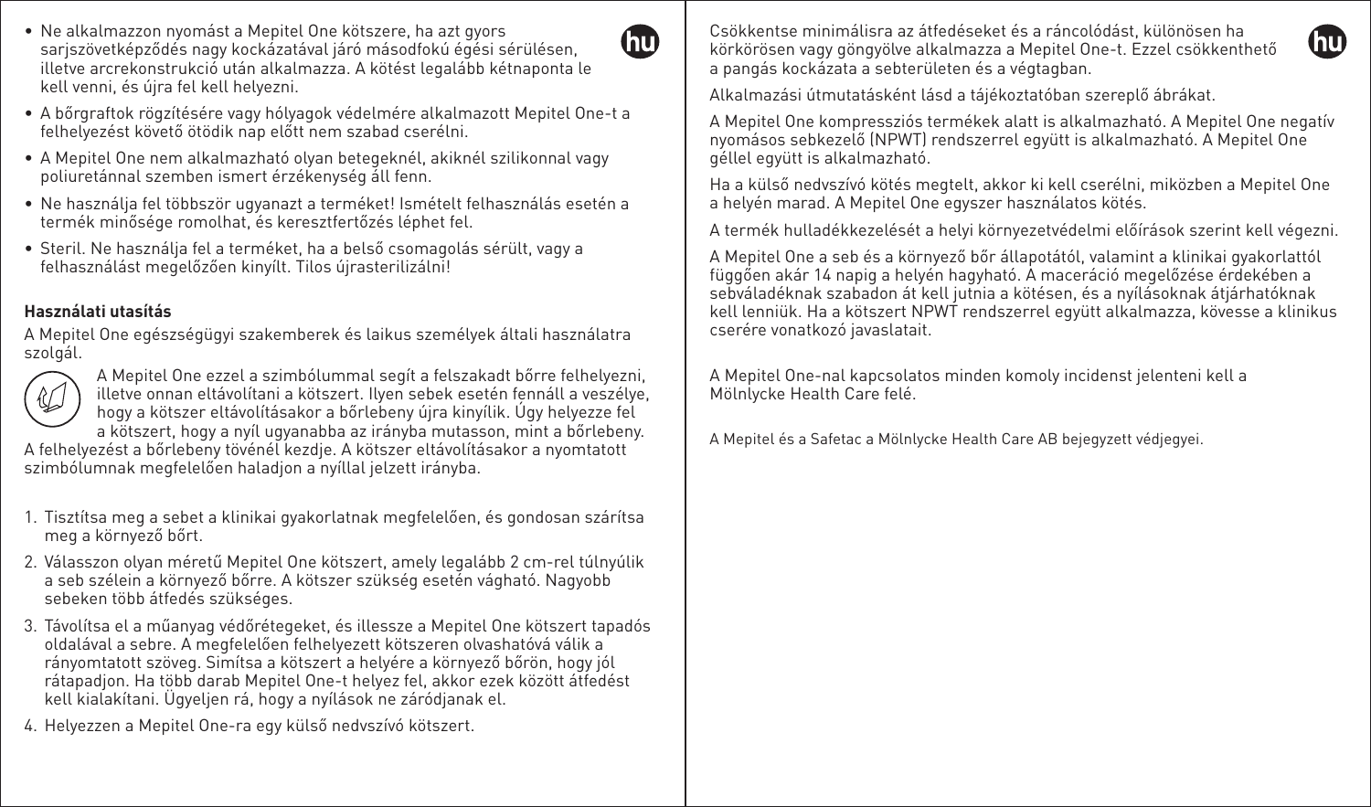- Ne alkalmazzon nyomást a Mepitel One kötszere, ha azt gyors sarjszövetképződés nagy kockázatával járó másodfokú égési sérülésen, illetve arcrekonstrukció után alkalmazza. A kötést legalább kétnaponta le kell venni, és újra fel kell helyezni.
- A bőrgraftok rögzítésére vagy hólyagok védelmére alkalmazott Mepitel One-t a felhelyezést követő ötödik nap előtt nem szabad cserélni.
- A Mepitel One nem alkalmazható olyan betegeknél, akiknél szilikonnal vagy poliuretánnal szemben ismert érzékenység áll fenn.
- Ne használja fel többször ugyanazt a terméket! Ismételt felhasználás esetén a termék minősége romolhat, és keresztfertőzés léphet fel.
- Steril. Ne használja fel a terméket, ha a belső csomagolás sérült, vagy a felhasználást megelőzően kinyílt. Tilos újrasterilizálni!

**Használati utasítás**

A Mepitel One egészségügyi szakemberek és laikus személyek általi használatra szolgál.

A Mepitel One ezzel a szimbólummal segít a felszakadt bőrre felhelyezni, illetve onnan eltávolítani a kötszert. Ilyen sebek esetén fennáll a veszélye, hogy a kötszer eltávolításakor a bőrlebeny újra kinyílik. Úgy helyezze fel a kötszert, hogy a nyíl ugyanabba az irányba mutasson, mint a bőrlebeny. A felhelyezést a bőrlebeny tövénél kezdje. A kötszer eltávolításakor a nyomtatott szimbólumnak megfelelően haladjon a nyíllal jelzett irányba.

1. Tisztítsa meg a sebet a klinikai gyakorlatnak megfelelően, és gondosan szárítsa meg a környező bőrt.
2. Válasszon olyan méretű Mepitel One kötszert, amely legalább 2 cm-rel túlnyúlik a seb szélein a környező bőrre. A kötszer szükség esetén vágható. Nagyobb sebeken több átfedés szükséges.
3. Távolítsa el a műanyag védőrétegeket, és illessze a Mepitel One kötszert tapadós oldalával a sebre. A megfelelően felhelyezett kötszeren olvashatóvá válik a rányomtatott szöveg. Simítsa a kötszert a helyére a környező bőrön, hogy jól rátapadjon. Ha több darab Mepitel One-t helyez fel, akkor ezek között átfedést kell kialakítani. Ügyeljen rá, hogy a nyílások ne záródjanak el.
4. Helyezzen a Mepitel One-ra egy külső nedvszívó kötszert.

Csökkentse minimálisra az átfedéseket és a ráncolódást, különösen ha körkörösen vagy göngyölve alkalmazza a Mepitel One-t. Ezzel csökkenthető a pangás kockázata a sebterületen és a végtagban.

Alkalmazási útmutatásként lásd a tájékoztatóban szereplő ábrákat.

A Mepitel One kompressziós termékek alatt is alkalmazható. A Mepitel One negatív nyomásos sebkezelő (NPWT) rendszerrel együtt is alkalmazható. A Mepitel One géllel együtt is alkalmazható.

Ha a külső nedvszívó kötés megtelt, akkor ki kell cserélni, miközben a Mepitel One a helyén marad. A Mepitel One egyszer használatos kötés.

A termék hulladékkezelését a helyi környezetvédelmi előírások szerint kell végezni.

A Mepitel One a seb és a környező bőr állapotától, valamint a klinikai gyakorlattól függően akár 14 napig a helyén hagyható. A maceráció megelőzése érdekében a sebváladéknak szabadon át kell jutnia a kötésen, és a nyílásoknak átjárhatóknak kell lenniük. Ha a kötszert NPWT rendszerrel együtt alkalmazza, kövesse a klinikus cserére vonatkozó javaslatait.

A Mepitel One-nal kapcsolatos minden komoly incidenst jelenteni kell a Mölnlycke Health Care felé.

A Mepitel és a Safetac a Mölnlycke Health Care AB bejegyzett védjegyei.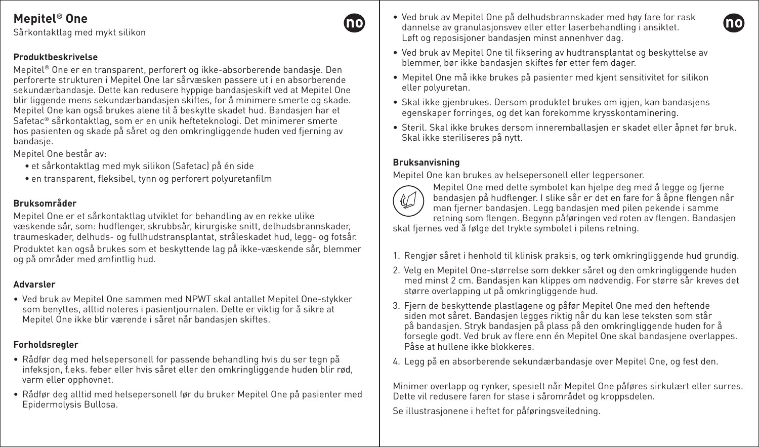# Mepitel® One

Sårkontaktlag med mykt silikon

### Produktbeskrivelse

Mepitel® One er en transparent, perforert og ikke-absorberende bandasje. Den perforerte strukturen i Mepitel One lar sårvæsken passere ut i en absorberende sekundærbandasje. Dette kan redusere hyppige bandasjeskift ved at Mepitel One blir liggende mens sekundærbandasjen skiftes, for å minimere smerte og skade. Mepitel One kan også brukes alene til å beskytte skadet hud. Bandasjen har et Safetac® sårkontaktlag, som er en unik hefteteknologi. Det minimerer smerte hos pasienten og skade på såret og den omkringliggende huden ved fjerning av bandasje.

Mepitel One består av:

- et sårkontaktlag med myk silikon (Safetac) på én side
- en transparent, fleksibel, tynn og perforert polyuretanfilm

### Bruksområder

Mepitel One er et sårkontaktlag utviklet for behandling av en rekke ulike væskende sår, som: hudflenger, skrubbsår, kirurgiske snitt, delhudsbrannskader, traumeskader, delhuds- og fullhudstransplantat, stråleskadet hud, legg- og fotsår.

Produktet kan også brukes som et beskyttende lag på ikke-væskende sår, blemmer og på områder med ømfintlig hud.

### Advarsler

- Ved bruk av Mepitel One sammen med NPWT skal antallet Mepitel One-stykker som benyttes, alltid noteres i pasientjournalen. Dette er viktig for å sikre at Mepitel One ikke blir værende i såret når bandasjen skiftes.

### Forholdsregler

- Rådfør deg med helsepersonell for passende behandling hvis du ser tegn på infeksjon, f.eks. feber eller hvis såret eller den omkringliggende huden blir rød, varm eller opphovnet.
- Rådfør deg alltid med helsepersonell før du bruker Mepitel One på pasienter med Epidermolysis Bullosa.
- Ved bruk av Mepitel One på delhudsbrannskader med høy fare for rask dannelse av granulasjonsvev eller etter laserbehandling i ansiktet. Løft og reposisjoner bandasjen minst annenhver dag.
- Ved bruk av Mepitel One til fiksering av hudtransplantat og beskyttelse av blemmer, bør ikke bandasjen skiftes før etter fem dager.
- Mepitel One må ikke brukes på pasienter med kjent sensitivitet for silikon eller polyuretan.
- Skal ikke gjenbrukes. Dersom produktet brukes om igjen, kan bandasjens egenskaper forringes, og det kan forekomme krysskontaminering.
- Steril. Skal ikke brukes dersom inneremballasjen er skadet eller åpnet før bruk. Skal ikke steriliseres på nytt.

### Bruksanvisning

Mepitel One kan brukes av helsepersonell eller legpersoner.

Mepitel One med dette symbolet kan hjelpe deg med å legge og fjerne bandasjen på hudflenger. I slike sår er det en fare for å åpne flengen når man fjerner bandasjen. Legg bandasjen med pilen pekende i samme retning som flengen. Begynn påføringen ved roten av flengen. Bandasjen skal fjernes ved å følge det trykte symbolet i pilens retning.

1. Rengjør såret i henhold til klinisk praksis, og tørk omkringliggende hud grundig.
2. Velg en Mepitel One-størrelse som dekker såret og den omkringliggende huden med minst 2 cm. Bandasjen kan klippes om nødvendig. For større sår kreves det større overlapping ut på omkringliggende hud.
3. Fjern de beskyttende plastlagene og påfør Mepitel One med den heftende siden mot såret. Bandasjen legges riktig når du kan lese teksten som står på bandasjen. Stryk bandasjen på plass på den omkringliggende huden for å forsegle godt. Ved bruk av flere enn én Mepitel One skal bandasjene overlappes. Påse at hullene ikke blokkeres.
4. Legg på en absorberende sekundærbandasje over Mepitel One, og fest den.

Minimer overlapp og rynker, spesielt når Mepitel One påføres sirkulært eller surres. Dette vil redusere faren for stase i sårområdet og kroppsdelen.

Se illustrasjonene i heftet for påføringsveiledning.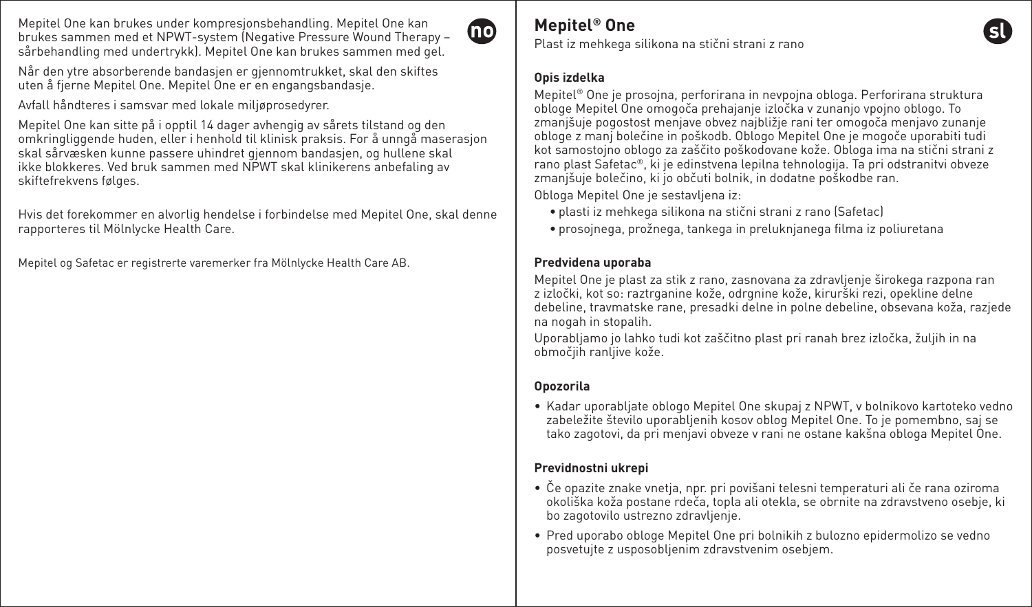Mepitel One kan brukes under kompresjonsbehandling. Mepitel One kan brukes sammen med et NPWT-system (Negative Pressure Wound Therapy – sårbehandling med undertrykk). Mepitel One kan brukes sammen med gel.

Når den ytre absorberende bandasjen er gjennomtrukket, skal den skiftes uten å fjerne Mepitel One. Mepitel One er en engangsbandasje.

Avfall håndteres i samsvar med lokale miljøprosedyrer.

Mepitel One kan sitte på i opptil 14 dager avhengig av sårets tilstand og den omkringliggende huden, eller i henhold til klinisk praksis. For å unngå maserasjon skal sårvæsken kunne passere uhindret gjennom bandasjen, og hullene skal ikke blokkeres. Ved bruk sammen med NPWT skal klinikerens anbefaling av skiftefrekvens følges.

Hvis det forekommer en alvorlig hendelse i forbindelse med Mepitel One, skal denne rapporteres til Mölnlycke Health Care.

Mepitel og Safetac er registrerte varemerker fra Mölnlycke Health Care AB.

# Mepitel® One

Plast iz mehkega silikona na stični strani z rano

### Opis izdelka

Mepitel® One je prosojna, perforirana in nevpojna obloga. Perforirana struktura obloge Mepitel One omogoča prehajanje izločka v zunanjo vpojno oblogo. To zmanjšuje pogostost menjave obvez najbližje rani ter omogoča menjavo zunanje obloge z manj bolečine in poškodb. Oblogo Mepitel One je mogoče uporabiti tudi kot samostojno oblogo za zaščito poškodovane kože. Obloga ima na stični strani z rano plast Safetac®, ki je edinstvena lepilna tehnologija. Ta pri odstranitvi obveze zmanjšuje bolečino, ki jo občuti bolnik, in dodatne poškodbe ran.

Obloga Mepitel One je sestavljena iz:

- plasti iz mehkega silikona na stični strani z rano (Safetac)
- prosojnega, prožnega, tankega in preluknjanega filma iz poliuretana

### Predvidena uporaba

Mepitel One je plast za stik z rano, zasnovana za zdravljenje širokega razpona ran z izločki, kot so: raztrganine kože, odrgnine kože, kirurški rezi, opekline delne debeline, travmatske rane, presadki delne in polne debeline, obsevana koža, razjede na nogah in stopalih.

Uporabljamo jo lahko tudi kot zaščitno plast pri ranah brez izločka, žuljih in na območjih ranljive kože.

### Opozorila

- Kadar uporabljate oblogo Mepitel One skupaj z NPWT, v bolnikovo kartoteko vedno zabeležite število uporabljenih kosov oblog Mepitel One. To je pomembno, saj se tako zagotovi, da pri menjavi obveze v rani ne ostane kakšna obloga Mepitel One.

### Previdnostni ukrepi

- Če opazite znake vnetja, npr. pri povišani telesni temperaturi ali če rana oziroma okoliška koža postane rdeča, topla ali otekla, se obrnite na zdravstveno osebje, ki bo zagotovilo ustrezno zdravljenje.
- Pred uporabo obloge Mepitel One pri bolnikih z bulozno epidermolizo se vedno posvetujte z usposobljenim zdravstvenim osebjem.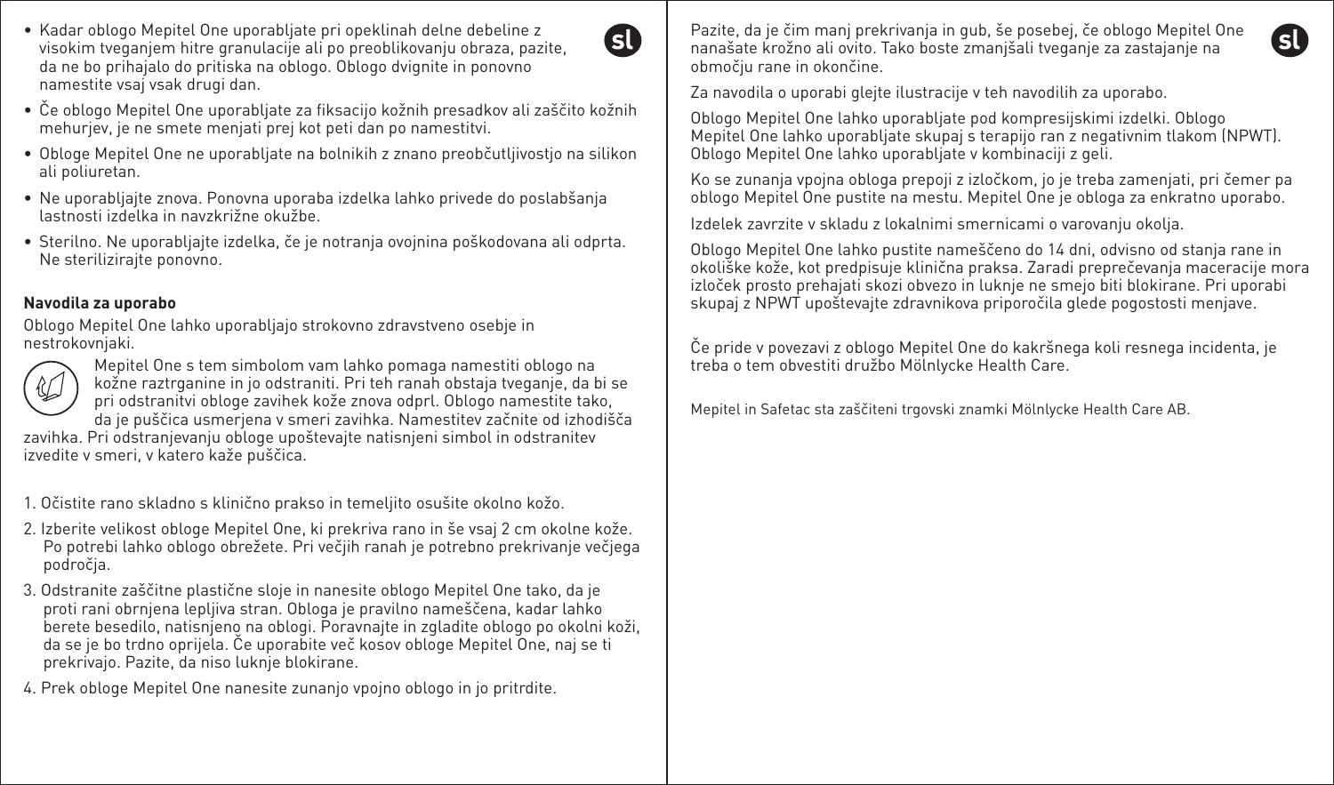- Kadar oblogo Mepitel One uporabljate pri opeklinah delne debeline z visokim tveganjem hitre granulacije ali po preoblikovanju obraza, pazite, da ne bo prihajalo do pritiska na oblogo. Oblogo dvignite in ponovno namestite vsaj vsak drugi dan.
- Če oblogo Mepitel One uporabljate za fiksacijo kožnih presadkov ali zaščito kožnih mehurjev, je ne smete menjati prej kot peti dan po namestitvi.
- Obloge Mepitel One ne uporabljajte na bolnikih z znano preobčutljivostjo na silikon ali poliuretan.
- Ne uporabljajte znova. Ponovna uporaba izdelka lahko privede do poslabšanja lastnosti izdelka in navzkrižne okužbe.
- Sterilno. Ne uporabljajte izdelka, če je notranja ovojnina poškodovana ali odprta. Ne sterilizirajte ponovno.

**Navodila za uporabo**

Oblogo Mepitel One lahko uporabljajo strokovno zdravstveno osebje in nestrokovnjaki.

Mepitel One s tem simbolom vam lahko pomaga namestiti oblogo na kožne raztrganine in jo odstraniti. Pri teh ranah obstaja tveganje, da bi se pri odstranitvi obloge zavihek kože znova odprl. Oblogo namestite tako, da je puščica usmerjena v smeri zavihka. Namestitev začnite od izhodišča zavihka. Pri odstranjevanju obloge upoštevajte natisnjeni simbol in odstranitev izvedite v smeri, v katero kaže puščica.

1. Očistite rano skladno s klinično prakso in temeljito osušite okolno kožo.
2. Izberite velikost obloge Mepitel One, ki prekriva rano in še vsaj 2 cm okolne kože. Po potrebi lahko oblogo obrežete. Pri večjih ranah je potrebno prekrivanje večjega področja.
3. Odstranite zaščitne plastične sloje in nanesite oblogo Mepitel One tako, da je proti rani obrnjena lepljiva stran. Obloga je pravilno nameščena, kadar lahko berete besedilo, natisnjeno na oblogi. Poravnajte in zgladite oblogo po okolni koži, da se je bo trdno oprijela. Če uporabite več kosov obloge Mepitel One, naj se ti prekrivajo. Pazite, da niso luknje blokirane.
4. Prek obloge Mepitel One nanesite zunanjo vpojno oblogo in jo pritrdite.

Pazite, da je čim manj prekrivanja in gub, še posebej, če oblogo Mepitel One nanašate krožno ali ovito. Tako boste zmanjšali tveganje za zastajanje na območju rane in okončine.

Za navodila o uporabi glejte ilustracije v teh navodilih za uporabo.

Oblogo Mepitel One lahko uporabljate pod kompresijskimi izdelki. Oblogo Mepitel One lahko uporabljate skupaj s terapijo ran z negativnim tlakom (NPWT). Oblogo Mepitel One lahko uporabljate v kombinaciji z geli.

Ko se zunanja vpojna obloga prepoji z izločkom, jo je treba zamenjati, pri čemer pa oblogo Mepitel One pustite na mestu. Mepitel One je obloga za enkratno uporabo.

Izdelek zavrzite v skladu z lokalnimi smernicami o varovanju okolja.

Oblogo Mepitel One lahko pustite nameščeno do 14 dni, odvisno od stanja rane in okoliške kože, kot predpisuje klinična praksa. Zaradi preprečevanja maceracije mora izloček prosto prehajati skozi obvezo in luknje ne smejo biti blokirane. Pri uporabi skupaj z NPWT upoštevajte zdravnikova priporočila glede pogostosti menjave.

Če pride v povezavi z oblogo Mepitel One do kakršnega koli resnega incidenta, je treba o tem obvestiti družbo Mölnlycke Health Care.

Mepitel in Safetac sta zaščiteni trgovski znamki Mölnlycke Health Care AB.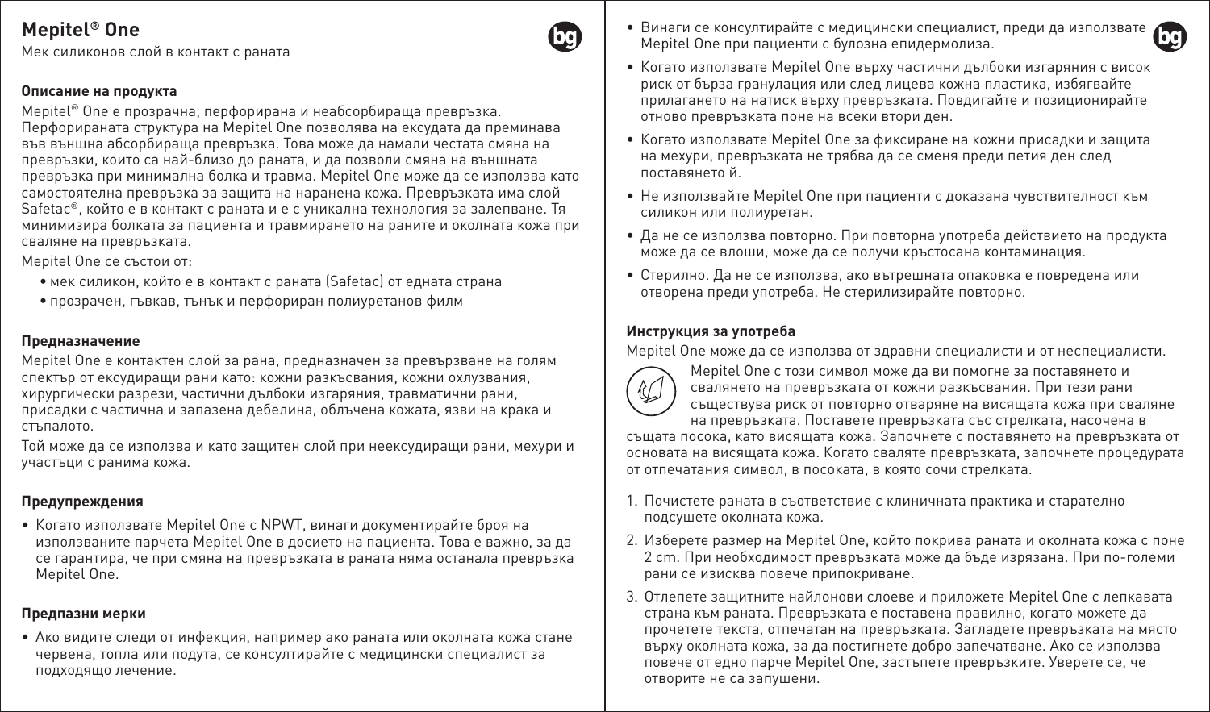# Mepitel® One

Мек силиконов слой в контакт с раната

### Описание на продукта

Mepitel® One е прозрачна, перфорирана и неабсорбираща превръзка. Перфорираната структура на Mepitel One позволява на ексудата да преминава във външна абсорбираща превръзка. Това може да намали честата смяна на превръзки, които са най-близо до раната, и да позволи смяна на външната превръзка при минимална болка и травма. Mepitel One може да се използва като самостоятелна превръзка за защита на наранена кожа. Превръзката има слой Safetac®, който е в контакт с раната и е с уникална технология за залепване. Тя минимизира болката за пациента и травмирането на раните и околната кожа при сваляне на превръзката.

Mepitel One се състои от:

- мек силикон, който е в контакт с раната (Safetac) от едната страна
- прозрачен, гъвкав, тънък и перфориран полиуретанов филм

### Предназначение

Mepitel One е контактен слой за рана, предназначен за превързване на голям спектър от ексудиращи рани като: кожни разкъсвания, кожни охлузвания, хирургически разрези, частични дълбоки изгаряния, травматични рани, присадки с частична и запазена дебелина, облъчена кожата, язви на крака и стъпалото.

Той може да се използва и като защитен слой при неексудиращи рани, мехури и участъци с ранима кожа.

### Предупреждения

- Когато използвате Mepitel One с NPWT, винаги документирайте броя на използваните парчета Mepitel One в досието на пациента. Това е важно, за да се гарантира, че при смяна на превръзката в раната няма останала превръзка Mepitel One.

### Предпазни мерки

- Ако видите следи от инфекция, например ако раната или околната кожа стане червена, топла или подута, се консултирайте с медицински специалист за подходящо лечение.
- Винаги се консултирайте с медицински специалист, преди да използвате Mepitel One при пациенти с булозна епидермолиза.
- Когато използвате Mepitel One върху частични дълбоки изгаряния с висок риск от бърза гранулация или след лицева кожна пластика, избягвайте прилагането на натиск върху превръзката. Повдигайте и позиционирайте отново превръзката поне на всеки втори ден.
- Когато използвате Mepitel One за фиксиране на кожни присадки и защита на мехури, превръзката не трябва да се сменя преди петия ден след поставянето ѝ.
- Не използвайте Mepitel One при пациенти с доказана чувствителност към силикон или полиуретан.
- Да не се използва повторно. При повторна употреба действието на продукта може да се влоши, може да се получи кръстосана контаминация.
- Стерилно. Да не се използва, ако вътрешната опаковка е повредена или отворена преди употреба. Не стерилизирайте повторно.

### Инструкция за употреба

Mepitel One може да се използва от здравни специалисти и от неспециалисти.

Mepitel One с този символ може да ви помогне за поставянето и свалянето на превръзката от кожни разкъсвания. При тези рани съществува риск от повторно отваряне на висящата кожа при сваляне на превръзката. Поставете превръзката със стрелката, насочена в същата посока, като висящата кожа. Започнете с поставянето на превръзката от основата на висящата кожа. Когато сваляте превръзката, започнете процедурата от отпечатания символ, в посоката, в която сочи стрелката.

1. Почистете раната в съответствие с клиничната практика и старателно подсушете околната кожа.
2. Изберете размер на Mepitel One, който покрива раната и околната кожа с поне 2 cm. При необходимост превръзката може да бъде изрязана. При по-големи рани се изисква повече припокриване.
3. Отлепете защитните найлонови слоеве и приложете Mepitel One с лепкавата страна към раната. Превръзката е поставена правилно, когато можете да прочетете текста, отпечатан на превръзката. Загладете превръзката на място върху околната кожа, за да постигнете добро запечатване. Ако се използва повече от едно парче Mepitel One, застъпете превръзките. Уверете се, че отворите не са запушени.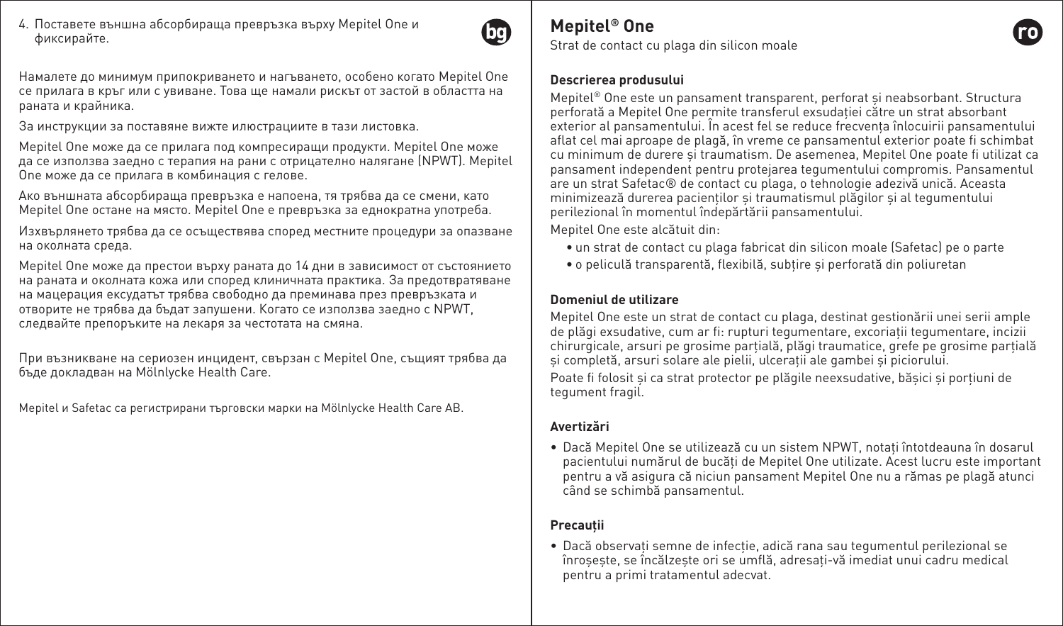4. Поставете външна абсорбираща превръзка върху Mepitel One и фиксирайте.

Намалете до минимум припокриването и нагъването, особено когато Mepitel One се прилага в кръг или с увиване. Това ще намали рискът от застой в областта на раната и крайника.

За инструкции за поставяне вижте илюстрациите в тази листовка.

Mepitel One може да се прилага под компресиращи продукти. Mepitel One може да се използва заедно с терапия на рани с отрицателно налягане (NPWT). Mepitel One може да се прилага в комбинация с гелове.

Ако външната абсорбираща превръзка е напоена, тя трябва да се смени, като Mepitel One остане на място. Mepitel One е превръзка за еднократна употреба.

Изхвърлянето трябва да се осъществява според местните процедури за опазване на околната среда.

Mepitel One може да престои върху раната до 14 дни в зависимост от състоянието на раната и околната кожа или според клиничната практика. За предотвратяване на мацерация ексудатът трябва свободно да преминава през превръзката и отворите не трябва да бъдат запушени. Когато се използва заедно с NPWT, следвайте препоръките на лекаря за честотата на смяна.

При възникване на сериозен инцидент, свързан с Mepitel One, същият трябва да бъде докладван на Mölnlycke Health Care.

Mepitel и Safetac са регистрирани търговски марки на Mölnlycke Health Care AB.

# Mepitel® One

Strat de contact cu plaga din silicon moale

### Descrierea produsului

Mepitel® One este un pansament transparent, perforat și neabsorbant. Structura perforată a Mepitel One permite transferul exsudației către un strat absorbant exterior al pansamentului. În acest fel se reduce frecvența înlocuirii pansamentului aflat cel mai aproape de plagă, în vreme ce pansamentul exterior poate fi schimbat cu minimum de durere și traumatism. De asemenea, Mepitel One poate fi utilizat ca pansament independent pentru protejarea tegumentului compromis. Pansamentul are un strat Safetac® de contact cu plaga, o tehnologie adezivă unică. Aceasta minimizează durerea pacienților și traumatismul plăgilor și al tegumentului perilezional în momentul îndepărtării pansamentului.

Mepitel One este alcătuit din:

- un strat de contact cu plaga fabricat din silicon moale (Safetac) pe o parte
- o peliculă transparentă, flexibilă, subțire și perforată din poliuretan

### Domeniul de utilizare

Mepitel One este un strat de contact cu plaga, destinat gestionării unei serii ample de plăgi exsudative, cum ar fi: rupturi tegumentare, excoriații tegumentare, incizii chirurgicale, arsuri pe grosime parțială, plăgi traumatice, grefe pe grosime parțială și completă, arsuri solare ale pielii, ulcerații ale gambei și piciorului.

Poate fi folosit și ca strat protector pe plăgile neexsudative, bășici și porțiuni de tegument fragil.

### Avertizări

- Dacă Mepitel One se utilizează cu un sistem NPWT, notați întotdeauna în dosarul pacientului numărul de bucăți de Mepitel One utilizate. Acest lucru este important pentru a vă asigura că niciun pansament Mepitel One nu a rămas pe plagă atunci când se schimbă pansamentul.

### Precauții

- Dacă observați semne de infecție, adică rana sau tegumentul perilezional se înroșește, se încălzește ori se umflă, adresați-vă imediat unui cadru medical pentru a primi tratamentul adecvat.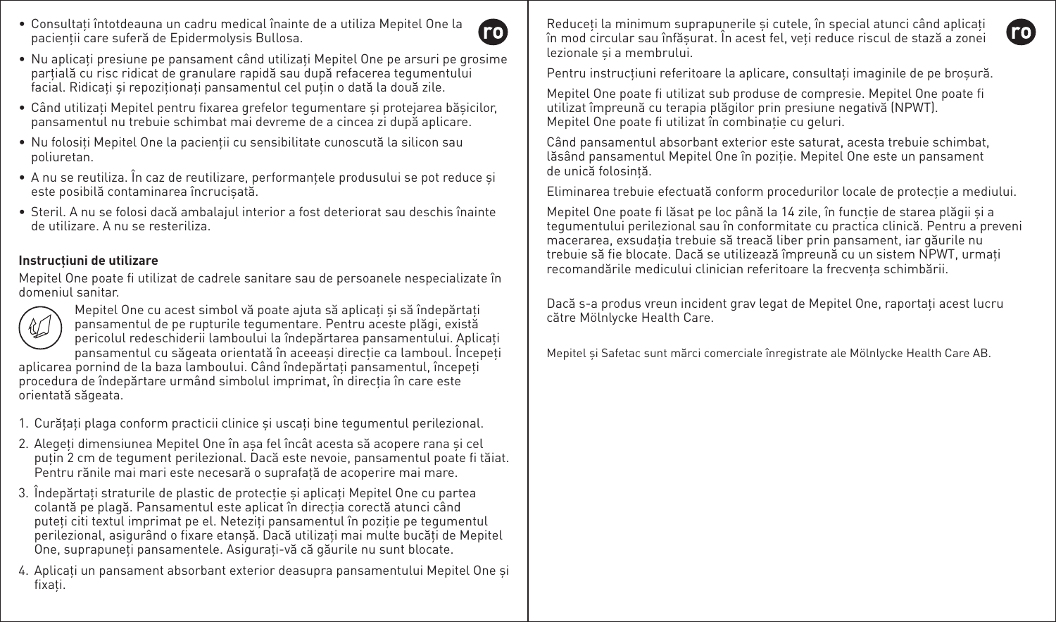- Consultați întotdeauna un cadru medical înainte de a utiliza Mepitel One la pacienții care suferă de Epidermolysis Bullosa.
- Nu aplicați presiune pe pansament când utilizați Mepitel One pe arsuri pe grosime parțială cu risc ridicat de granulare rapidă sau după refacerea tegumentului facial. Ridicați și repoziționați pansamentul cel puțin o dată la două zile.
- Când utilizați Mepitel pentru fixarea grefelor tegumentare și protejarea bășicilor, pansamentul nu trebuie schimbat mai devreme de a cincea zi după aplicare.
- Nu folosiți Mepitel One la pacienții cu sensibilitate cunoscută la silicon sau poliuretan.
- A nu se reutiliza. În caz de reutilizare, performanțele produsului se pot reduce și este posibilă contaminarea încrucișată.
- Steril. A nu se folosi dacă ambalajul interior a fost deteriorat sau deschis înainte de utilizare. A nu se resteriliza.

**Instrucțiuni de utilizare**

Mepitel One poate fi utilizat de cadrele sanitare sau de persoanele nespecializate în domeniul sanitar.

Mepitel One cu acest simbol vă poate ajuta să aplicați și să îndepărtați pansamentul de pe rupturile tegumentare. Pentru aceste plăgi, există pericolul redeschiderii lamboului la îndepărtarea pansamentului. Aplicați pansamentul cu săgeata orientată în aceeași direcție ca lamboul. Începeți aplicarea pornind de la baza lamboului. Când îndepărtați pansamentul, începeți procedura de îndepărtare urmând simbolul imprimat, în direcția în care este orientată săgeata.

1. Curățați plaga conform practicii clinice și uscați bine tegumentul perilezional.
2. Alegeți dimensiunea Mepitel One în așa fel încât acesta să acopere rana și cel puțin 2 cm de tegument perilezional. Dacă este nevoie, pansamentul poate fi tăiat. Pentru rănile mai mari este necesară o suprafață de acoperire mai mare.
3. Îndepărtați straturile de plastic de protecție și aplicați Mepitel One cu partea colantă pe plagă. Pansamentul este aplicat în direcția corectă atunci când puteți citi textul imprimat pe el. Neteziți pansamentul în poziție pe tegumentul perilezional, asigurând o fixare etanșă. Dacă utilizați mai multe bucăți de Mepitel One, suprapuneți pansamentele. Asigurați-vă că găurile nu sunt blocate.
4. Aplicați un pansament absorbant exterior deasupra pansamentului Mepitel One și fixați.

Reduceți la minimum suprapunerile și cutele, în special atunci când aplicați în mod circular sau înfășurat. În acest fel, veți reduce riscul de stază a zonei lezionale și a membrului.

Pentru instrucțiuni referitoare la aplicare, consultați imaginile de pe broșură.

Mepitel One poate fi utilizat sub produse de compresie. Mepitel One poate fi utilizat împreună cu terapia plăgilor prin presiune negativă (NPWT). Mepitel One poate fi utilizat în combinație cu geluri.

Când pansamentul absorbant exterior este saturat, acesta trebuie schimbat, lăsând pansamentul Mepitel One în poziție. Mepitel One este un pansament de unică folosință.

Eliminarea trebuie efectuată conform procedurilor locale de protecție a mediului.

Mepitel One poate fi lăsat pe loc până la 14 zile, în funcție de starea plăgii și a tegumentului perilezional sau în conformitate cu practica clinică. Pentru a preveni macerarea, exsudația trebuie să treacă liber prin pansament, iar găurile nu trebuie să fie blocate. Dacă se utilizează împreună cu un sistem NPWT, urmați recomandările medicului clinician referitoare la frecvența schimbării.

Dacă s-a produs vreun incident grav legat de Mepitel One, raportați acest lucru către Mölnlycke Health Care.

Mepitel și Safetac sunt mărci comerciale înregistrate ale Mölnlycke Health Care AB.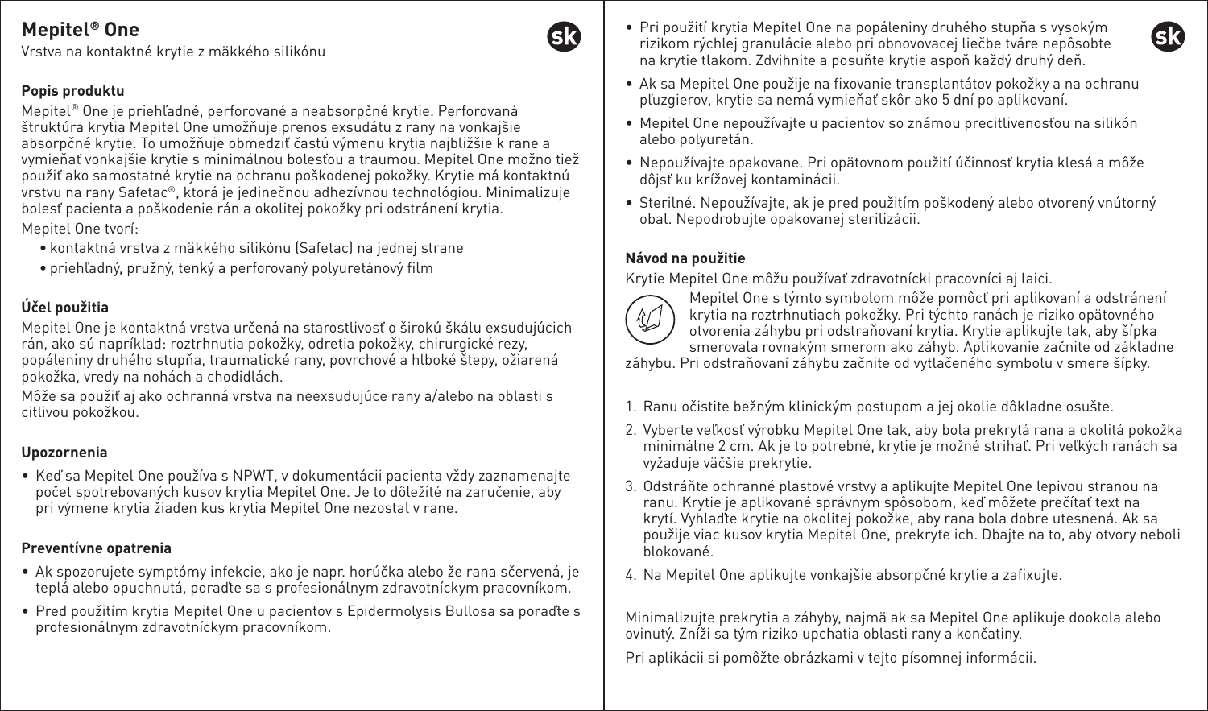# Mepitel® One

Vrstva na kontaktné krytie z mäkkého silikónu

### Popis produktu

Mepitel® One je priehľadné, perforované a neabsorpčné krytie. Perforovaná štruktúra krytia Mepitel One umožňuje prenos exsudátu z rany na vonkajšie absorpčné krytie. To umožňuje obmedziť častú výmenu krytia najbližšie k rane a vymieňať vonkajšie krytie s minimálnou bolesťou a traumou. Mepitel One možno tiež použiť ako samostatné krytie na ochranu poškodenej pokožky. Krytie má kontaktnú vrstvu na rany Safetac®, ktorá je jedinečnou adhezívnou technológiou. Minimalizuje bolesť pacienta a poškodenie rán a okolitej pokožky pri odstránení krytia.

Mepitel One tvorí:

- kontaktná vrstva z mäkkého silikónu (Safetac) na jednej strane
- priehľadný, pružný, tenký a perforovaný polyuretánový film

### Účel použitia

Mepitel One je kontaktná vrstva určená na starostlivosť o širokú škálu exsudujúcich rán, ako sú napríklad: roztrhnutia pokožky, odretia pokožky, chirurgické rezy, popáleniny druhého stupňa, traumatické rany, povrchové a hlboké štepy, ožiarená pokožka, vredy na nohách a chodidlách.

Môže sa použiť aj ako ochranná vrstva na neexsudujúce rany a/alebo na oblasti s citlivou pokožkou.

### Upozornenia

- Keď sa Mepitel One používa s NPWT, v dokumentácii pacienta vždy zaznamenajte počet spotrebovaných kusov krytia Mepitel One. Je to dôležité na zaručenie, aby pri výmene krytia žiaden kus krytia Mepitel One nezostal v rane.

### Preventívne opatrenia

- Ak spozorujete symptómy infekcie, ako je napr. horúčka alebo že rana sčervená, je teplá alebo opuchnutá, poraďte sa s profesionálnym zdravotníckym pracovníkom.
- Pred použitím krytia Mepitel One u pacientov s Epidermolysis Bullosa sa poraďte s profesionálnym zdravotníckym pracovníkom.
- Pri použití krytia Mepitel One na popáleniny druhého stupňa s vysokým rizikom rýchlej granulácie alebo pri obnovovacej liečbe tváre nepôsobte na krytie tlakom. Zdvihnite a posuňte krytie aspoň každý druhý deň.
- Ak sa Mepitel One použije na fixovanie transplantátov pokožky a na ochranu pľuzgierov, krytie sa nemá vymieňať skôr ako 5 dní po aplikovaní.
- Mepitel One nepoužívajte u pacientov so známou precitlivenosťou na silikón alebo polyuretán.
- Nepoužívajte opakovane. Pri opätovnom použití účinnosť krytia klesá a môže dôjsť ku krížovej kontaminácii.
- Sterilné. Nepoužívajte, ak je pred použitím poškodený alebo otvorený vnútorný obal. Nepodrobujte opakovanej sterilizácii.

### Návod na použitie

Krytie Mepitel One môžu používať zdravotnícki pracovníci aj laici.

Mepitel One s týmto symbolom môže pomôcť pri aplikovaní a odstránení krytia na roztrhnutiach pokožky. Pri týchto ranách je riziko opätovného otvorenia záhybu pri odstraňovaní krytia. Krytie aplikujte tak, aby šípka smerovala rovnakým smerom ako záhyb. Aplikovanie začnite od základne záhybu. Pri odstraňovaní záhybu začnite od vytlačeného symbolu v smere šípky.

1. Ranu očistite bežným klinickým postupom a jej okolie dôkladne osušte.
2. Vyberte veľkosť výrobku Mepitel One tak, aby bola prekrytá rana a okolitá pokožka minimálne 2 cm. Ak je to potrebné, krytie je možné strihať. Pri veľkých ranách sa vyžaduje väčšie prekrytie.
3. Odstráňte ochranné plastové vrstvy a aplikujte Mepitel One lepivou stranou na ranu. Krytie je aplikované správnym spôsobom, keď môžete prečítať text na krytí. Vyhlaďte krytie na okolitej pokožke, aby rana bola dobre utesnená. Ak sa použije viac kusov krytia Mepitel One, prekryte ich. Dbajte na to, aby otvory neboli blokované.
4. Na Mepitel One aplikujte vonkajšie absorpčné krytie a zafixujte.

Minimalizujte prekrytia a záhyby, najmä ak sa Mepitel One aplikuje dookola alebo ovinutý. Zníži sa tým riziko upchatia oblasti rany a končatiny.

Pri aplikácii si pomôžte obrázkami v tejto písomnej informácii.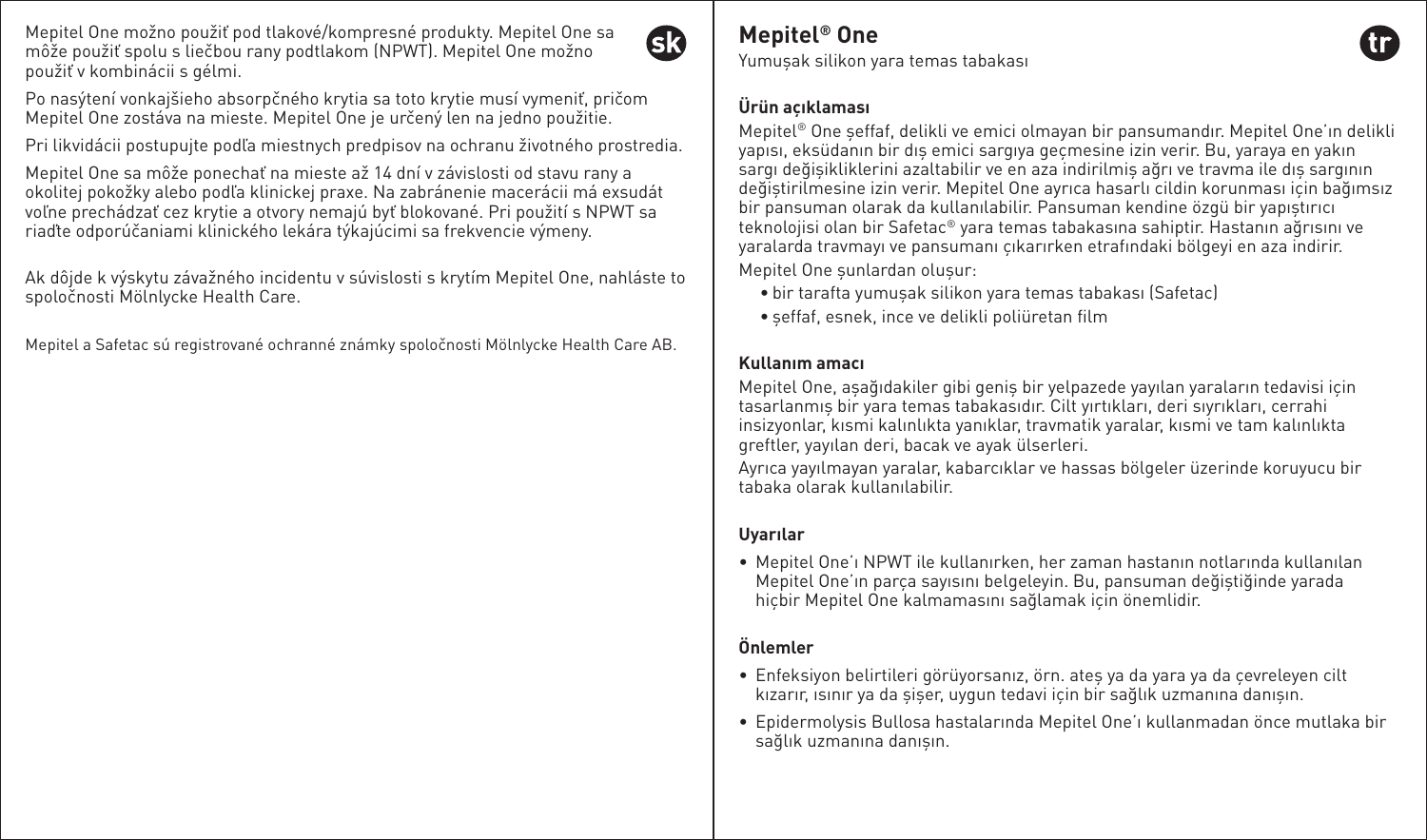Mepitel One možno použiť pod tlakové/kompresné produkty. Mepitel One sa môže použiť spolu s liečbou rany podtlakom (NPWT). Mepitel One možno použiť v kombinácii s gélmi.

Po nasýtení vonkajšieho absorpčného krytia sa toto krytie musí vymeniť, pričom Mepitel One zostáva na mieste. Mepitel One je určený len na jedno použitie.

Pri likvidácii postupujte podľa miestnych predpisov na ochranu životného prostredia.

Mepitel One sa môže ponechať na mieste až 14 dní v závislosti od stavu rany a okolitej pokožky alebo podľa klinickej praxe. Na zabránenie macerácii má exsudát voľne prechádzať cez krytie a otvory nemajú byť blokované. Pri použití s NPWT sa riaďte odporúčaniami klinického lekára týkajúcimi sa frekvencie výmeny.

Ak dôjde k výskytu závažného incidentu v súvislosti s krytím Mepitel One, nahláste to spoločnosti Mölnlycke Health Care.

Mepitel a Safetac sú registrované ochranné známky spoločnosti Mölnlycke Health Care AB.

# Mepitel® One

Yumuşak silikon yara temas tabakası

### Ürün açıklaması

Mepitel® One şeffaf, delikli ve emici olmayan bir pansumandır. Mepitel One'ın delikli yapısı, eksüdanın bir dış emici sargıya geçmesine izin verir. Bu, yaraya en yakın sargı değişikliklerini azaltabilir ve en aza indirilmiş ağrı ve travma ile dış sargının değiştirilmesine izin verir. Mepitel One ayrıca hasarlı cildin korunması için bağımsız bir pansuman olarak da kullanılabilir. Pansuman kendine özgü bir yapıştırıcı teknolojisi olan bir Safetac® yara temas tabakasına sahiptir. Hastanın ağrısını ve yaralarda travmayı ve pansumanı çıkarırken etrafındaki bölgeyi en aza indirir.

Mepitel One şunlardan oluşur:

- bir tarafta yumuşak silikon yara temas tabakası (Safetac)
- şeffaf, esnek, ince ve delikli poliüretan film

### Kullanım amacı

Mepitel One, aşağıdakiler gibi geniş bir yelpazede yayılan yaraların tedavisi için tasarlanmış bir yara temas tabakasıdır. Cilt yırtıkları, deri sıyrıkları, cerrahi insizyonlar, kısmi kalınlıkta yanıklar, travmatik yaralar, kısmi ve tam kalınlıkta greftler, yayılan deri, bacak ve ayak ülserleri.

Ayrıca yayılmayan yaralar, kabarcıklar ve hassas bölgeler üzerinde koruyucu bir tabaka olarak kullanılabilir.

### Uyarılar

- Mepitel One'ı NPWT ile kullanırken, her zaman hastanın notlarında kullanılan Mepitel One'ın parça sayısını belgeleyin. Bu, pansuman değiştiğinde yarada hiçbir Mepitel One kalmamasını sağlamak için önemlidir.

### Önlemler

- Enfeksiyon belirtileri görüyorsanız, örn. ateş ya da yara ya da çevreleyen cilt kızarır, ısınır ya da şişer, uygun tedavi için bir sağlık uzmanına danışın.
- Epidermolysis Bullosa hastalarında Mepitel One'ı kullanmadan önce mutlaka bir sağlık uzmanına danışın.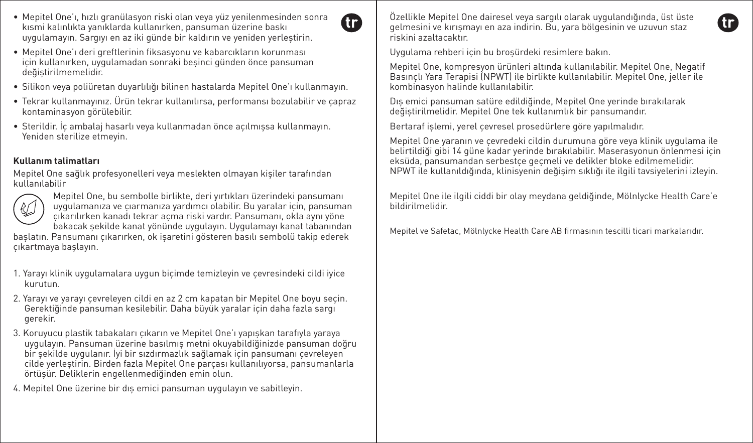- Mepitel One'ı, hızlı granülasyon riski olan veya yüz yenilenmesinden sonra kısmi kalınlıkta yanıklarda kullanırken, pansuman üzerine baskı uygulamayın. Sargıyı en az iki günde bir kaldırın ve yeniden yerleştirin.
- Mepitel One'ı deri greftlerinin fiksasyonu ve kabarcıkların korunması için kullanırken, uygulamadan sonraki beşinci günden önce pansuman değiştirilmemelidir.
- Silikon veya poliüretan duyarlılığı bilinen hastalarda Mepitel One'ı kullanmayın.
- Tekrar kullanmayınız. Ürün tekrar kullanılırsa, performansı bozulabilir ve çapraz kontaminasyon görülebilir.
- Sterildir. İç ambalaj hasarlı veya kullanmadan önce açılmışsa kullanmayın. Yeniden sterilize etmeyin.

**Kullanım talimatları**

Mepitel One sağlık profesyonelleri veya meslekten olmayan kişiler tarafından kullanılabilir

Mepitel One, bu sembolle birlikte, deri yırtıkları üzerindeki pansumanı uygulamanıza ve çıarmanıza yardımcı olabilir. Bu yaralar için, pansuman çıkarılırken kanadı tekrar açma riski vardır. Pansumanı, okla aynı yöne bakacak şekilde kanat yönünde uygulayın. Uygulamayı kanat tabanından başlatın. Pansumanı çıkarırken, ok işaretini gösteren basılı sembolü takip ederek çıkartmaya başlayın.

1. Yarayı klinik uygulamalara uygun biçimde temizleyin ve çevresindeki cildi iyice kurutun.
2. Yarayı ve yarayı çevreleyen cildi en az 2 cm kapatan bir Mepitel One boyu seçin. Gerektiğinde pansuman kesilebilir. Daha büyük yaralar için daha fazla sargı gerekir.
3. Koruyucu plastik tabakaları çıkarın ve Mepitel One'ı yapışkan tarafıyla yaraya uygulayın. Pansuman üzerine basılmış metni okuyabildiğinizde pansuman doğru bir şekilde uygulanır. İyi bir sızdırmazlık sağlamak için pansumanı çevreleyen cilde yerleştirin. Birden fazla Mepitel One parçası kullanılıyorsa, pansumanlarla örtüşür. Deliklerin engellenmediğinden emin olun.
4. Mepitel One üzerine bir dış emici pansuman uygulayın ve sabitleyin.

Özellikle Mepitel One dairesel veya sargılı olarak uygulandığında, üst üste gelmesini ve kırışmayı en aza indirin. Bu, yara bölgesinin ve uzuvun staz riskini azaltacaktır.

Uygulama rehberi için bu broşürdeki resimlere bakın.

Mepitel One, kompresyon ürünleri altında kullanılabilir. Mepitel One, Negatif Basınçlı Yara Terapisi (NPWT) ile birlikte kullanılabilir. Mepitel One, jeller ile kombinasyon halinde kullanılabilir.

Dış emici pansuman satüre edildiğinde, Mepitel One yerinde bırakılarak değiştirilmelidir. Mepitel One tek kullanımlık bir pansumandır.

Bertaraf işlemi, yerel çevresel prosedürlere göre yapılmalıdır.

Mepitel One yaranın ve çevredeki cildin durumuna göre veya klinik uygulama ile belirtildiği gibi 14 güne kadar yerinde bırakılabilir. Maserasyonun önlenmesi için eksüda, pansumandan serbestçe geçmeli ve delikler bloke edilmemelidir. NPWT ile kullanıldığında, klinisyenin değişim sıklığı ile ilgili tavsiyelerini izleyin.

Mepitel One ile ilgili ciddi bir olay meydana geldiğinde, Mölnlycke Health Care'e bildirilmelidir.

Mepitel ve Safetac, Mölnlycke Health Care AB firmasının tescilli ticari markalarıdır.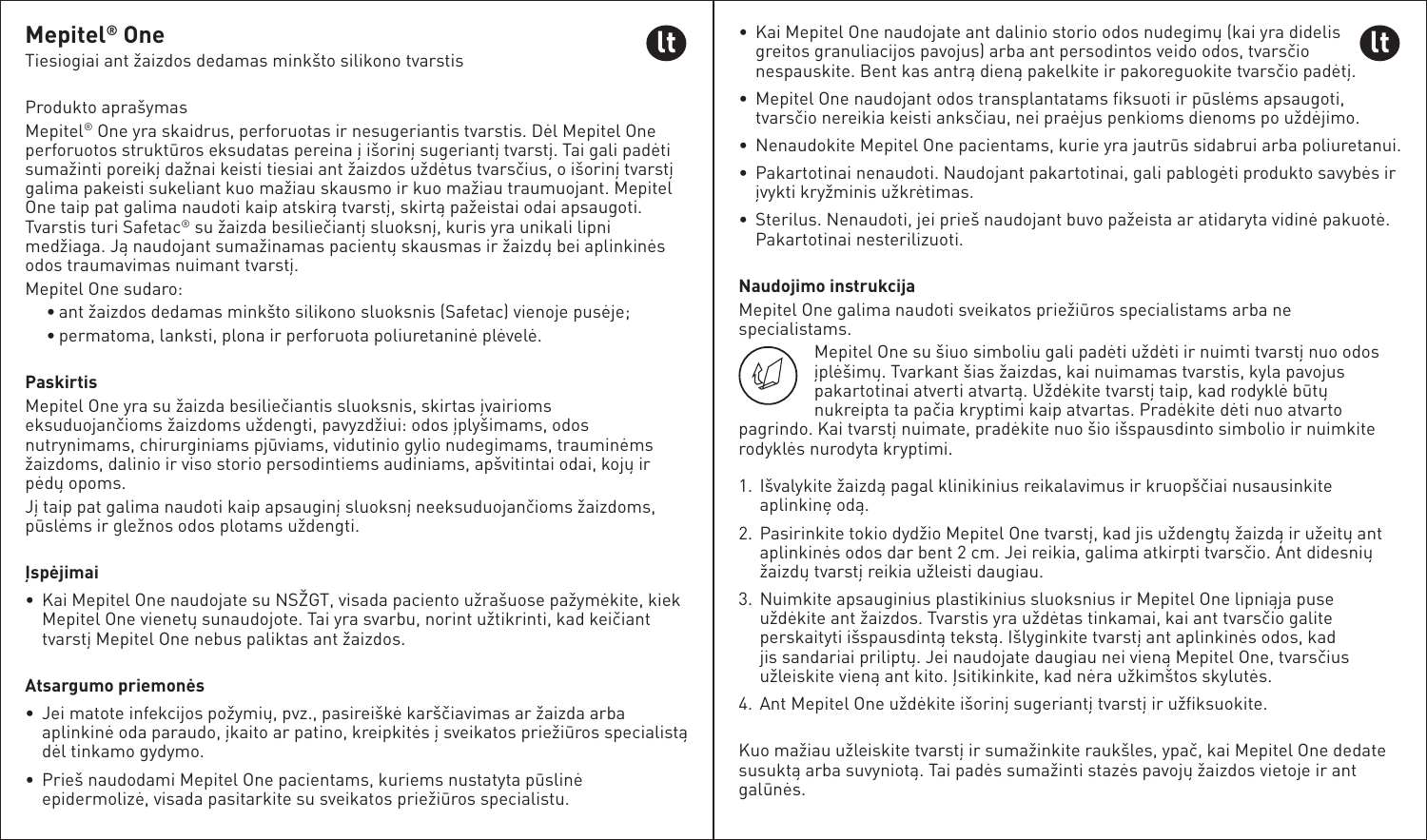# Mepitel® One

Tiesiogiai ant žaizdos dedamas minkšto silikono tvarstis

Produkto aprašymas

Mepitel® One yra skaidrus, perforuotas ir nesugeriantis tvarstis. Dėl Mepitel One perforuotos struktūros eksudatas pereina į išorinį sugeriantį tvarstį. Tai gali padėti sumažinti poreikį dažnai keisti tiesiai ant žaizdos uždėtus tvarsčius, o išorinį tvarstį galima pakeisti sukeliant kuo mažiau skausmo ir kuo mažiau traumuojant. Mepitel One taip pat galima naudoti kaip atskirą tvarstį, skirtą pažeistai odai apsaugoti. Tvarstis turi Safetac® su žaizda besiliečiantį sluoksnį, kuris yra unikali lipni medžiaga. Ją naudojant sumažinamas pacientų skausmas ir žaizdų bei aplinkinės odos traumavimas nuimant tvarstį.

Mepitel One sudaro:

- ant žaizdos dedamas minkšto silikono sluoksnis (Safetac) vienoje pusėje;
- permatoma, lanksti, plona ir perforuota poliuretaninė plėvelė.

**Paskirtis**

Mepitel One yra su žaizda besiliečiantis sluoksnis, skirtas įvairioms eksuduojančioms žaizdoms uždengti, pavyzdžiui: odos įplyšimams, odos nutrynimams, chirurginiams pjūviams, vidutinio gylio nudegimams, trauminėms žaizdoms, dalinio ir viso storio persodintiems audiniams, apšvitintai odai, kojų ir pėdų opoms.

Jį taip pat galima naudoti kaip apsauginį sluoksnį neeksuduojančioms žaizdoms, pūslėms ir gležnos odos plotams uždengti.

**Įspėjimai**

- Kai Mepitel One naudojate su NSŽGT, visada paciento užrašuose pažymėkite, kiek Mepitel One vienetų sunaudojote. Tai yra svarbu, norint užtikrinti, kad keičiant tvarstį Mepitel One nebus paliktas ant žaizdos.

**Atsargumo priemonės**

- Jei matote infekcijos požymių, pvz., pasireiškė karščiavimas ar žaizda arba aplinkinė oda paraudo, įkaito ar patino, kreipkitės į sveikatos priežiūros specialistą dėl tinkamo gydymo.
- Prieš naudodami Mepitel One pacientams, kuriems nustatyta pūslinė epidermolizė, visada pasitarkite su sveikatos priežiūros specialistu.
- Kai Mepitel One naudojate ant dalinio storio odos nudegimų (kai yra didelis greitos granuliacijos pavojus) arba ant persodintos veido odos, tvarsčio nespauskite. Bent kas antrą dieną pakelkite ir pakoreguokite tvarsčio padėtį.
- Mepitel One naudojant odos transplantatams fiksuoti ir pūslėms apsaugoti, tvarsčio nereikia keisti anksčiau, nei praėjus penkioms dienoms po uždėjimo.
- Nenaudokite Mepitel One pacientams, kurie yra jautrūs sidabrui arba poliuretanui.
- Pakartotinai nenaudoti. Naudojant pakartotinai, gali pablogėti produkto savybės ir įvykti kryžminis užkrėtimas.
- Sterilus. Nenaudoti, jei prieš naudojant buvo pažeista ar atidaryta vidinė pakuotė. Pakartotinai nesterilizuoti.

**Naudojimo instrukcija**

Mepitel One galima naudoti sveikatos priežiūros specialistams arba ne specialistams.

Mepitel One su šiuo simboliu gali padėti uždėti ir nuimti tvarstį nuo odos įplėšimų. Tvarkant šias žaizdas, kai nuimamas tvarstis, kyla pavojus pakartotinai atverti atvartą. Uždėkite tvarstį taip, kad rodyklė būtų nukreipta ta pačia kryptimi kaip atvartas. Pradėkite dėti nuo atvarto pagrindo. Kai tvarstį nuimate, pradėkite nuo šio išspausdinto simbolio ir nuimkite rodyklės nurodyta kryptimi.

1. Išvalykite žaizdą pagal klinikinius reikalavimus ir kruopščiai nusausinkite aplinkinę odą.
2. Pasirinkite tokio dydžio Mepitel One tvarstį, kad jis uždengtų žaizdą ir užeitų ant aplinkinės odos dar bent 2 cm. Jei reikia, galima atkirpti tvarsčio. Ant didesnių žaizdų tvarstį reikia užleisti daugiau.
3. Nuimkite apsauginius plastikinius sluoksnius ir Mepitel One lipniąja puse uždėkite ant žaizdos. Tvarstis yra uždėtas tinkamai, kai ant tvarsčio galite perskaityti išspausdintą tekstą. Išlyginkite tvarstį ant aplinkinės odos, kad jis sandariai priliptų. Jei naudojate daugiau nei vieną Mepitel One, tvarsčius užleiskite vieną ant kito. Įsitikinkite, kad nėra užkimštos skylutės.
4. Ant Mepitel One uždėkite išorinį sugeriantį tvarstį ir užfiksuokite.

Kuo mažiau užleiskite tvarstį ir sumažinkite raukšles, ypač, kai Mepitel One dedate susuktą arba suvyniotą. Tai padės sumažinti stazės pavojų žaizdos vietoje ir ant galūnės.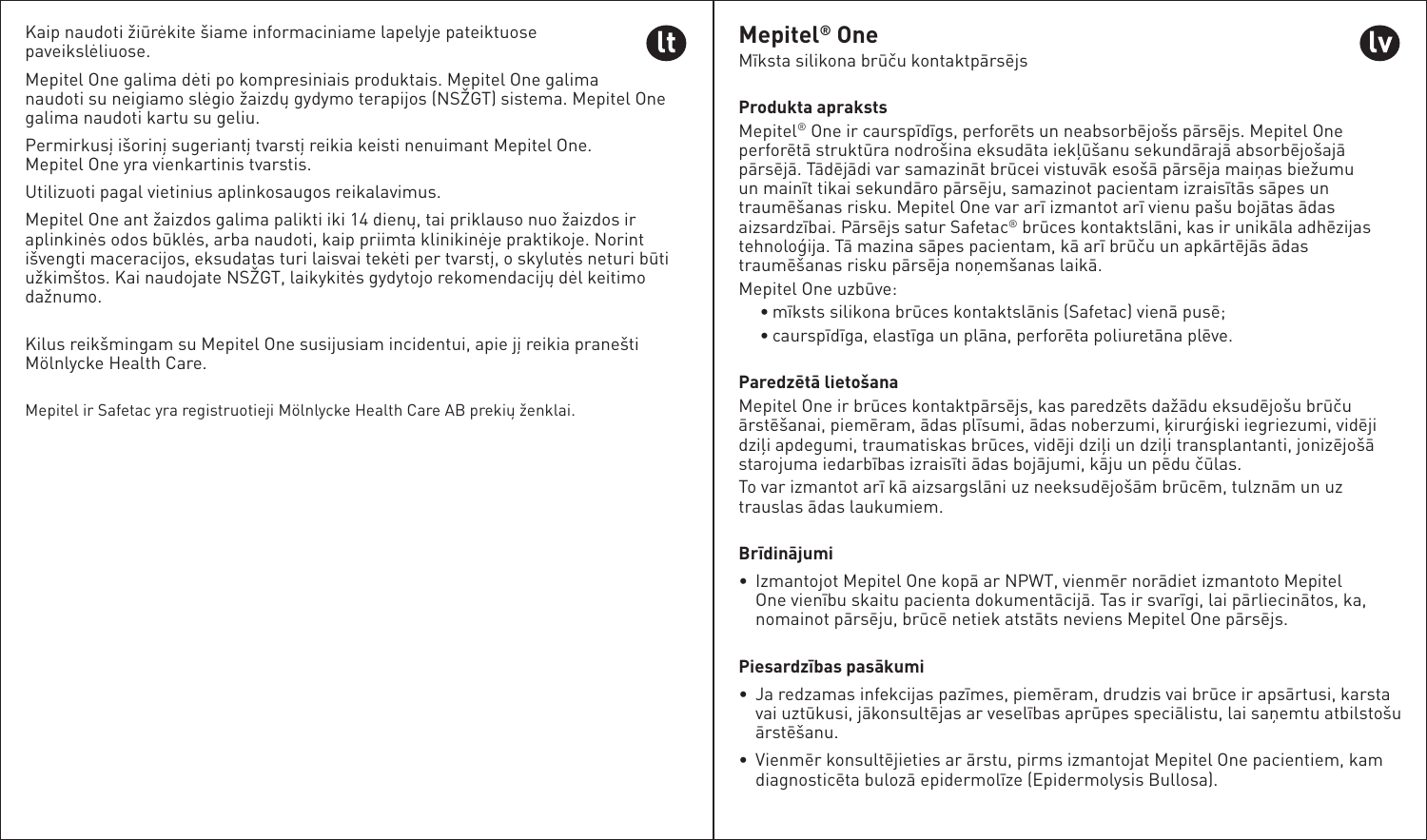Kaip naudoti žiūrėkite šiame informaciniame lapelyje pateiktuose paveikslėliuose.

Mepitel One galima dėti po kompresiniais produktais. Mepitel One galima naudoti su neigiamo slėgio žaizdų gydymo terapijos (NSŽGT) sistema. Mepitel One galima naudoti kartu su geliu.

Permirkusį išorinį sugeriantį tvarstį reikia keisti nenuimant Mepitel One. Mepitel One yra vienkartinis tvarstis.

Utilizuoti pagal vietinius aplinkosaugos reikalavimus.

Mepitel One ant žaizdos galima palikti iki 14 dienų, tai priklauso nuo žaizdos ir aplinkinės odos būklės, arba naudoti, kaip priimta klinikinėje praktikoje. Norint išvengti maceracijos, eksudatas turi laisvai tekėti per tvarstį, o skylutės neturi būti užkimštos. Kai naudojate NSŽGT, laikykitės gydytojo rekomendacijų dėl keitimo dažnumo.

Kilus reikšmingam su Mepitel One susijusiam incidentui, apie jį reikia pranešti Mölnlycke Health Care.

Mepitel ir Safetac yra registruotieji Mölnlycke Health Care AB prekių ženklai.

# Mepitel® One

Mīksta silikona brūču kontaktpārsējs

### Produkta apraksts

Mepitel® One ir caurspīdīgs, perforēts un neabsorbējošs pārsējs. Mepitel One perforētā struktūra nodrošina eksudāta iekļūšanu sekundārajā absorbējošajā pārsējā. Tādējādi var samazināt brūcei vistuvāk esošā pārsēja maiņas biežumu un mainīt tikai sekundāro pārsēju, samazinot pacientam izraisītās sāpes un traumēšanas risku. Mepitel One var arī izmantot arī vienu pašu bojātas ādas aizsardzībai. Pārsējs satur Safetac® brūces kontaktslāni, kas ir unikāla adhēzijas tehnoloģija. Tā mazina sāpes pacientam, kā arī brūču un apkārtējās ādas traumēšanas risku pārsēja noņemšanas laikā.

Mepitel One uzbūve:

- mīksts silikona brūces kontaktslānis (Safetac) vienā pusē;
- caurspīdīga, elastīga un plāna, perforēta poliuretāna plēve.

### Paredzētā lietošana

Mepitel One ir brūces kontaktpārsējs, kas paredzēts dažādu eksudējošu brūču ārstēšanai, piemēram, ādas plīsumi, ādas noberzumi, ķirurģiski iegriezumi, vidēji dziļi apdegumi, traumatiskas brūces, vidēji dziļi un dziļi transplantanti, jonizējošā starojuma iedarbības izraisīti ādas bojājumi, kāju un pēdu čūlas.

To var izmantot arī kā aizsargslāni uz neeksudējošām brūcēm, tulznām un uz trauslas ādas laukumiem.

### Brīdinājumi

- Izmantojot Mepitel One kopā ar NPWT, vienmēr norādiet izmantoto Mepitel One vienību skaitu pacienta dokumentācijā. Tas ir svarīgi, lai pārliecinātos, ka, nomainot pārsēju, brūcē netiek atstāts neviens Mepitel One pārsējs.

### Piesardzības pasākumi

- Ja redzamas infekcijas pazīmes, piemēram, drudzis vai brūce ir apsārtusi, karsta vai uztūkusi, jākonsultējas ar veselības aprūpes speciālistu, lai saņemtu atbilstošu ārstēšanu.
- Vienmēr konsultējieties ar ārstu, pirms izmantojat Mepitel One pacientiem, kam diagnosticēta bulozā epidermolīze (Epidermolysis Bullosa).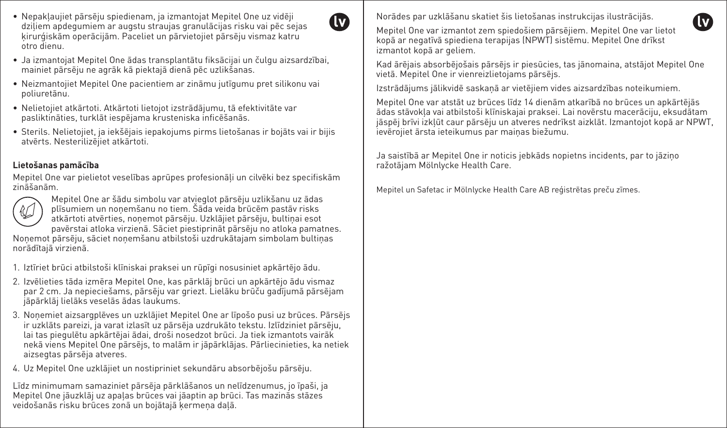- Nepakļaujiet pārsēju spiedienam, ja izmantojat Mepitel One uz vidēji dziļiem apdegumiem ar augstu straujas granulācijas risku vai pēc sejas ķirurģiskām operācijām. Paceliet un pārvietojiet pārsēju vismaz katru otro dienu.
- Ja izmantojat Mepitel One ādas transplantātu fiksācijai un čulgu aizsardzībai, mainiet pārsēju ne agrāk kā piektajā dienā pēc uzlikšanas.
- Neizmantojiet Mepitel One pacientiem ar zināmu jutīgumu pret silikonu vai poliuretānu.
- Nelietojiet atkārtoti. Atkārtoti lietojot izstrādājumu, tā efektivitāte var pasliktināties, turklāt iespējama krusteniska inficēšanās.
- Sterils. Nelietojiet, ja iekšējais iepakojums pirms lietošanas ir bojāts vai ir bijis atvērts. Nesterilizējiet atkārtoti.

**Lietošanas pamācība**

Mepitel One var pielietot veselības aprūpes profesionāļi un cilvēki bez specifiskām zināšanām.

Mepitel One ar šādu simbolu var atvieglot pārsēju uzlikšanu uz ādas plīsumiem un noņemšanu no tiem. Šāda veida brūcēm pastāv risks atkārtoti atvērties, noņemot pārsēju. Uzklājiet pārsēju, bultiņai esot pavērstai atloka virzienā. Sāciet piestiprināt pārsēju no atloka pamatnes. Noņemot pārsēju, sāciet noņemšanu atbilstoši uzdrukātajam simbolam bultiņas norādītajā virzienā.

1. Iztīriet brūci atbilstoši klīniskai praksei un rūpīgi nosusiniet apkārtējo ādu.
2. Izvēlieties tāda izmēra Mepitel One, kas pārklāj brūci un apkārtējo ādu vismaz par 2 cm. Ja nepieciešams, pārsēju var griezt. Lielāku brūču gadījumā pārsējam jāpārklāj lielāks veselās ādas laukums.
3. Noņemiet aizsargplēves un uzklājiet Mepitel One ar līpošo pusi uz brūces. Pārsējs ir uzklāts pareizi, ja varat izlasīt uz pārsēja uzdrukāto tekstu. Izlīdziniet pārsēju, lai tas piegulētu apkārtējai ādai, droši nosedzot brūci. Ja tiek izmantots vairāk nekā viens Mepitel One pārsējs, to malām ir jāpārklājas. Pārliecinieties, ka netiek aizsegtas pārsēja atveres.
4. Uz Mepitel One uzklājiet un nostipriniet sekundāru absorbējošu pārsēju.

Līdz minimumam samaziniet pārsēja pārklāšanos un nelīdzenumus, jo īpaši, ja Mepitel One jāuzklāj uz apaļas brūces vai jāaptin ap brūci. Tas mazinās stāzes veidošanās risku brūces zonā un bojātajā ķermeņa daļā.

Norādes par uzklāšanu skatiet šis lietošanas instrukcijas ilustrācijās.

Mepitel One var izmantot zem spiedošiem pārsējiem. Mepitel One var lietot kopā ar negatīvā spiediena terapijas (NPWT) sistēmu. Mepitel One drīkst izmantot kopā ar geliem.

Kad ārējais absorbējošais pārsējs ir piesūcies, tas jānomaina, atstājot Mepitel One vietā. Mepitel One ir vienreizlietojams pārsējs.

Izstrādājums jālikvidē saskaņā ar vietējiem vides aizsardzības noteikumiem.

Mepitel One var atstāt uz brūces līdz 14 dienām atkarībā no brūces un apkārtējās ādas stāvokļa vai atbilstoši klīniskajai praksei. Lai novērstu macerāciju, eksudātam jāspēj brīvi izkļūt caur pārsēju un atveres nedrīkst aizklāt. Izmantojot kopā ar NPWT, ievērojiet ārsta ieteikumus par maiņas biežumu.

Ja saistībā ar Mepitel One ir noticis jebkāds nopietns incidents, par to jāziņo ražotājam Mölnlycke Health Care.

Mepitel un Safetac ir Mölnlycke Health Care AB reģistrētas preču zīmes.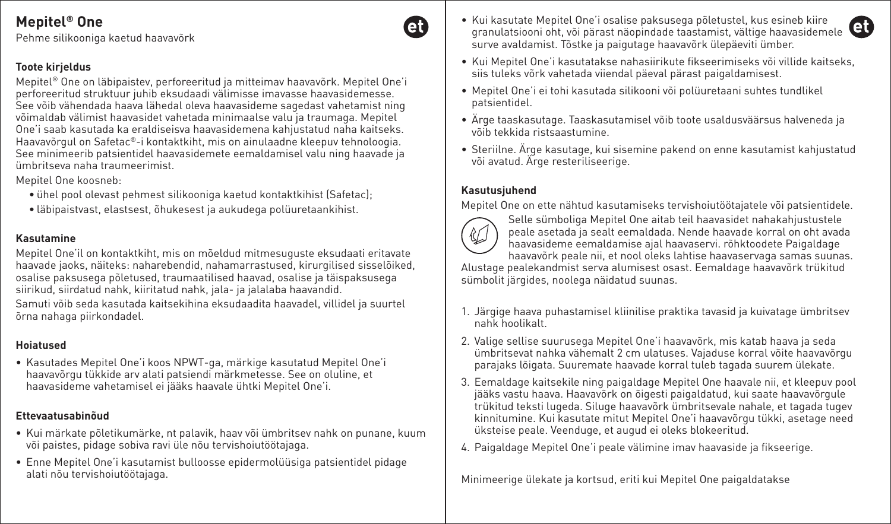## Mepitel® One

Pehme silikooniga kaetud haavavõrk

### Toote kirjeldus

Mepitel® One on läbipaistev, perforeeritud ja mitteimav haavavõrk. Mepitel One'i perforeeritud struktuur juhib eksudaadi välimisse imavasse haavasidemesse. See võib vähendada haava lähedal oleva haavasideme sagedast vahetamist ning võimaldab välimist haavasidet vahetada minimaalse valu ja traumaga. Mepitel One'i saab kasutada ka eraldiseisva haavasidemena kahjustatud naha kaitseks. Haavavõrgul on Safetac®-i kontaktkiht, mis on ainulaadne kleepuv tehnoloogia. See minimeerib patsientidel haavasidemete eemaldamisel valu ning haavade ja ümbritseva naha traumeerimist.

Mepitel One koosneb:

- ühel pool olevast pehmest silikooniga kaetud kontaktkihist (Safetac);
- läbipaistvast, elastsest, õhukesest ja aukudega polüuretaankihist.

### Kasutamine

Mepitel One'il on kontaktkiht, mis on mõeldud mitmesuguste eksudaati eritavate haavade jaoks, näiteks: naharebendid, nahamarrastused, kirurgilised sisselõiked, osalise paksusega põletused, traumaatilised haavad, osalise ja täispaksusega siirikud, siirdatud nahk, kiiritatud nahk, jala- ja jalalaba haavandid.

Samuti võib seda kasutada kaitsekihina eksudaadita haavadel, villidel ja suurtel õrna nahaga piirkondadel.

### Hoiatused

- Kasutades Mepitel One'i koos NPWT-ga, märkige kasutatud Mepitel One'i haavavõrgu tükkide arv alati patsiendi märkmetesse. See on oluline, et haavasideme vahetamisel ei jääks haavale ühtki Mepitel One'i.

### Ettevaatusabinõud

- Kui märkate põletikumärke, nt palavik, haav või ümbritsev nahk on punane, kuum või paistes, pidage sobiva ravi üle nõu tervishoiutöötajaga.
- Enne Mepitel One'i kasutamist bulloosse epidermolüüsiga patsientidel pidage alati nõu tervishoiutöötajaga.
- Kui kasutate Mepitel One'i osalise paksusega põletustel, kus esineb kiire granulatsiooni oht, või pärast näopindade taastamist, vältige haavasidemele surve avaldamist. Tõstke ja paigutage haavavõrk ülepäeviti ümber.
- Kui Mepitel One'i kasutatakse nahasiirikute fikseerimiseks või villide kaitseks, siis tuleks võrk vahetada viiendal päeval pärast paigaldamisest.
- Mepitel One'i ei tohi kasutada silikooni või polüuretaani suhtes tundlikel patsientidel.
- Ärge taaskasutage. Taaskasutamisel võib toote usaldusväärsus halveneda ja võib tekkida ristsaastumine.
- Steriilne. Ärge kasutage, kui sisemine pakend on enne kasutamist kahjustatud või avatud. Ärge resteriliseerige.

### Kasutusjuhend

Mepitel One on ette nähtud kasutamiseks tervishoiutöötajatele või patsientidele.

Selle sümboliga Mepitel One aitab teil haavasidet nahakahjustustele peale asetada ja sealt eemaldada. Nende haavade korral on oht avada haavasideme eemaldamise ajal haavaservi. rõhktoodete Paigaldage haavavõrk peale nii, et nool oleks lahtise haavaservaga samas suunas. Alustage pealekandmist serva alumisest osast. Eemaldage haavavõrk trükitud sümbolit järgides, noolega näidatud suunas.

1. Järgige haava puhastamisel kliinilise praktika tavasid ja kuivatage ümbritsev nahk hoolikalt.
2. Valige sellise suurusega Mepitel One'i haavavõrk, mis katab haava ja seda ümbritsevat nahka vähemalt 2 cm ulatuses. Vajaduse korral võite haavavõrgu parajaks lõigata. Suuremate haavade korral tuleb tagada suurem ülekate.
3. Eemaldage kaitsekile ning paigaldage Mepitel One haavale nii, et kleepuv pool jääks vastu haava. Haavavõrk on õigesti paigaldatud, kui saate haavavõrgule trükitud teksti lugeda. Siluge haavavõrk ümbritsevale nahale, et tagada tugev kinnitumine. Kui kasutate mitut Mepitel One'i haavavõrgu tükki, asetage need üksteise peale. Veenduge, et augud ei oleks blokeeritud.
4. Paigaldage Mepitel One'i peale välimine imav haavaside ja fikseerige.

Minimeerige ülekate ja kortsud, eriti kui Mepitel One paigaldatakse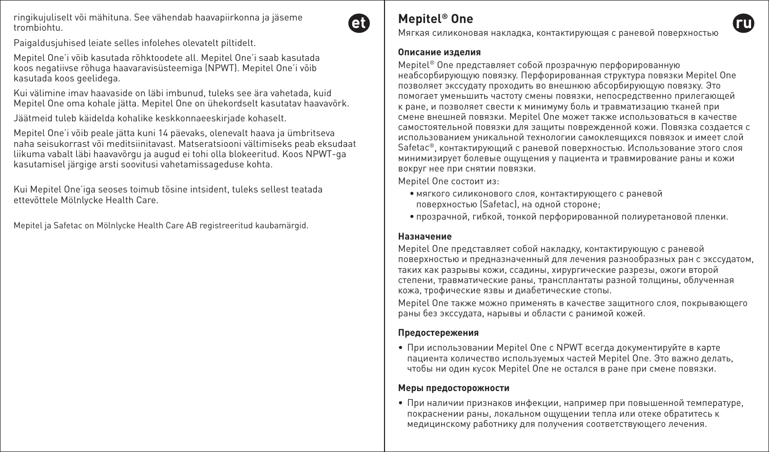ringikujuliselt või mähituna. See vähendab haavapiirkonna ja jäseme trombiohtu.

Paigaldusjuhised leiate selles infolehes olevatelt piltidelt.

Mepitel One'i võib kasutada rõhktoodete all. Mepitel One'i saab kasutada koos negatiivse rõhuga haavaravisüsteemiga (NPWT). Mepitel One'i võib kasutada koos geelidega.

Kui välimine imav haavaside on läbi imbunud, tuleks see ära vahetada, kuid Mepitel One oma kohale jätta. Mepitel One on ühekordselt kasutatav haavavõrk.

Jäätmeid tuleb käidelda kohalike keskkonnaeeskirjade kohaselt.

Mepitel One'i võib peale jätta kuni 14 päevaks, olenevalt haava ja ümbritseva naha seisukorrast või meditsiinitavast. Matseratsiooni vältimiseks peab eksudaat liikuma vabalt läbi haavavõrgu ja augud ei tohi olla blokeeritud. Koos NPWT-ga kasutamisel järgige arsti soovitusi vahetamissageduse kohta.

Kui Mepitel One'iga seoses toimub tõsine intsident, tuleks sellest teatada ettevõttele Mölnlycke Health Care.

Mepitel ja Safetac on Mölnlycke Health Care AB registreeritud kaubamärgid.

# Mepitel® One

Мягкая силиконовая накладка, контактирующая с раневой поверхностью

### Описание изделия

Mepitel® One представляет собой прозрачную перфорированную неабсорбирующую повязку. Перфорированная структура повязки Mepitel One позволяет экссудату проходить во внешнюю абсорбирующую повязку. Это помогает уменьшить частоту смены повязки, непосредственно прилегающей к ране, и позволяет свести к минимуму боль и травматизацию тканей при смене внешней повязки. Mepitel One может также использоваться в качестве самостоятельной повязки для защиты поврежденной кожи. Повязка создается с использованием уникальной технологии самоклеящихся повязок и имеет слой Safetac®, контактирующий с раневой поверхностью. Использование этого слоя минимизирует болевые ощущения у пациента и травмирование раны и кожи вокруг нее при снятии повязки.

Mepitel One состоит из:

- мягкого силиконового слоя, контактирующего с раневой поверхностью (Safetac), на одной стороне;
- прозрачной, гибкой, тонкой перфорированной полиуретановой пленки.

### Назначение

Mepitel One представляет собой накладку, контактирующую с раневой поверхностью и предназначенный для лечения разнообразных ран с экссудатом, таких как разрывы кожи, ссадины, хирургические разрезы, ожоги второй степени, травматические раны, трансплантаты разной толщины, облученная кожа, трофические язвы и диабетические стопы.

Mepitel One также можно применять в качестве защитного слоя, покрывающего раны без экссудата, нарывы и области с ранимой кожей.

### Предостережения

- При использовании Mepitel One с NPWT всегда документируйте в карте пациента количество используемых частей Mepitel One. Это важно делать, чтобы ни один кусок Mepitel One не остался в ране при смене повязки.

### Меры предосторожности

- При наличии признаков инфекции, например при повышенной температуре, покраснении раны, локальном ощущении тепла или отеке обратитесь к медицинскому работнику для получения соответствующего лечения.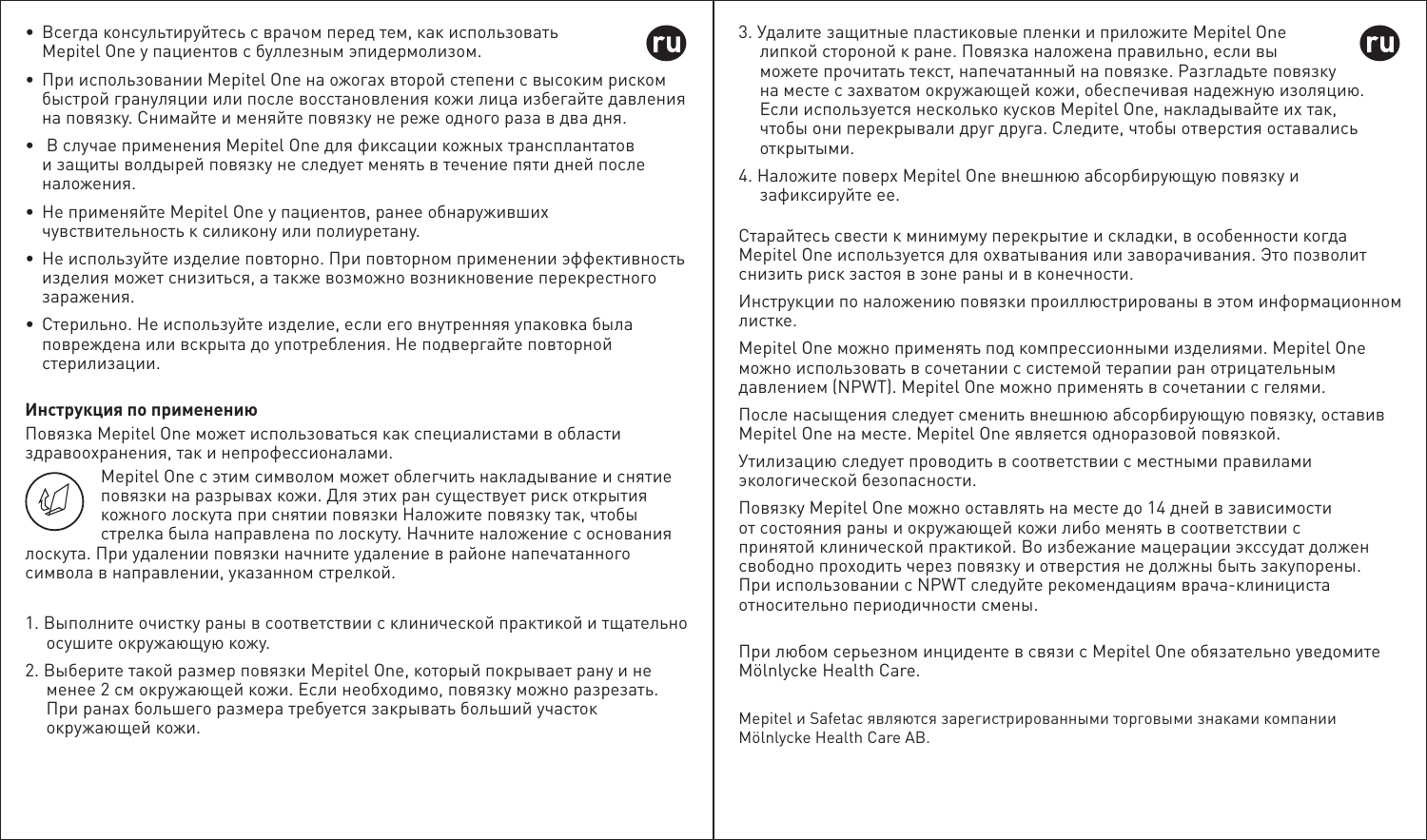- Всегда консультируйтесь с врачом перед тем, как использовать Mepitel One у пациентов с буллезным эпидермолизом.
- При использовании Mepitel One на ожогах второй степени с высоким риском быстрой грануляции или после восстановления кожи лица избегайте давления на повязку. Снимайте и меняйте повязку не реже одного раза в два дня.
- В случае применения Mepitel One для фиксации кожных трансплантатов и защиты волдырей повязку не следует менять в течение пяти дней после наложения.
- Не применяйте Mepitel One у пациентов, ранее обнаруживших чувствительность к силикону или полиуретану.
- Не используйте изделие повторно. При повторном применении эффективность изделия может снизиться, а также возможно возникновение перекрестного заражения.
- Стерильно. Не используйте изделие, если его внутренняя упаковка была повреждена или вскрыта до употребления. Не подвергайте повторной стерилизации.

**Инструкция по применению**

Повязка Mepitel One может использоваться как специалистами в области здравоохранения, так и непрофессионалами.

Mepitel One с этим символом может облегчить накладывание и снятие повязки на разрывах кожи. Для этих ран существует риск открытия кожного лоскута при снятии повязки Наложите повязку так, чтобы стрелка была направлена по лоскуту. Начните наложение с основания лоскута. При удалении повязки начните удаление в районе напечатанного символа в направлении, указанном стрелкой.

1. Выполните очистку раны в соответствии с клинической практикой и тщательно осушите окружающую кожу.
2. Выберите такой размер повязки Mepitel One, который покрывает рану и не менее 2 см окружающей кожи. Если необходимо, повязку можно разрезать. При ранах большего размера требуется закрывать больший участок окружающей кожи.
3. Удалите защитные пластиковые пленки и приложите Mepitel One липкой стороной к ране. Повязка наложена правильно, если вы можете прочитать текст, напечатанный на повязке. Разгладьте повязку на месте с захватом окружающей кожи, обеспечивая надежную изоляцию. Если используется несколько кусков Mepitel One, накладывайте их так, чтобы они перекрывали друг друга. Следите, чтобы отверстия оставались открытыми.
4. Наложите поверх Mepitel One внешнюю абсорбирующую повязку и зафиксируйте ее.

Старайтесь свести к минимуму перекрытие и складки, в особенности когда Mepitel One используется для охватывания или заворачивания. Это позволит снизить риск застоя в зоне раны и в конечности.

Инструкции по наложению повязки проиллюстрированы в этом информационном листке.

Mepitel One можно применять под компрессионными изделиями. Mepitel One можно использовать в сочетании с системой терапии ран отрицательным давлением (NPWT). Mepitel One можно применять в сочетании с гелями.

После насыщения следует сменить внешнюю абсорбирующую повязку, оставив Mepitel One на месте. Mepitel One является одноразовой повязкой.

Утилизацию следует проводить в соответствии с местными правилами экологической безопасности.

Повязку Mepitel One можно оставлять на месте до 14 дней в зависимости от состояния раны и окружающей кожи либо менять в соответствии с принятой клинической практикой. Во избежание мацерации экссудат должен свободно проходить через повязку и отверстия не должны быть закупорены. При использовании с NPWT следуйте рекомендациям врача-клинициста относительно периодичности смены.

При любом серьезном инциденте в связи с Mepitel One обязательно уведомите Mölnlycke Health Care.

Mepitel и Safetac являются зарегистрированными торговыми знаками компании Mölnlycke Health Care AB.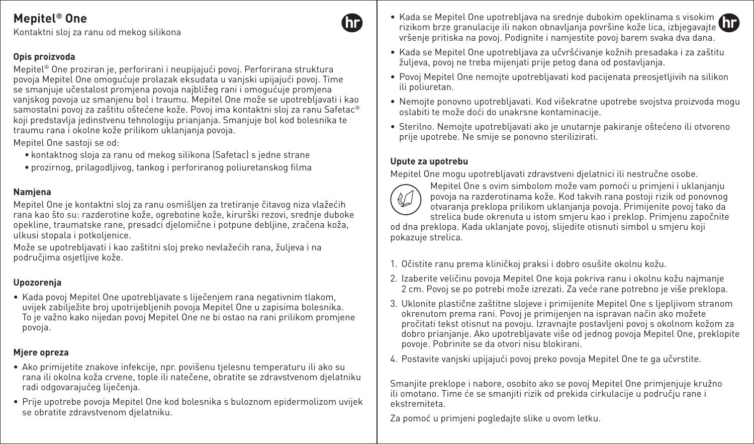# Mepitel® One

Kontaktni sloj za ranu od mekog silikona

### Opis proizvoda

Mepitel® One proziran je, perforirani i neupijajući povoj. Perforirana struktura povoja Mepitel One omogućuje prolazak eksudata u vanjski upijajući povoj. Time se smanjuje učestalost promjena povoja najbližeg rani i omogućuje promjena vanjskog povoja uz smanjenu bol i traumu. Mepitel One može se upotrebljavati i kao samostalni povoj za zaštitu oštećene kože. Povoj ima kontaktni sloj za ranu Safetac® koji predstavlja jedinstvenu tehnologiju prianjanja. Smanjuje bol kod bolesnika te traumu rana i okolne kože prilikom uklanjanja povoja.

Mepitel One sastoji se od:

- kontaktnog sloja za ranu od mekog silikona (Safetac) s jedne strane
- prozirnog, prilagodljivog, tankog i perforiranog poliuretanskog filma

### Namjena

Mepitel One je kontaktni sloj za ranu osmišljen za tretiranje čitavog niza vlažećih rana kao što su: razderotine kože, ogrebotine kože, kirurški rezovi, srednje duboke opekline, traumatske rane, presadci djelomične i potpune debljine, zračena koža, ulkusi stopala i potkoljenice.

Može se upotrebljavati i kao zaštitni sloj preko nevlažećih rana, žuljeva i na područjima osjetljive kože.

### Upozorenja

- Kada povoj Mepitel One upotrebljavate s liječenjem rana negativnim tlakom, uvijek zabilježite broj upotrijebljenih povoja Mepitel One u zapisima bolesnika. To je važno kako nijedan povoj Mepitel One ne bi ostao na rani prilikom promjene povoja.

### Mjere opreza

- Ako primijetite znakove infekcije, npr. povišenu tjelesnu temperaturu ili ako su rana ili okolna koža crvene, tople ili natečene, obratite se zdravstvenom djelatniku radi odgovarajućeg liječenja.
- Prije upotrebe povoja Mepitel One kod bolesnika s buloznom epidermolizom uvijek se obratite zdravstvenom djelatniku.
- Kada se Mepitel One upotrebljava na srednje dubokim opeklinama s visokim rizikom brze granulacije ili nakon obnavljanja površine kože lica, izbjegavajte vršenje pritiska na povoj. Podignite i namjestite povoj barem svaka dva dana.
- Kada se Mepitel One upotrebljava za učvršćivanje kožnih presadaka i za zaštitu žuljeva, povoj ne treba mijenjati prije petog dana od postavljanja.
- Povoj Mepitel One nemojte upotrebljavati kod pacijenata preosjetljivih na silikon ili poliuretan.
- Nemojte ponovno upotrebljavati. Kod višekratne upotrebe svojstva proizvoda mogu oslabiti te može doći do unakrsne kontaminacije.
- Sterilno. Nemojte upotrebljavati ako je unutarnje pakiranje oštećeno ili otvoreno prije upotrebe. Ne smije se ponovno sterilizirati.

### Upute za upotrebu

Mepitel One mogu upotrebljavati zdravstveni djelatnici ili nestručne osobe.

Mepitel One s ovim simbolom može vam pomoći u primjeni i uklanjanju povoja na razderotinama kože. Kod takvih rana postoji rizik od ponovnog otvaranja preklopa prilikom uklanjanja povoja. Primijenite povoj tako da strelica bude okrenuta u istom smjeru kao i preklop. Primjenu započnite od dna preklopa. Kada uklanjate povoj, slijedite otisnuti simbol u smjeru koji pokazuje strelica.

1. Očistite ranu prema kliničkoj praksi i dobro osušite okolnu kožu.
2. Izaberite veličinu povoja Mepitel One koja pokriva ranu i okolnu kožu najmanje 2 cm. Povoj se po potrebi može izrezati. Za veće rane potrebno je više preklopa.
3. Uklonite plastične zaštitne slojeve i primijenite Mepitel One s ljepljivom stranom okrenutom prema rani. Povoj je primijenjen na ispravan način ako možete pročitati tekst otisnut na povoju. Izravnajte postavljeni povoj s okolnom kožom za dobro prianjanje. Ako upotrebljavate više od jednog povoja Mepitel One, preklopite povoje. Pobrinite se da otvori nisu blokirani.
4. Postavite vanjski upijajući povoj preko povoja Mepitel One te ga učvrstite.

Smanjite preklope i nabore, osobito ako se povoj Mepitel One primjenjuje kružno ili omotano. Time će se smanjiti rizik od prekida cirkulacije u području rane i ekstremiteta.

Za pomoć u primjeni pogledajte slike u ovom letku.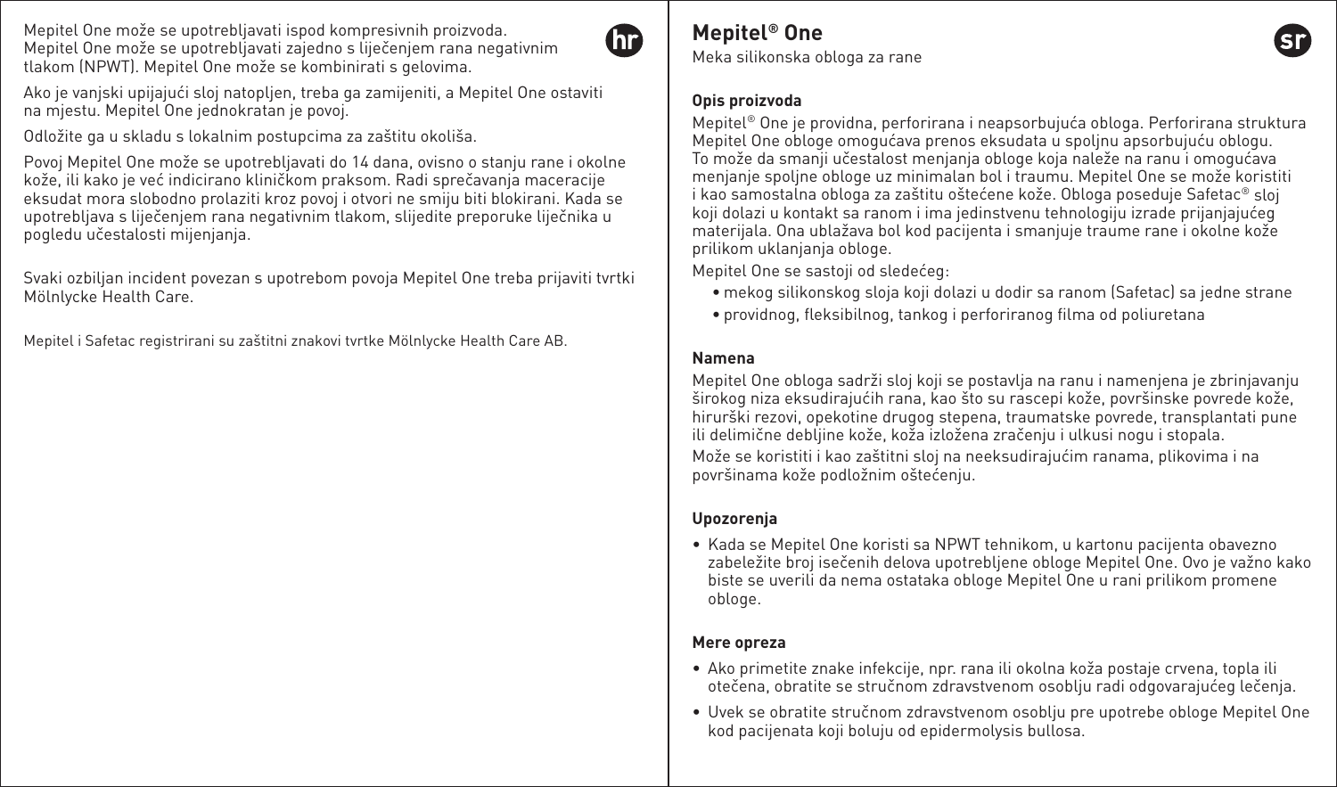Mepitel One može se upotrebljavati ispod kompresivnih proizvoda. Mepitel One može se upotrebljavati zajedno s liječenjem rana negativnim tlakom (NPWT). Mepitel One može se kombinirati s gelovima.

Ako je vanjski upijajući sloj natopljen, treba ga zamijeniti, a Mepitel One ostaviti na mjestu. Mepitel One jednokratan je povoj.

Odložite ga u skladu s lokalnim postupcima za zaštitu okoliša.

Povoj Mepitel One može se upotrebljavati do 14 dana, ovisno o stanju rane i okolne kože, ili kako je već indicirano kliničkom praksom. Radi sprečavanja maceracije eksudat mora slobodno prolaziti kroz povoj i otvori ne smiju biti blokirani. Kada se upotrebljava s liječenjem rana negativnim tlakom, slijedite preporuke liječnika u pogledu učestalosti mijenjanja.

Svaki ozbiljan incident povezan s upotrebom povoja Mepitel One treba prijaviti tvrtki Mölnlycke Health Care.

Mepitel i Safetac registrirani su zaštitni znakovi tvrtke Mölnlycke Health Care AB.

# Mepitel® One

Meka silikonska obloga za rane

### Opis proizvoda

Mepitel® One je providna, perforirana i neapsorbujuća obloga. Perforirana struktura Mepitel One obloge omogućava prenos eksudata u spoljnu apsorbujuću oblogu. To može da smanji učestalost menjanja obloge koja naleže na ranu i omogućava menjanje spoljne obloge uz minimalan bol i traumu. Mepitel One se može koristiti i kao samostalna obloga za zaštitu oštećene kože. Obloga poseduje Safetac® sloj koji dolazi u kontakt sa ranom i ima jedinstvenu tehnologiju izrade prijanjajućeg materijala. Ona ublažava bol kod pacijenta i smanjuje traume rane i okolne kože prilikom uklanjanja obloge.

Mepitel One se sastoji od sledećeg:

- mekog silikonskog sloja koji dolazi u dodir sa ranom (Safetac) sa jedne strane
- providnog, fleksibilnog, tankog i perforiranog filma od poliuretana

### Namena

Mepitel One obloga sadrži sloj koji se postavlja na ranu i namenjena je zbrinjavanju širokog niza eksudirajućih rana, kao što su rascepi kože, površinske povrede kože, hirurški rezovi, opekotine drugog stepena, traumatske povrede, transplantati pune ili delimične debljine kože, koža izložena zračenju i ulkusi nogu i stopala.

Može se koristiti i kao zaštitni sloj na neeksudirajućim ranama, plikovima i na površinama kože podložnim oštećenju.

### Upozorenja

- Kada se Mepitel One koristi sa NPWT tehnikom, u kartonu pacijenta obavezno zabeležite broj isečenih delova upotrebljene obloge Mepitel One. Ovo je važno kako biste se uverili da nema ostataka obloge Mepitel One u rani prilikom promene obloge.

### Mere opreza

- Ako primetite znake infekcije, npr. rana ili okolna koža postaje crvena, topla ili otečena, obratite se stručnom zdravstvenom osoblju radi odgovarajućeg lečenja.
- Uvek se obratite stručnom zdravstvenom osoblju pre upotrebe obloge Mepitel One kod pacijenata koji boluju od epidermolysis bullosa.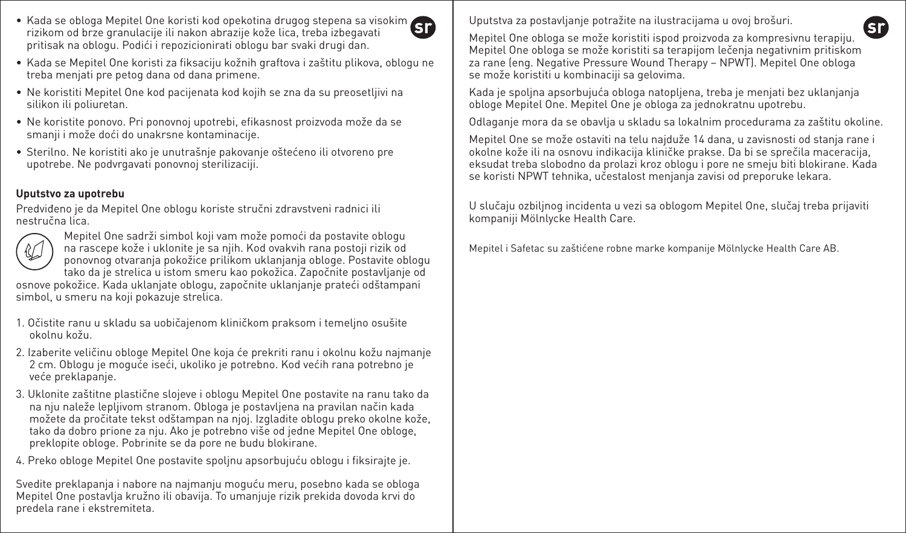- Kada se obloga Mepitel One koristi kod opekotina drugog stepena sa visokim rizikom od brze granulacije ili nakon abrazije kože lica, treba izbegavati pritisak na oblogu. Podići i repozicionirati oblogu bar svaki drugi dan.
- Kada se Mepitel One koristi za fiksaciju kožnih graftova i zaštitu plikova, oblogu ne treba menjati pre petog dana od dana primene.
- Ne koristiti Mepitel One kod pacijenata kod kojih se zna da su preosetljivi na silikon ili poliuretan.
- Ne koristite ponovo. Pri ponovnoj upotrebi, efikasnost proizvoda može da se smanji i može doći do unakrsne kontaminacije.
- Sterilno. Ne koristiti ako je unutrašnje pakovanje oštećeno ili otvoreno pre upotrebe. Ne podvrgavati ponovnoj sterilizaciji.

**Uputstvo za upotrebu**

Predviđeno je da Mepitel One oblogu koriste stručni zdravstveni radnici ili nestručna lica.

Mepitel One sadrži simbol koji vam može pomoći da postavite oblogu na rascepe kože i uklonite je sa njih. Kod ovakvih rana postoji rizik od ponovnog otvaranja pokožice prilikom uklanjanja obloge. Postavite oblogu tako da je strelica u istom smeru kao pokožica. Započnite postavljanje od osnove pokožice. Kada uklanjate oblogu, započnite uklanjanje prateći odštampani simbol, u smeru na koji pokazuje strelica.

1. Očistite ranu u skladu sa uobičajenom kliničkom praksom i temeljno osušite okolnu kožu.
2. Izaberite veličinu obloge Mepitel One koja će prekriti ranu i okolnu kožu najmanje 2 cm. Oblogu je moguće iseći, ukoliko je potrebno. Kod većih rana potrebno je veće preklapanje.
3. Uklonite zaštitne plastične slojeve i oblogu Mepitel One postavite na ranu tako da na nju naleže lepljivom stranom. Obloga je postavljena na pravilan način kada možete da pročitate tekst odštampan na njoj. Izgladite oblogu preko okolne kože, tako da dobro prione za nju. Ako je potrebno više od jedne Mepitel One obloge, preklopite obloge. Pobrinite se da pore ne budu blokirane.
4. Preko obloge Mepitel One postavite spoljnu apsorbujuću oblogu i fiksirajte je.

Svedite preklapanja i nabore na najmanju moguću meru, posebno kada se obloga Mepitel One postavlja kružno ili obavija. To umanjuje rizik prekida dovoda krvi do predela rane i ekstremiteta.

Uputstva za postavljanje potražite na ilustracijama u ovoj brošuri.

Mepitel One obloga se može koristiti ispod proizvoda za kompresivnu terapiju. Mepitel One obloga se može koristiti sa terapijom lečenja negativnim pritiskom za rane (eng. Negative Pressure Wound Therapy – NPWT). Mepitel One obloga se može koristiti u kombinaciji sa gelovima.

Kada je spoljna apsorbujuća obloga natopljena, treba je menjati bez uklanjanja obloge Mepitel One. Mepitel One je obloga za jednokratnu upotrebu.

Odlaganje mora da se obavlja u skladu sa lokalnim procedurama za zaštitu okoline.

Mepitel One se može ostaviti na telu najduže 14 dana, u zavisnosti od stanja rane i okolne kože ili na osnovu indikacija kliničke prakse. Da bi se sprečila maceracija, eksudat treba slobodno da prolazi kroz oblogu i pore ne smeju biti blokirane. Kada se koristi NPWT tehnika, učestalost menjanja zavisi od preporuke lekara.

U slučaju ozbiljnog incidenta u vezi sa oblogom Mepitel One, slučaj treba prijaviti kompaniji Mölnlycke Health Care.

Mepitel i Safetac su zaštićene robne marke kompanije Mölnlycke Health Care AB.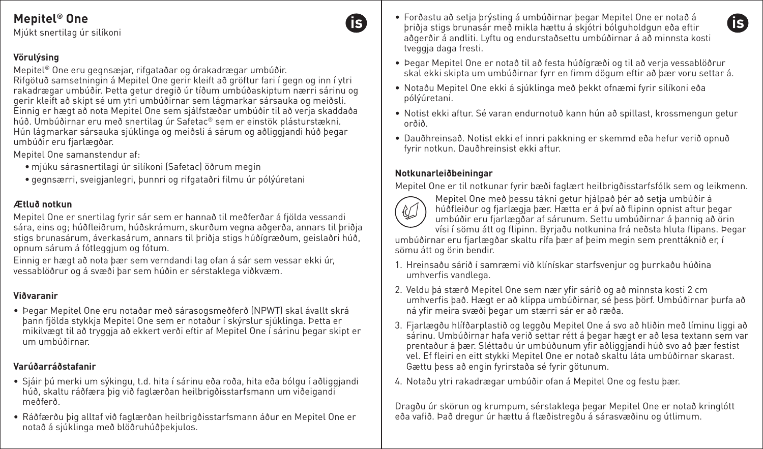# Mepitel® One

Mjúkt snertilag úr silíkoni

### Vörulýsing

Mepitel® One eru gegnsæjar, rifgataðar og órakadrægar umbúðir.
Rifgötuð samsetningin á Mepitel One gerir kleift að gröftur fari í gegn og inn í ytri rakadrægar umbúðir. Þetta getur dregið úr tíðum umbúðaskiptum nærri sárinu og gerir kleift að skipt sé um ytri umbúðirnar sem lágmarkar sársauka og meiðsli. Einnig er hægt að nota Mepitel One sem sjálfstæðar umbúðir til að verja skaddaða húð. Umbúðirnar eru með snertilag úr Safetac® sem er einstök plásturstækni. Hún lágmarkar sársauka sjúklinga og meiðsli á sárum og aðliggjandi húð þegar umbúðir eru fjarlægðar.

Mepitel One samanstendur af:

- mjúku sárasnertilagi úr silíkoni (Safetac) öðrum megin
- gegnsærri, sveigjanlegri, þunnri og rifgataðri filmu úr pólýúretani

### Ætluð notkun

Mepitel One er snertilag fyrir sár sem er hannað til meðferðar á fjölda vessandi sára, eins og; húðfleiðrum, húðskrámum, skurðum vegna aðgerða, annars til þriðja stigs brunasárum, áverkasárum, annars til þriðja stigs húðígræðum, geislaðri húð, opnum sárum á fótleggjum og fótum.

Einnig er hægt að nota þær sem verndandi lag ofan á sár sem vessar ekki úr, vessablöðrur og á svæði þar sem húðin er sérstaklega viðkvæm.

### Viðvaranir

- Þegar Mepitel One eru notaðar með sárasogsmeðferð (NPWT) skal ávallt skrá þann fjölda stykkja Mepitel One sem er notaður í skýrslur sjúklinga. Þetta er mikilvægt til að tryggja að ekkert verði eftir af Mepitel One í sárinu þegar skipt er um umbúðirnar.

### Varúðarráðstafanir

- Sjáir þú merki um sýkingu, t.d. hita í sárinu eða roða, hita eða bólgu í aðliggjandi húð, skaltu ráðfæra þig við faglærðan heilbrigðisstarfsmann um viðeigandi meðferð.
- Ráðfærðu þig alltaf við faglærðan heilbrigðisstarfsmann áður en Mepitel One er notað á sjúklinga með blöðruhúðþekjulos.
- Forðastu að setja þrýsting á umbúðirnar þegar Mepitel One er notað á þriðja stigs brunasár með mikla hættu á skjótri bólguholdgun eða eftir aðgerðir á andliti. Lyftu og endurstaðsettu umbúðirnar á að minnsta kosti tveggja daga fresti.
- Þegar Mepitel One er notað til að festa húðígræði og til að verja vessablöðrur skal ekki skipta um umbúðirnar fyrr en fimm dögum eftir að þær voru settar á.
- Notaðu Mepitel One ekki á sjúklinga með þekkt ofnæmi fyrir silíkoni eða pólýúretani.
- Notist ekki aftur. Sé varan endurnotuð kann hún að spillast, krossmengun getur orðið.
- Dauðhreinsað. Notist ekki ef innri pakkning er skemmd eða hefur verið opnuð fyrir notkun. Dauðhreinsist ekki aftur.

### Notkunarleiðbeiningar

Mepitel One er til notkunar fyrir bæði faglært heilbrigðisstarfsfólk sem og leikmenn.

Mepitel One með þessu tákni getur hjálpað þér að setja umbúðir á húðfleiður og fjarlægja þær. Hætta er á því að flipinn opnist aftur þegar umbúðir eru fjarlægðar af sárunum. Settu umbúðirnar á þannig að örin vísi í sömu átt og flipinn. Byrjaðu notkunina frá neðsta hluta flipans. Þegar umbúðirnar eru fjarlægðar skaltu rífa þær af þeim megin sem prenttáknið er, í sömu átt og örin bendir.

1. Hreinsaðu sárið í samræmi við klínískar starfsvenjur og þurrkaðu húðina umhverfis vandlega.
2. Veldu þá stærð Mepitel One sem nær yfir sárið og að minnsta kosti 2 cm umhverfis það. Hægt er að klippa umbúðirnar, sé þess þörf. Umbúðirnar þurfa að ná yfir meira svæði þegar um stærri sár er að ræða.
3. Fjarlægðu hlífðarplastið og leggðu Mepitel One á svo að hliðin með líminu liggi að sárinu. Umbúðirnar hafa verið settar rétt á þegar hægt er að lesa textann sem var prentaður á þær. Sléttaðu úr umbúðunum yfir aðliggjandi húð svo að þær festist vel. Ef fleiri en eitt stykki Mepitel One er notað skaltu láta umbúðirnar skarast. Gættu þess að engin fyrirstaða sé fyrir götunum.
4. Notaðu ytri rakadrægar umbúðir ofan á Mepitel One og festu þær.

Dragðu úr skörun og krumpum, sérstaklega þegar Mepitel One er notað kringlótt eða vafið. Það dregur úr hættu á flæðistregðu á sárasvæðinu og útlimum.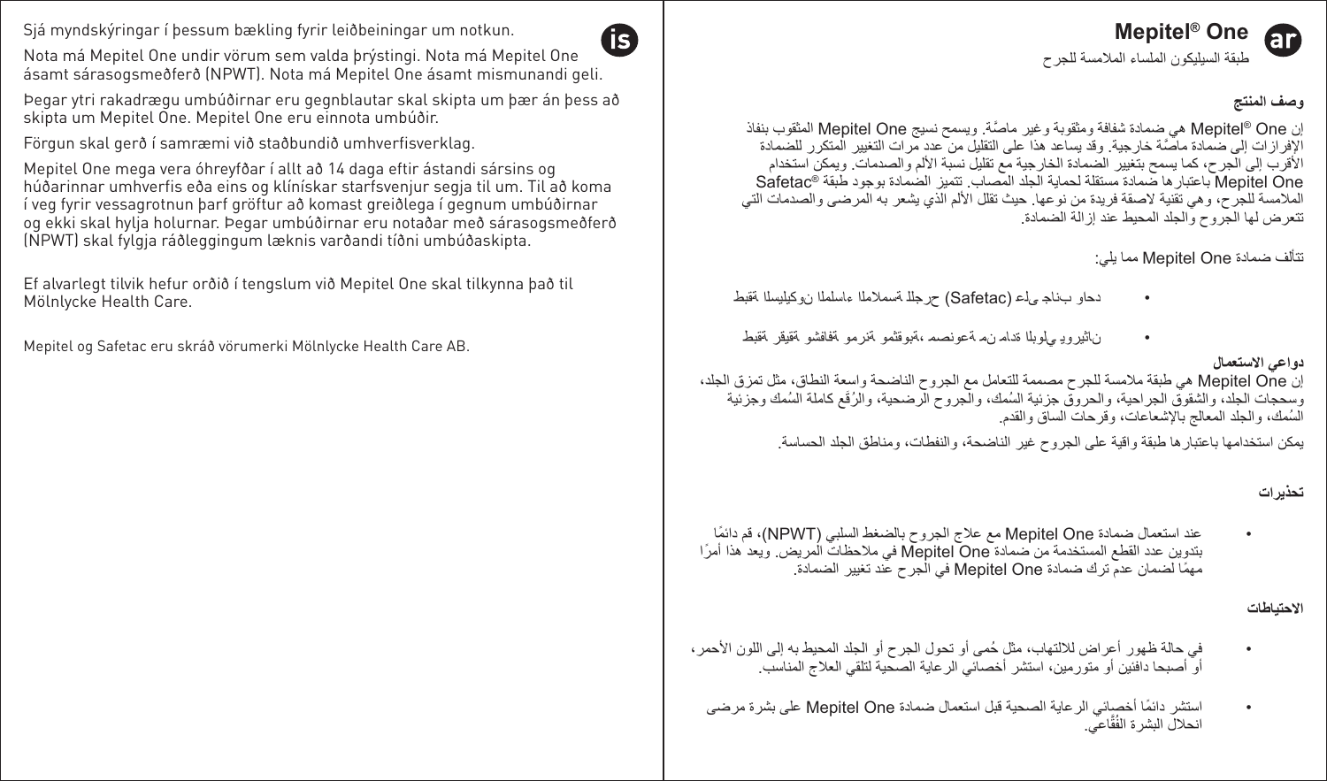Sjá myndskýringar í þessum bækling fyrir leiðbeiningar um notkun.

Nota má Mepitel One undir vörum sem valda þrýstingi. Nota má Mepitel One ásamt sárasogsmeðferð (NPWT). Nota má Mepitel One ásamt mismunandi geli.

Þegar ytri rakadrægu umbúðirnar eru gegnblautar skal skipta um þær án þess að skipta um Mepitel One. Mepitel One eru einnota umbúðir.

Förgun skal gerð í samræmi við staðbundið umhverfisverklag.

Mepitel One mega vera óhreyfðar í allt að 14 daga eftir ástandi sársins og húðarinnar umhverfis eða eins og klínískar starfsvenjur segja til um. Til að koma í veg fyrir vessagrotnun þarf gröftur að komast greiðlega í gegnum umbúðirnar og ekki skal hylja holurnar. Þegar umbúðirnar eru notaðar með sárasogsmeðferð (NPWT) skal fylgja ráðleggingum læknis varðandi tíðni umbúðaskipta.

Ef alvarlegt tilvik hefur orðið í tengslum við Mepitel One skal tilkynna það til Mölnlycke Health Care.

Mepitel og Safetac eru skráð vörumerki Mölnlycke Health Care AB.

# Mepitel® One

طبقة السيليكون الملساء الملامسة للجرح

### وصف المنتج

إن Mepitel® One هي ضمادة شفافة ومثقوبة وغير ماصَّة. ويسمح نسيج Mepitel One المثقوب بنفاذ الإفرازات إلى ضمادة ماصَّة خارجية. وقد يساعد هذا على التقليل من عدد مرات التغيير المتكرر للضمادة الأقرب إلى الجرح، كما يسمح بتغيير الضمادة الخارجية مع تقليل نسبة الألم والصدمات. ويمكن استخدام Mepitel One باعتبارها ضمادة مستقلة لحماية الجلد المصاب. تتميز الضمادة بوجود طبقة Safetac® الملامسة للجرح، وهي تقنية لاصقة فريدة من نوعها. حيث تقلل الألم الذي يشعر به المرضى والصدمات التي تتعرض لها الجروح والجلد المحيط عند إزالة الضمادة.

تتألف ضمادة Mepitel One مما يلي:

- طبقة السيليكون الملساء الملامسة للجرح (Safetac) على جانب واحد
- طبقة رقيقة وشفافة ومرنة ومثقوبة، مصنوعة من مادة البولي يوريثان

### دواعي الاستعمال

إن Mepitel One هي طبقة ملامسة للجرح مصممة للتعامل مع الجروح الناضحة واسعة النطاق، مثل تمزق الجلد، وسحجات الجلد، والشقوق الجراحية، والحروق جزئية السُمك، والجروح الرضحية، والرُقَع كاملة السُمك وجزئية السُمك، والجلد المعالج بالإشعاعات، وقرحات الساق والقدم.

يمكن استخدامها باعتبارها طبقة واقية على الجروح غير الناضحة، والنفطات، ومناطق الجلد الحساسة.

### تحذيرات

- عند استعمال ضمادة Mepitel One مع علاج الجروح بالضغط السلبي (NPWT)، قم دائمًا بتدوين عدد القطع المستخدمة من ضمادة Mepitel One في ملاحظات المريض. ويعد هذا أمرًا مهمًا لضمان عدم ترك ضمادة Mepitel One في الجرح عند تغيير الضمادة.

### الاحتياطات

- في حالة ظهور أعراض للالتهاب، مثل حُمى أو تحول الجرح أو الجلد المحيط به إلى اللون الأحمر، أو أصبحا دافئين أو متورمين، استشر أخصائي الرعاية الصحية لتلقي العلاج المناسب.
- استشر دائمًا أخصائي الرعاية الصحية قبل استعمال ضمادة Mepitel One على بشرة مرضى انحلال البشرة الفُقَّاعي.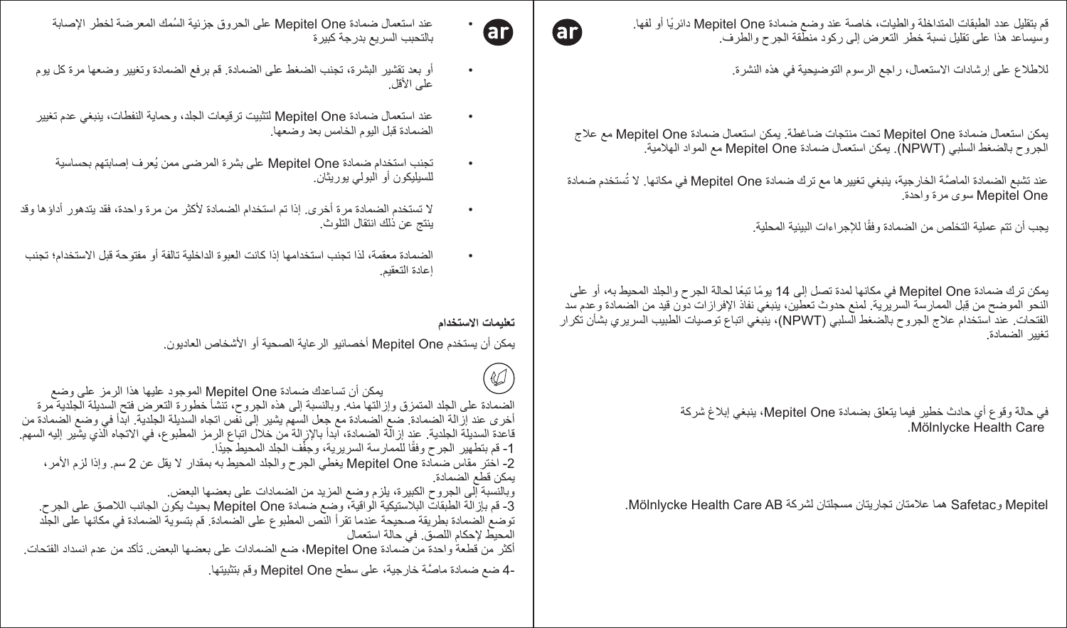ar

- عند استعمال ضمادة Mepitel One على الحروق جزئية السُمك المعرضة لخطر الإصابة بالتحبب السريع بدرجة كبيرة

- أو بعد تقشير البشرة، تجنب الضغط على الضمادة. قم برفع الضمادة وتغيير وضعها مرة كل يوم على الأقل.

- عند استعمال ضمادة Mepitel One لتثبيت ترقيعات الجلد، وحماية النفطات، ينبغي عدم تغيير الضمادة قبل اليوم الخامس بعد وضعها.

- تجنب استخدام ضمادة Mepitel One على بشرة المرضى ممن يُعرف إصابتهم بحساسية للسيليكون أو البولي يوريثان.

- لا تستخدم الضمادة مرة أخرى. إذا تم استخدام الضمادة لأكثر من مرة واحدة، فقد يتدهور أداؤها وقد ينتج عن ذلك انتقال التلوث.

- الضمادة معقمة، لذا تجنب استخدامها إذا كانت العبوة الداخلية تالفة أو مفتوحة قبل الاستخدام؛ تجنب إعادة التعقيم.

**تعليمات الاستخدام**

يمكن أن يستخدم Mepitel One أخصائيو الرعاية الصحية أو الأشخاص العاديون.

يمكن أن تساعدك ضمادة Mepitel One الموجود عليها هذا الرمز على وضع الضمادة على الجلد المتمزق وإزالتها منه. وبالنسبة إلى هذه الجروح، تنشأ خطورة التعرض فتح السديلة الجلدية مرة أخرى عند إزالة الضمادة. ضع الضمادة مع جعل السهم يشير إلى نفس اتجاه السديلة الجلدية. ابدأ في وضع الضمادة من قاعدة السديلة الجلدية. عند إزالة الضمادة، ابدأ بالإزالة من خلال اتباع الرمز المطبوع، في الاتجاه الذي يشير إليه السهم.

1- قم بتطهير الجرح وفقًا للممارسة السريرية، وجفّف الجلد المحيط جيدًا.

2- اختر مقاس ضمادة Mepitel One يغطي الجرح والجلد المحيط به بمقدار لا يقل عن 2 سم. وإذا لزم الأمر، يمكن قطع الضمادة.

وبالنسبة إلى الجروح الكبيرة، يلزم وضع المزيد من الضمادات على بعضها البعض.

3- قم بإزالة الطبقات البلاستيكية الواقية، وضع ضمادة Mepitel One بحيث يكون الجانب اللاصق على الجرح. توضع الضمادة بطريقة صحيحة عندما تقرأ النص المطبوع على الضمادة. قم بتسوية الضمادة في مكانها على الجلد المحيط لإحكام اللصق. في حالة استعمال أكثر من قطعة واحدة من ضمادة Mepitel One، ضع الضمادات على بعضها البعض. تأكد من عدم انسداد الفتحات.

4- ضع ضمادة ماصَّة خارجية، على سطح Mepitel One وقم بتثبيتها.

ar

قم بتقليل عدد الطبقات المتداخلة والطيات، خاصة عند وضع ضمادة Mepitel One دائريًا أو لفها. وسيساعد هذا على تقليل نسبة خطر التعرض إلى ركود منطقة الجرح والطرف.

للاطلاع على إرشادات الاستعمال، راجع الرسوم التوضيحية في هذه النشرة.

يمكن استعمال ضمادة Mepitel One تحت منتجات ضاغطة. يمكن استعمال ضمادة Mepitel One مع علاج الجروح بالضغط السلبي (NPWT). يمكن استعمال ضمادة Mepitel One مع المواد الهلامية.

عند تشبع الضمادة الماصَّة الخارجية، ينبغي تغييرها مع ترك ضمادة Mepitel One في مكانها. لا تُستخدم ضمادة Mepitel One سوى مرة واحدة.

يجب أن تتم عملية التخلص من الضمادة وفقًا للإجراءات البيئية المحلية.

يمكن ترك ضمادة Mepitel One في مكانها لمدة تصل إلى 14 يومًا تبعًا لحالة الجرح والجلد المحيط به، أو على النحو الموضح من قبل الممارسة السريرية. لمنع حدوث تعطين، ينبغي نفاذ الإفرازات دون قيد من الضمادة وعدم سد الفتحات. عند استخدام علاج الجروح بالضغط السلبي (NPWT)، ينبغي اتباع توصيات الطبيب السريري بشأن تكرار تغيير الضمادة.

في حالة وقوع أي حادث خطير فيما يتعلق بضمادة Mepitel One، ينبغي إبلاغ شركة Mölnlycke Health Care.

Mepitel وSafetac هما علامتان تجاريتان مسجلتان لشركة Mölnlycke Health Care AB.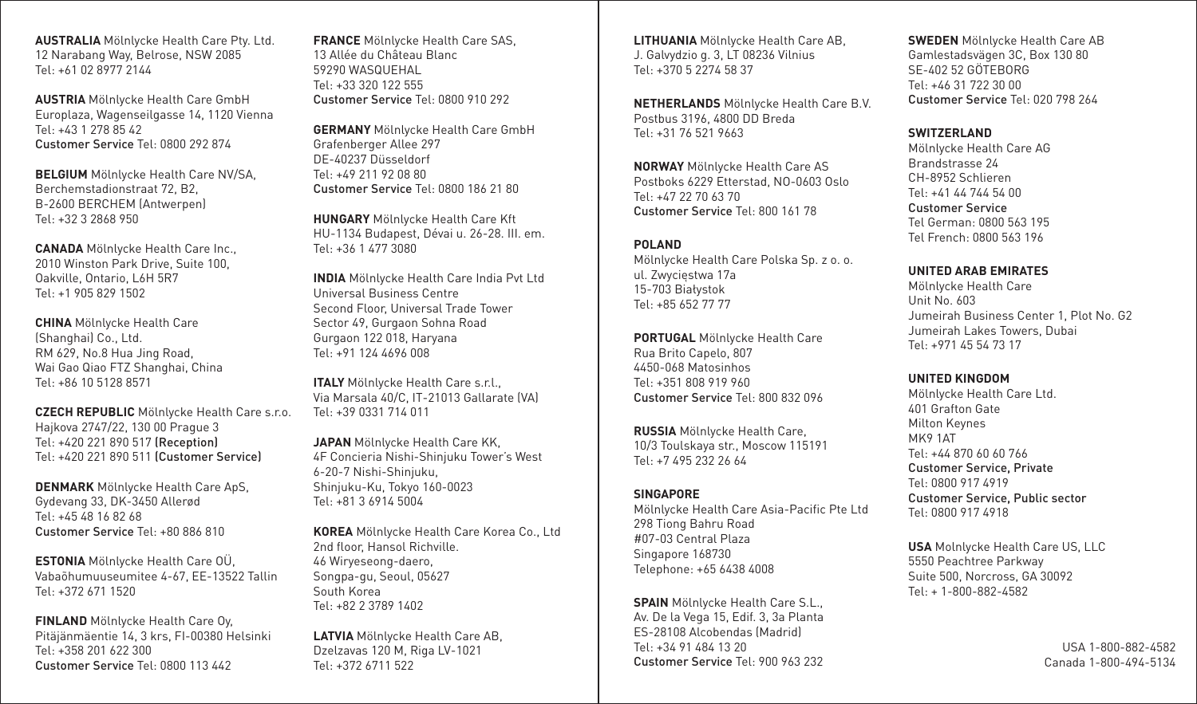**AUSTRALIA** Mölnlycke Health Care Pty. Ltd.
12 Narabang Way, Belrose, NSW 2085
Tel: +61 02 8977 2144

**AUSTRIA** Mölnlycke Health Care GmbH
Europlaza, Wagenseilgasse 14, 1120 Vienna
Tel: +43 1 278 85 42
Customer Service Tel: 0800 292 874

**BELGIUM** Mölnlycke Health Care NV/SA,
Berchemstadionstraat 72, B2,
B-2600 BERCHEM (Antwerpen)
Tel: +32 3 2868 950

**CANADA** Mölnlycke Health Care Inc.,
2010 Winston Park Drive, Suite 100,
Oakville, Ontario, L6H 5R7
Tel: +1 905 829 1502

**CHINA** Mölnlycke Health Care
(Shanghai) Co., Ltd.
RM 629, No.8 Hua Jing Road,
Wai Gao Qiao FTZ Shanghai, China
Tel: +86 10 5128 8571

**CZECH REPUBLIC** Mölnlycke Health Care s.r.o.
Hajkova 2747/22, 130 00 Prague 3
Tel: +420 221 890 517 (Reception)
Tel: +420 221 890 511 (Customer Service)

**DENMARK** Mölnlycke Health Care ApS,
Gydevang 33, DK-3450 Allerød
Tel: +45 48 16 82 68
Customer Service Tel: +80 886 810

**ESTONIA** Mölnlycke Health Care OÜ,
Vabaõhumuuseumitee 4-67, EE-13522 Tallin
Tel: +372 671 1520

**FINLAND** Mölnlycke Health Care Oy,
Pitäjänmäentie 14, 3 krs, FI-00380 Helsinki
Tel: +358 201 622 300
Customer Service Tel: 0800 113 442

**FRANCE** Mölnlycke Health Care SAS,
13 Allée du Château Blanc
59290 WASQUEHAL
Tel: +33 320 122 555
Customer Service Tel: 0800 910 292

**GERMANY** Mölnlycke Health Care GmbH
Grafenberger Allee 297
DE-40237 Düsseldorf
Tel: +49 211 92 08 80
Customer Service Tel: 0800 186 21 80

**HUNGARY** Mölnlycke Health Care Kft
HU-1134 Budapest, Dévai u. 26-28. III. em.
Tel: +36 1 477 3080

**INDIA** Mölnlycke Health Care India Pvt Ltd
Universal Business Centre
Second Floor, Universal Trade Tower
Sector 49, Gurgaon Sohna Road
Gurgaon 122 018, Haryana
Tel: +91 124 4696 008

**ITALY** Mölnlycke Health Care s.r.l.,
Via Marsala 40/C, IT-21013 Gallarate (VA)
Tel: +39 0331 714 011

**JAPAN** Mölnlycke Health Care KK,
4F Concieria Nishi-Shinjuku Tower's West
6-20-7 Nishi-Shinjuku,
Shinjuku-Ku, Tokyo 160-0023
Tel: +81 3 6914 5004

**KOREA** Mölnlycke Health Care Korea Co., Ltd
2nd floor, Hansol Richville.
46 Wiryeseong-daero,
Songpa-gu, Seoul, 05627
South Korea
Tel: +82 2 3789 1402

**LATVIA** Mölnlycke Health Care AB,
Dzelzavas 120 M, Riga LV-1021
Tel: +372 6711 522

**LITHUANIA** Mölnlycke Health Care AB,
J. Galvydzio g. 3, LT 08236 Vilnius
Tel: +370 5 2274 58 37

**NETHERLANDS** Mölnlycke Health Care B.V.
Postbus 3196, 4800 DD Breda
Tel: +31 76 521 9663

**NORWAY** Mölnlycke Health Care AS
Postboks 6229 Etterstad, NO-0603 Oslo
Tel: +47 22 70 63 70
Customer Service Tel: 800 161 78

**POLAND**
Mölnlycke Health Care Polska Sp. z o. o.
ul. Zwycięstwa 17a
15-703 Białystok
Tel: +85 652 77 77

**PORTUGAL** Mölnlycke Health Care
Rua Brito Capelo, 807
4450-068 Matosinhos
Tel: +351 808 919 960
Customer Service Tel: 800 832 096

**RUSSIA** Mölnlycke Health Care,
10/3 Toulskaya str., Moscow 115191
Tel: +7 495 232 26 64

**SINGAPORE**
Mölnlycke Health Care Asia-Pacific Pte Ltd
298 Tiong Bahru Road
#07-03 Central Plaza
Singapore 168730
Telephone: +65 6438 4008

**SPAIN** Mölnlycke Health Care S.L.,
Av. De la Vega 15, Edif. 3, 3a Planta
ES-28108 Alcobendas (Madrid)
Tel: +34 91 484 13 20
Customer Service Tel: 900 963 232

**SWEDEN** Mölnlycke Health Care AB
Gamlestadsvägen 3C, Box 130 80
SE-402 52 GÖTEBORG
Tel: +46 31 722 30 00
Customer Service Tel: 020 798 264

**SWITZERLAND**
Mölnlycke Health Care AG
Brandstrasse 24
CH-8952 Schlieren
Tel: +41 44 744 54 00
Customer Service
Tel German: 0800 563 195
Tel French: 0800 563 196

**UNITED ARAB EMIRATES**
Mölnlycke Health Care
Unit No. 603
Jumeirah Business Center 1, Plot No. G2
Jumeirah Lakes Towers, Dubai
Tel: +971 45 54 73 17

**UNITED KINGDOM**
Mölnlycke Health Care Ltd.
401 Grafton Gate
Milton Keynes
MK9 1AT
Tel: +44 870 60 60 766
Customer Service, Private
Tel: 0800 917 4919
Customer Service, Public sector
Tel: 0800 917 4918

**USA** Molnlycke Health Care US, LLC
5550 Peachtree Parkway
Suite 500, Norcross, GA 30092
Tel: + 1-800-882-4582

USA 1-800-882-4582
Canada 1-800-494-5134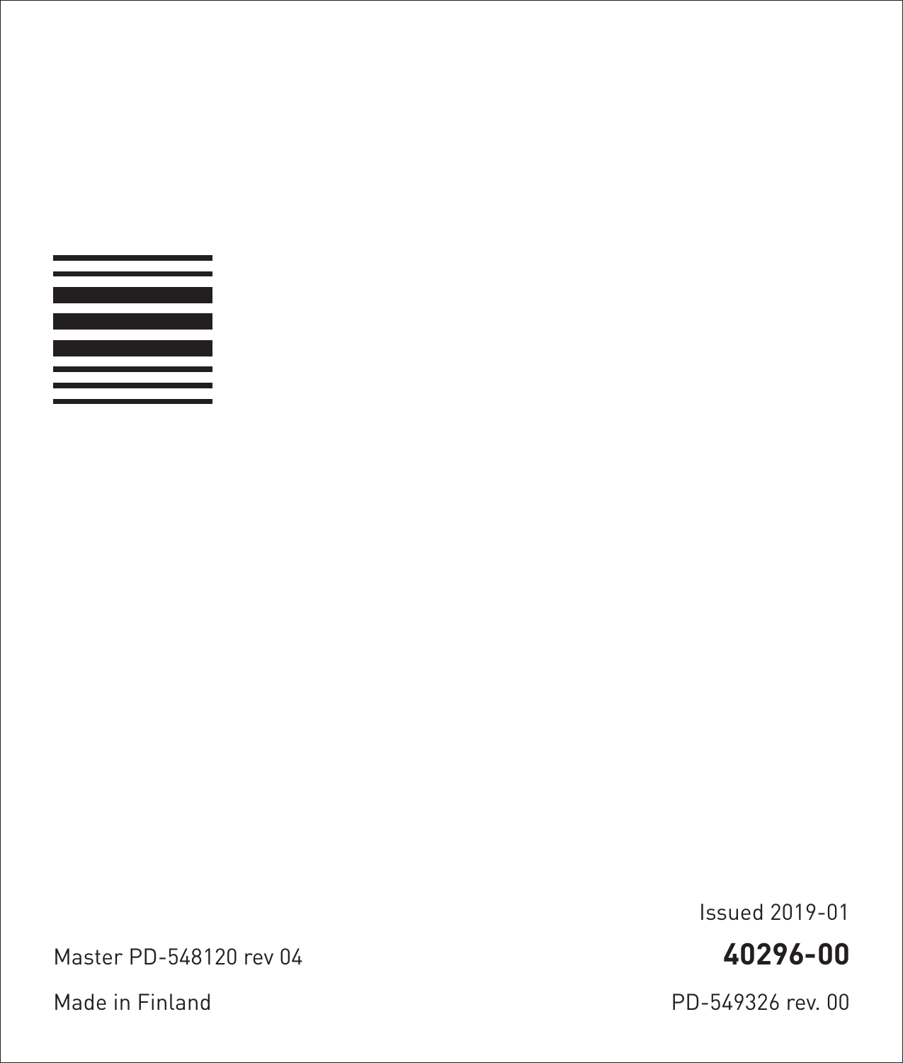Issued 2019-01

Master PD-548120 rev 04

**40296-00**

Made in Finland

PD-549326 rev. 00